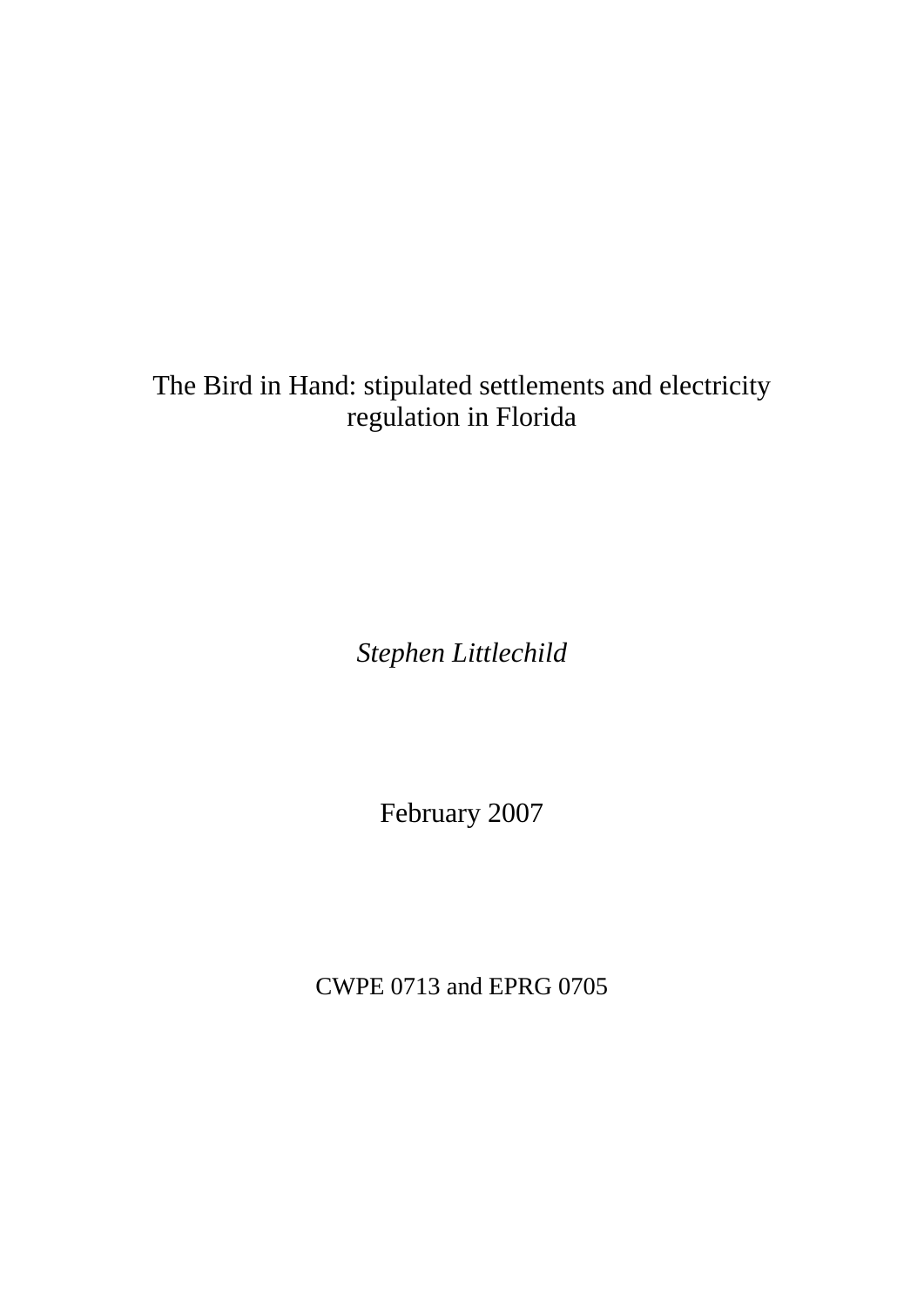# The Bird in Hand: stipulated settlements and electricity regulation in Florida

*Stephen Littlechild*

February 2007

CWPE 0713 and EPRG 0705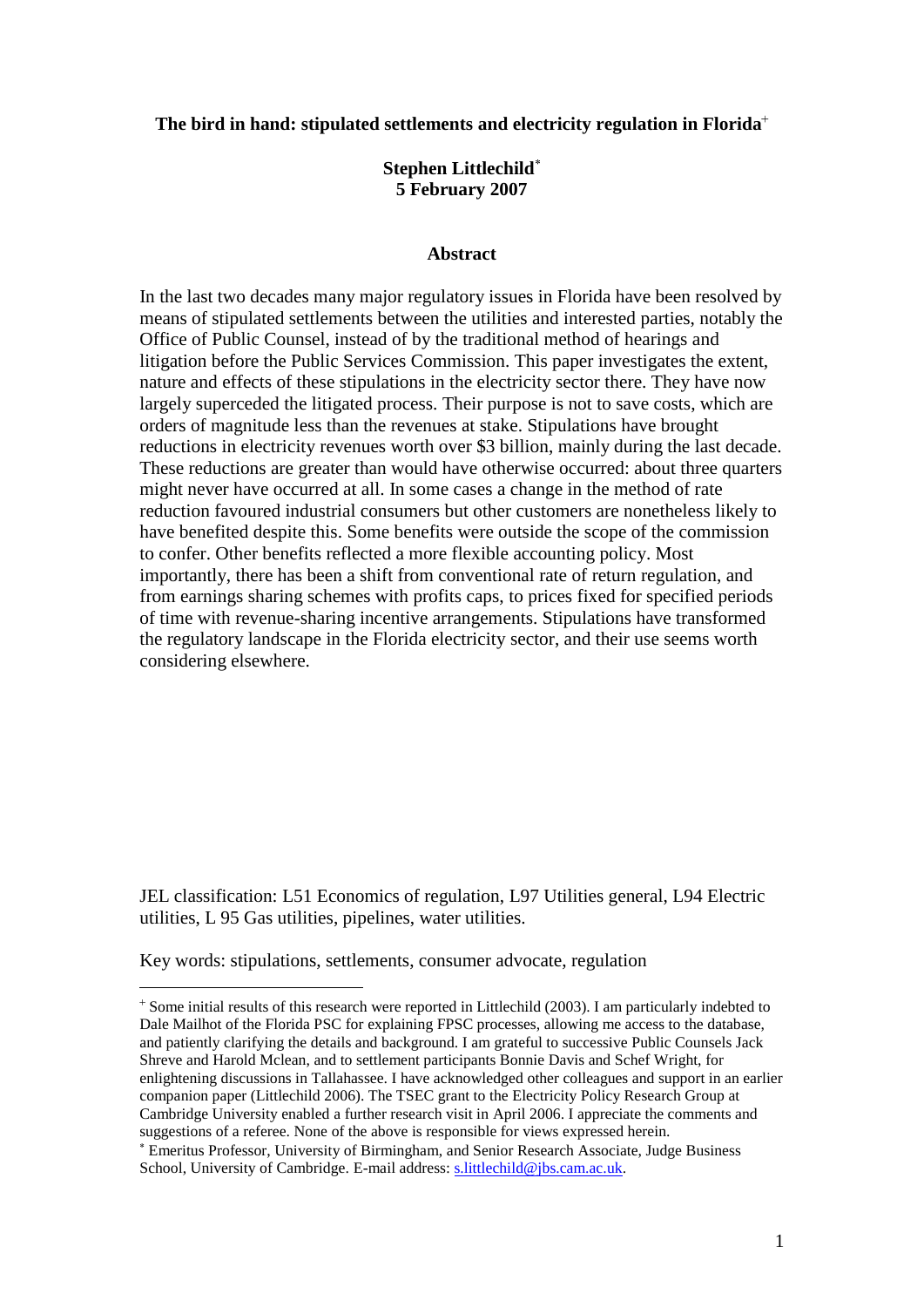**The bird in hand: stipulated settlements and electricity regulation in Florida**[+]

**Stephen Littlechild**[*]
**5 February 2007**

**Abstract**

In the last two decades many major regulatory issues in Florida have been resolved by means of stipulated settlements between the utilities and interested parties, notably the Office of Public Counsel, instead of by the traditional method of hearings and litigation before the Public Services Commission. This paper investigates the extent, nature and effects of these stipulations in the electricity sector there. They have now largely superceded the litigated process. Their purpose is not to save costs, which are orders of magnitude less than the revenues at stake. Stipulations have brought reductions in electricity revenues worth over \$3 billion, mainly during the last decade. These reductions are greater than would have otherwise occurred: about three quarters might never have occurred at all. In some cases a change in the method of rate reduction favoured industrial consumers but other customers are nonetheless likely to have benefited despite this. Some benefits were outside the scope of the commission to confer. Other benefits reflected a more flexible accounting policy. Most importantly, there has been a shift from conventional rate of return regulation, and from earnings sharing schemes with profits caps, to prices fixed for specified periods of time with revenue-sharing incentive arrangements. Stipulations have transformed the regulatory landscape in the Florida electricity sector, and their use seems worth considering elsewhere.

JEL classification: L51 Economics of regulation, L97 Utilities general, L94 Electric utilities, L 95 Gas utilities, pipelines, water utilities.

Key words: stipulations, settlements, consumer advocate, regulation

---

[+] Some initial results of this research were reported in Littlechild (2003). I am particularly indebted to Dale Mailhot of the Florida PSC for explaining FPSC processes, allowing me access to the database, and patiently clarifying the details and background. I am grateful to successive Public Counsels Jack Shreve and Harold Mclean, and to settlement participants Bonnie Davis and Schef Wright, for enlightening discussions in Tallahassee. I have acknowledged other colleagues and support in an earlier companion paper (Littlechild 2006). The TSEC grant to the Electricity Policy Research Group at Cambridge University enabled a further research visit in April 2006. I appreciate the comments and suggestions of a referee. None of the above is responsible for views expressed herein.

[*] Emeritus Professor, University of Birmingham, and Senior Research Associate, Judge Business School, University of Cambridge. E-mail address: s.littlechild@jbs.cam.ac.uk.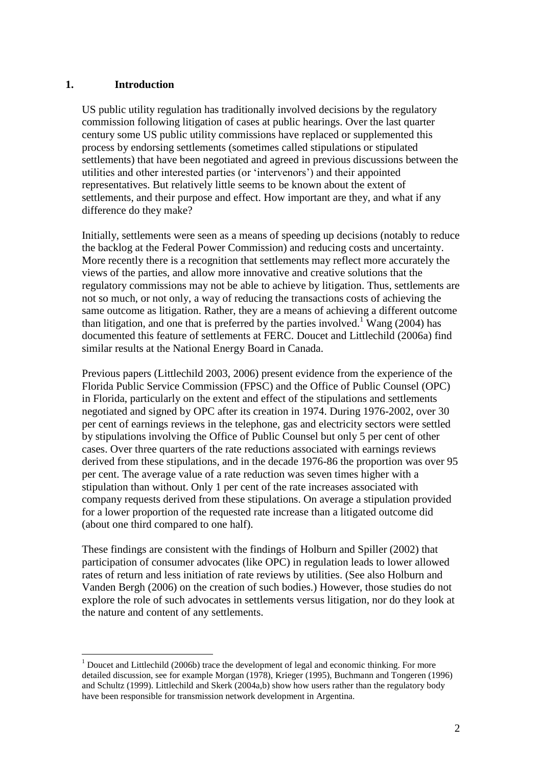## 1. Introduction

US public utility regulation has traditionally involved decisions by the regulatory commission following litigation of cases at public hearings. Over the last quarter century some US public utility commissions have replaced or supplemented this process by endorsing settlements (sometimes called stipulations or stipulated settlements) that have been negotiated and agreed in previous discussions between the utilities and other interested parties (or 'intervenors') and their appointed representatives. But relatively little seems to be known about the extent of settlements, and their purpose and effect. How important are they, and what if any difference do they make?

Initially, settlements were seen as a means of speeding up decisions (notably to reduce the backlog at the Federal Power Commission) and reducing costs and uncertainty. More recently there is a recognition that settlements may reflect more accurately the views of the parties, and allow more innovative and creative solutions that the regulatory commissions may not be able to achieve by litigation. Thus, settlements are not so much, or not only, a way of reducing the transactions costs of achieving the same outcome as litigation. Rather, they are a means of achieving a different outcome than litigation, and one that is preferred by the parties involved.[1] Wang (2004) has documented this feature of settlements at FERC. Doucet and Littlechild (2006a) find similar results at the National Energy Board in Canada.

Previous papers (Littlechild 2003, 2006) present evidence from the experience of the Florida Public Service Commission (FPSC) and the Office of Public Counsel (OPC) in Florida, particularly on the extent and effect of the stipulations and settlements negotiated and signed by OPC after its creation in 1974. During 1976-2002, over 30 per cent of earnings reviews in the telephone, gas and electricity sectors were settled by stipulations involving the Office of Public Counsel but only 5 per cent of other cases. Over three quarters of the rate reductions associated with earnings reviews derived from these stipulations, and in the decade 1976-86 the proportion was over 95 per cent. The average value of a rate reduction was seven times higher with a stipulation than without. Only 1 per cent of the rate increases associated with company requests derived from these stipulations. On average a stipulation provided for a lower proportion of the requested rate increase than a litigated outcome did (about one third compared to one half).

These findings are consistent with the findings of Holburn and Spiller (2002) that participation of consumer advocates (like OPC) in regulation leads to lower allowed rates of return and less initiation of rate reviews by utilities. (See also Holburn and Vanden Bergh (2006) on the creation of such bodies.) However, those studies do not explore the role of such advocates in settlements versus litigation, nor do they look at the nature and content of any settlements.

[1] Doucet and Littlechild (2006b) trace the development of legal and economic thinking. For more detailed discussion, see for example Morgan (1978), Krieger (1995), Buchmann and Tongeren (1996) and Schultz (1999). Littlechild and Skerk (2004a,b) show how users rather than the regulatory body have been responsible for transmission network development in Argentina.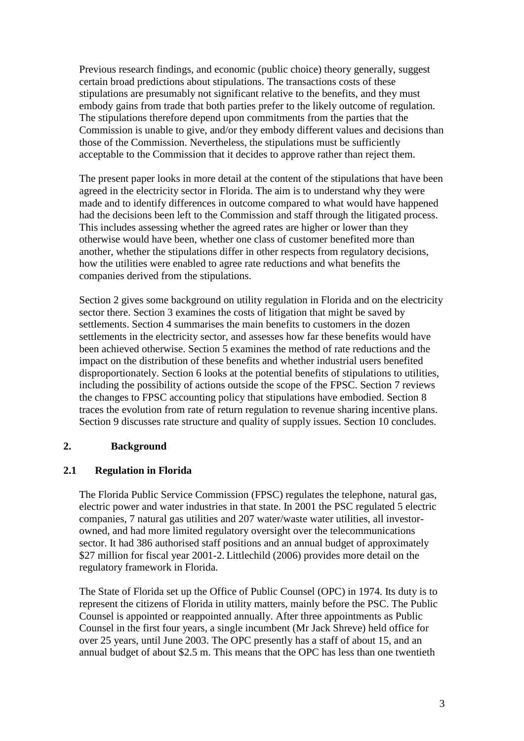Previous research findings, and economic (public choice) theory generally, suggest certain broad predictions about stipulations. The transactions costs of these stipulations are presumably not significant relative to the benefits, and they must embody gains from trade that both parties prefer to the likely outcome of regulation. The stipulations therefore depend upon commitments from the parties that the Commission is unable to give, and/or they embody different values and decisions than those of the Commission. Nevertheless, the stipulations must be sufficiently acceptable to the Commission that it decides to approve rather than reject them.

The present paper looks in more detail at the content of the stipulations that have been agreed in the electricity sector in Florida. The aim is to understand why they were made and to identify differences in outcome compared to what would have happened had the decisions been left to the Commission and staff through the litigated process. This includes assessing whether the agreed rates are higher or lower than they otherwise would have been, whether one class of customer benefited more than another, whether the stipulations differ in other respects from regulatory decisions, how the utilities were enabled to agree rate reductions and what benefits the companies derived from the stipulations.

Section 2 gives some background on utility regulation in Florida and on the electricity sector there. Section 3 examines the costs of litigation that might be saved by settlements. Section 4 summarises the main benefits to customers in the dozen settlements in the electricity sector, and assesses how far these benefits would have been achieved otherwise. Section 5 examines the method of rate reductions and the impact on the distribution of these benefits and whether industrial users benefited disproportionately. Section 6 looks at the potential benefits of stipulations to utilities, including the possibility of actions outside the scope of the FPSC. Section 7 reviews the changes to FPSC accounting policy that stipulations have embodied. Section 8 traces the evolution from rate of return regulation to revenue sharing incentive plans. Section 9 discusses rate structure and quality of supply issues. Section 10 concludes.

## 2. Background

### 2.1 Regulation in Florida

The Florida Public Service Commission (FPSC) regulates the telephone, natural gas, electric power and water industries in that state. In 2001 the PSC regulated 5 electric companies, 7 natural gas utilities and 207 water/waste water utilities, all investor-owned, and had more limited regulatory oversight over the telecommunications sector. It had 386 authorised staff positions and an annual budget of approximately $27 million for fiscal year 2001-2. Littlechild (2006) provides more detail on the regulatory framework in Florida.

The State of Florida set up the Office of Public Counsel (OPC) in 1974. Its duty is to represent the citizens of Florida in utility matters, mainly before the PSC. The Public Counsel is appointed or reappointed annually. After three appointments as Public Counsel in the first four years, a single incumbent (Mr Jack Shreve) held office for over 25 years, until June 2003. The OPC presently has a staff of about 15, and an annual budget of about $2.5 m. This means that the OPC has less than one twentieth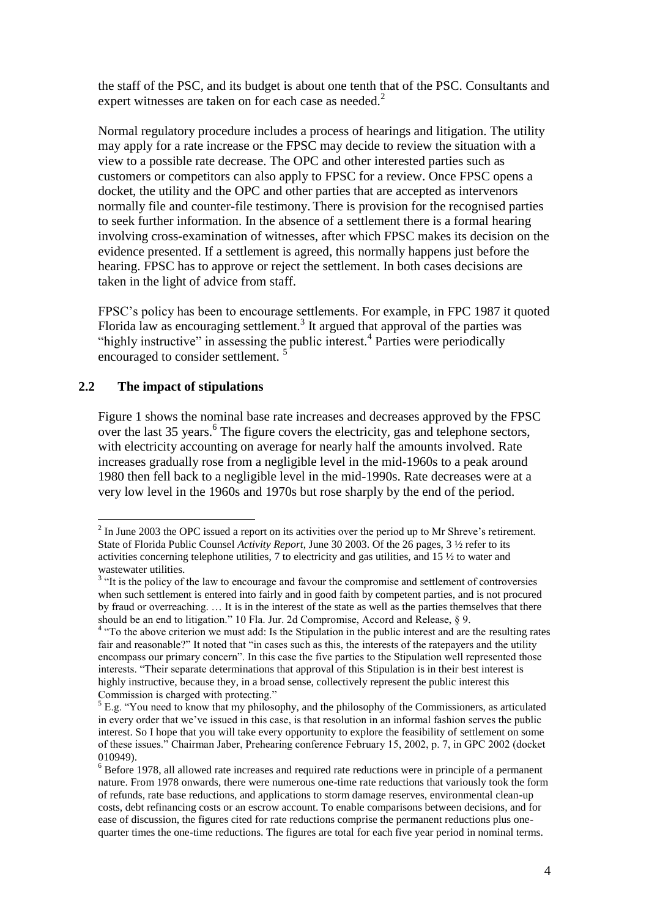the staff of the PSC, and its budget is about one tenth that of the PSC. Consultants and expert witnesses are taken on for each case as needed.[2]

Normal regulatory procedure includes a process of hearings and litigation. The utility may apply for a rate increase or the FPSC may decide to review the situation with a view to a possible rate decrease. The OPC and other interested parties such as customers or competitors can also apply to FPSC for a review. Once FPSC opens a docket, the utility and the OPC and other parties that are accepted as intervenors normally file and counter-file testimony. There is provision for the recognised parties to seek further information. In the absence of a settlement there is a formal hearing involving cross-examination of witnesses, after which FPSC makes its decision on the evidence presented. If a settlement is agreed, this normally happens just before the hearing. FPSC has to approve or reject the settlement. In both cases decisions are taken in the light of advice from staff.

FPSC's policy has been to encourage settlements. For example, in FPC 1987 it quoted Florida law as encouraging settlement.[3] It argued that approval of the parties was "highly instructive" in assessing the public interest.[4] Parties were periodically encouraged to consider settlement.[5]

## 2.2 The impact of stipulations

Figure 1 shows the nominal base rate increases and decreases approved by the FPSC over the last 35 years.[6] The figure covers the electricity, gas and telephone sectors, with electricity accounting on average for nearly half the amounts involved. Rate increases gradually rose from a negligible level in the mid-1960s to a peak around 1980 then fell back to a negligible level in the mid-1990s. Rate decreases were at a very low level in the 1960s and 1970s but rose sharply by the end of the period.

---

[2] In June 2003 the OPC issued a report on its activities over the period up to Mr Shreve's retirement. State of Florida Public Counsel *Activity Report*, June 30 2003. Of the 26 pages, 3 ½ refer to its activities concerning telephone utilities, 7 to electricity and gas utilities, and 15 ½ to water and wastewater utilities.

[3] "It is the policy of the law to encourage and favour the compromise and settlement of controversies when such settlement is entered into fairly and in good faith by competent parties, and is not procured by fraud or overreaching. … It is in the interest of the state as well as the parties themselves that there should be an end to litigation." 10 Fla. Jur. 2d Compromise, Accord and Release, § 9.

[4] "To the above criterion we must add: Is the Stipulation in the public interest and are the resulting rates fair and reasonable?" It noted that "in cases such as this, the interests of the ratepayers and the utility encompass our primary concern". In this case the five parties to the Stipulation well represented those interests. "Their separate determinations that approval of this Stipulation is in their best interest is highly instructive, because they, in a broad sense, collectively represent the public interest this Commission is charged with protecting."

[5] E.g. "You need to know that my philosophy, and the philosophy of the Commissioners, as articulated in every order that we've issued in this case, is that resolution in an informal fashion serves the public interest. So I hope that you will take every opportunity to explore the feasibility of settlement on some of these issues." Chairman Jaber, Prehearing conference February 15, 2002, p. 7, in GPC 2002 (docket 010949).

[6] Before 1978, all allowed rate increases and required rate reductions were in principle of a permanent nature. From 1978 onwards, there were numerous one-time rate reductions that variously took the form of refunds, rate base reductions, and applications to storm damage reserves, environmental clean-up costs, debt refinancing costs or an escrow account. To enable comparisons between decisions, and for ease of discussion, the figures cited for rate reductions comprise the permanent reductions plus one-quarter times the one-time reductions. The figures are total for each five year period in nominal terms.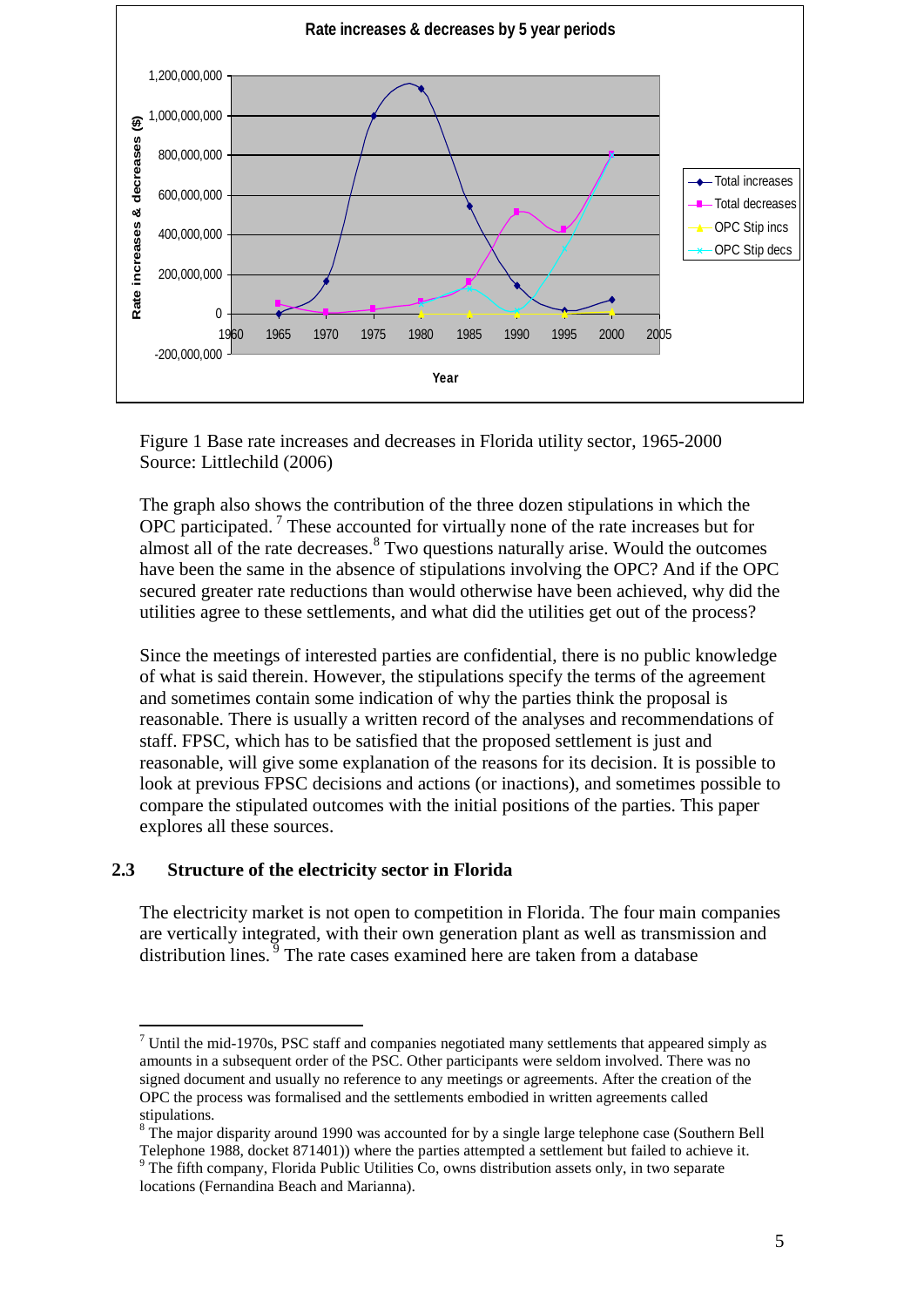Figure 1 Base rate increases and decreases in Florida utility sector, 1965-2000
Source: Littlechild (2006)

The graph also shows the contribution of the three dozen stipulations in which the OPC participated.[7] These accounted for virtually none of the rate increases but for almost all of the rate decreases.[8] Two questions naturally arise. Would the outcomes have been the same in the absence of stipulations involving the OPC? And if the OPC secured greater rate reductions than would otherwise have been achieved, why did the utilities agree to these settlements, and what did the utilities get out of the process?

Since the meetings of interested parties are confidential, there is no public knowledge of what is said therein. However, the stipulations specify the terms of the agreement and sometimes contain some indication of why the parties think the proposal is reasonable. There is usually a written record of the analyses and recommendations of staff. FPSC, which has to be satisfied that the proposed settlement is just and reasonable, will give some explanation of the reasons for its decision. It is possible to look at previous FPSC decisions and actions (or inactions), and sometimes possible to compare the stipulated outcomes with the initial positions of the parties. This paper explores all these sources.

## 2.3 Structure of the electricity sector in Florida

The electricity market is not open to competition in Florida. The four main companies are vertically integrated, with their own generation plant as well as transmission and distribution lines.[9] The rate cases examined here are taken from a database

---

[7] Until the mid-1970s, PSC staff and companies negotiated many settlements that appeared simply as amounts in a subsequent order of the PSC. Other participants were seldom involved. There was no signed document and usually no reference to any meetings or agreements. After the creation of the OPC the process was formalised and the settlements embodied in written agreements called stipulations.

[8] The major disparity around 1990 was accounted for by a single large telephone case (Southern Bell Telephone 1988, docket 871401)) where the parties attempted a settlement but failed to achieve it.

[9] The fifth company, Florida Public Utilities Co, owns distribution assets only, in two separate locations (Fernandina Beach and Marianna).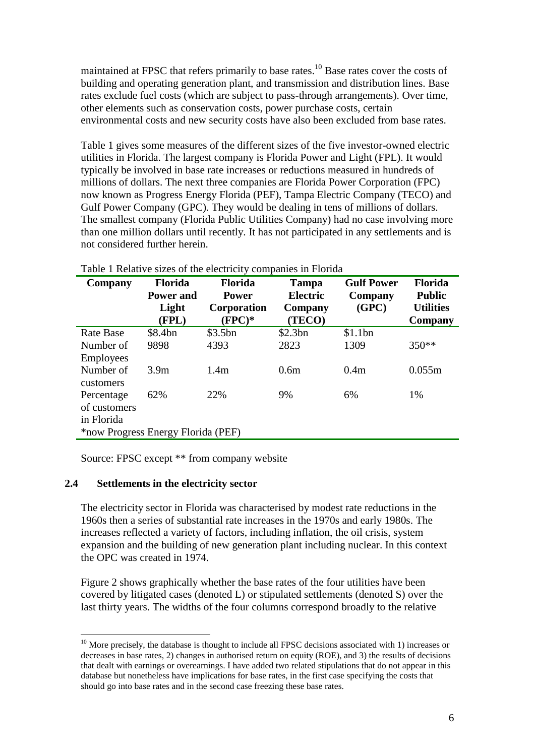maintained at FPSC that refers primarily to base rates.[10] Base rates cover the costs of building and operating generation plant, and transmission and distribution lines. Base rates exclude fuel costs (which are subject to pass-through arrangements). Over time, other elements such as conservation costs, power purchase costs, certain environmental costs and new security costs have also been excluded from base rates.

Table 1 gives some measures of the different sizes of the five investor-owned electric utilities in Florida. The largest company is Florida Power and Light (FPL). It would typically be involved in base rate increases or reductions measured in hundreds of millions of dollars. The next three companies are Florida Power Corporation (FPC) now known as Progress Energy Florida (PEF), Tampa Electric Company (TECO) and Gulf Power Company (GPC). They would be dealing in tens of millions of dollars. The smallest company (Florida Public Utilities Company) had no case involving more than one million dollars until recently. It has not participated in any settlements and is not considered further herein.

Table 1 Relative sizes of the electricity companies in Florida

| Company | Florida Power and Light (FPL) | Florida Power Corporation (FPC)* | Tampa Electric Company (TECO) | Gulf Power Company (GPC) | Florida Public Utilities Company |
|---|---|---|---|---|---|
| Rate Base | \$8.4bn | \$3.5bn | \$2.3bn | \$1.1bn | |
| Number of Employees | 9898 | 4393 | 2823 | 1309 | 350** |
| Number of customers | 3.9m | 1.4m | 0.6m | 0.4m | 0.055m |
| Percentage of customers in Florida | 62% | 22% | 9% | 6% | 1% |

*now Progress Energy Florida (PEF)

Source: FPSC except ** from company website

## 2.4 Settlements in the electricity sector

The electricity sector in Florida was characterised by modest rate reductions in the 1960s then a series of substantial rate increases in the 1970s and early 1980s. The increases reflected a variety of factors, including inflation, the oil crisis, system expansion and the building of new generation plant including nuclear. In this context the OPC was created in 1974.

Figure 2 shows graphically whether the base rates of the four utilities have been covered by litigated cases (denoted L) or stipulated settlements (denoted S) over the last thirty years. The widths of the four columns correspond broadly to the relative

[10] More precisely, the database is thought to include all FPSC decisions associated with 1) increases or decreases in base rates, 2) changes in authorised return on equity (ROE), and 3) the results of decisions that dealt with earnings or overearnings. I have added two related stipulations that do not appear in this database but nonetheless have implications for base rates, in the first case specifying the costs that should go into base rates and in the second case freezing these base rates.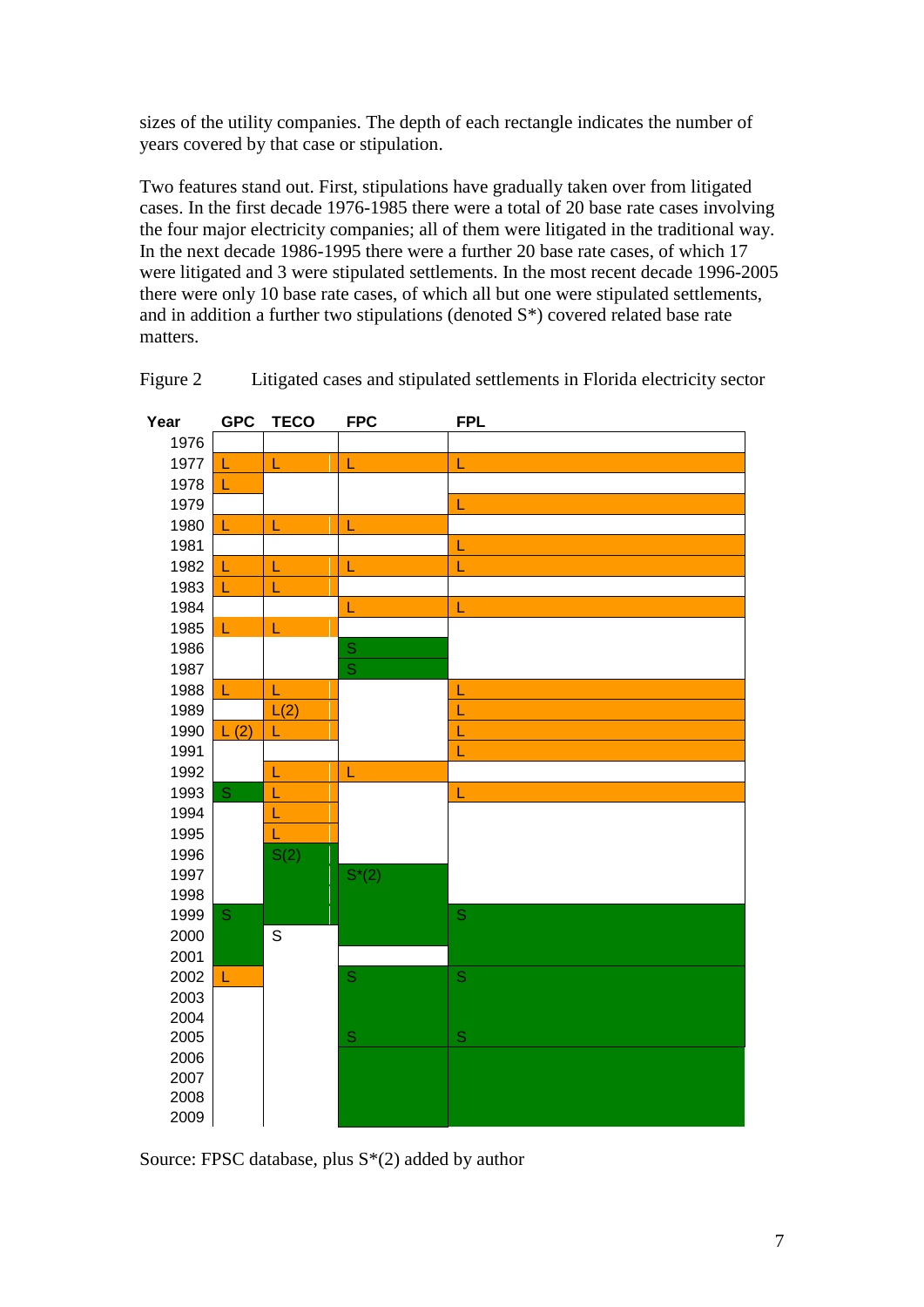sizes of the utility companies. The depth of each rectangle indicates the number of years covered by that case or stipulation.

Two features stand out. First, stipulations have gradually taken over from litigated cases. In the first decade 1976-1985 there were a total of 20 base rate cases involving the four major electricity companies; all of them were litigated in the traditional way. In the next decade 1986-1995 there were a further 20 base rate cases, of which 17 were litigated and 3 were stipulated settlements. In the most recent decade 1996-2005 there were only 10 base rate cases, of which all but one were stipulated settlements, and in addition a further two stipulations (denoted S*) covered related base rate matters.

Figure 2 Litigated cases and stipulated settlements in Florida electricity sector

| Year | GPC | TECO | FPC | FPL |
|---|---|---|---|---|
| 1976 | | | | |
| 1977 | L | L | L | L |
| 1978 | L | | | |
| 1979 | | | | L |
| 1980 | L | L | L | |
| 1981 | | | | L |
| 1982 | L | L | L | L |
| 1983 | L | L | | |
| 1984 | | | L | L |
| 1985 | L | L | | |
| 1986 | | | S | |
| 1987 | | | S | |
| 1988 | L | L | | L |
| 1989 | | L(2) | | L |
| 1990 | L (2) | L | | L |
| 1991 | | | | L |
| 1992 | | L | L | |
| 1993 | S | L | | L |
| 1994 | | L | | |
| 1995 | | L | | |
| 1996 | | S(2) | | |
| 1997 | | | S*(2) | |
| 1998 | | | | |
| 1999 | S | | | S |
| 2000 | | S | | |
| 2001 | | | | |
| 2002 | L | | S | S |
| 2003 | | | | |
| 2004 | | | | |
| 2005 | | | S | S |
| 2006 | | | | |
| 2007 | | | | |
| 2008 | | | | |
| 2009 | | | | |

Source: FPSC database, plus S*(2) added by author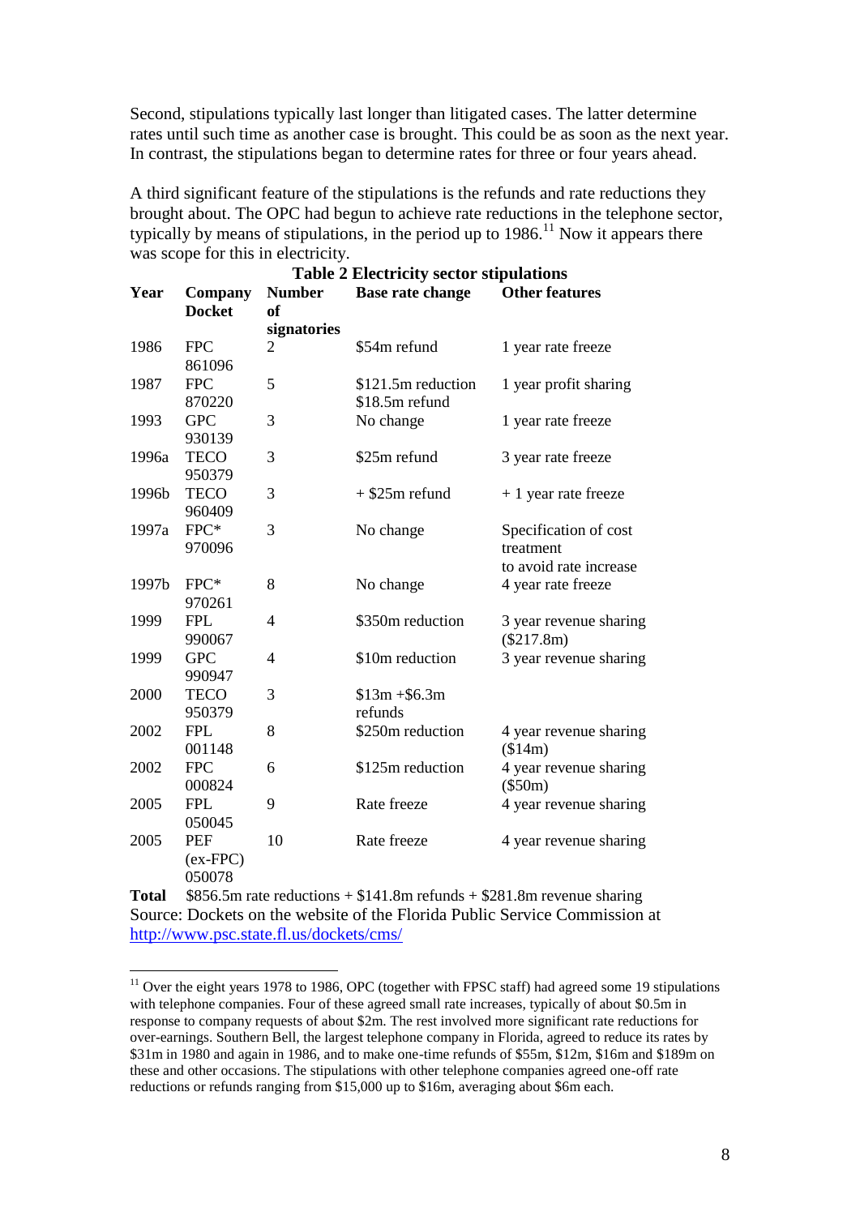Second, stipulations typically last longer than litigated cases. The latter determine rates until such time as another case is brought. This could be as soon as the next year. In contrast, the stipulations began to determine rates for three or four years ahead.

A third significant feature of the stipulations is the refunds and rate reductions they brought about. The OPC had begun to achieve rate reductions in the telephone sector, typically by means of stipulations, in the period up to 1986.[11] Now it appears there was scope for this in electricity.

**Table 2 Electricity sector stipulations**

| Year | Company Docket | Number of signatories | Base rate change | Other features |
|---|---|---|---|---|
| 1986 | FPC 861096 | 2 | $54m refund | 1 year rate freeze |
| 1987 | FPC 870220 | 5 | $121.5m reduction $18.5m refund | 1 year profit sharing |
| 1993 | GPC 930139 | 3 | No change | 1 year rate freeze |
| 1996a | TECO 950379 | 3 | $25m refund | 3 year rate freeze |
| 1996b | TECO 960409 | 3 | + $25m refund | + 1 year rate freeze |
| 1997a | FPC* 970096 | 3 | No change | Specification of cost treatment to avoid rate increase |
| 1997b | FPC* 970261 | 8 | No change | 4 year rate freeze |
| 1999 | FPL 990067 | 4 | $350m reduction | 3 year revenue sharing ($217.8m) |
| 1999 | GPC 990947 | 4 | $10m reduction | 3 year revenue sharing |
| 2000 | TECO 950379 | 3 | $13m +$6.3m refunds | |
| 2002 | FPL 001148 | 8 | $250m reduction | 4 year revenue sharing ($14m) |
| 2002 | FPC 000824 | 6 | $125m reduction | 4 year revenue sharing ($50m) |
| 2005 | FPL 050045 | 9 | Rate freeze | 4 year revenue sharing |
| 2005 | PEF (ex-FPC) 050078 | 10 | Rate freeze | 4 year revenue sharing |
| **Total** | $856.5m rate reductions + $141.8m refunds + $281.8m revenue sharing | | | |

Source: Dockets on the website of the Florida Public Service Commission at http://www.psc.state.fl.us/dockets/cms/

[11] Over the eight years 1978 to 1986, OPC (together with FPSC staff) had agreed some 19 stipulations with telephone companies. Four of these agreed small rate increases, typically of about $0.5m in response to company requests of about $2m. The rest involved more significant rate reductions for over-earnings. Southern Bell, the largest telephone company in Florida, agreed to reduce its rates by $31m in 1980 and again in 1986, and to make one-time refunds of $55m, $12m, $16m and $189m on these and other occasions. The stipulations with other telephone companies agreed one-off rate reductions or refunds ranging from $15,000 up to $16m, averaging about $6m each.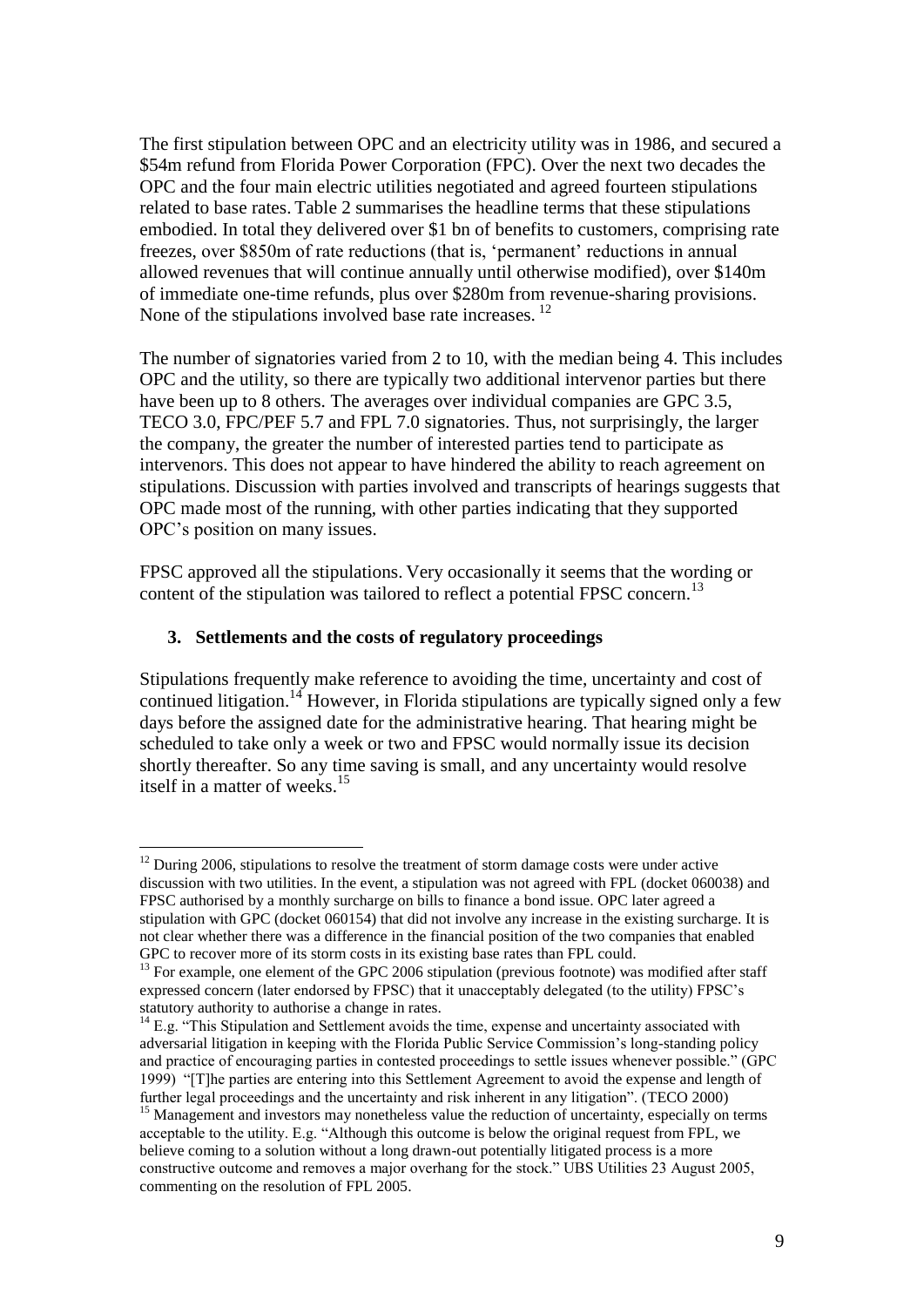The first stipulation between OPC and an electricity utility was in 1986, and secured a $54m refund from Florida Power Corporation (FPC). Over the next two decades the OPC and the four main electric utilities negotiated and agreed fourteen stipulations related to base rates. Table 2 summarises the headline terms that these stipulations embodied. In total they delivered over $1 bn of benefits to customers, comprising rate freezes, over $850m of rate reductions (that is, 'permanent' reductions in annual allowed revenues that will continue annually until otherwise modified), over $140m of immediate one-time refunds, plus over $280m from revenue-sharing provisions. None of the stipulations involved base rate increases. [12]

The number of signatories varied from 2 to 10, with the median being 4. This includes OPC and the utility, so there are typically two additional intervenor parties but there have been up to 8 others. The averages over individual companies are GPC 3.5, TECO 3.0, FPC/PEF 5.7 and FPL 7.0 signatories. Thus, not surprisingly, the larger the company, the greater the number of interested parties tend to participate as intervenors. This does not appear to have hindered the ability to reach agreement on stipulations. Discussion with parties involved and transcripts of hearings suggests that OPC made most of the running, with other parties indicating that they supported OPC's position on many issues.

FPSC approved all the stipulations. Very occasionally it seems that the wording or content of the stipulation was tailored to reflect a potential FPSC concern.[13]

### 3. Settlements and the costs of regulatory proceedings

Stipulations frequently make reference to avoiding the time, uncertainty and cost of continued litigation.[14] However, in Florida stipulations are typically signed only a few days before the assigned date for the administrative hearing. That hearing might be scheduled to take only a week or two and FPSC would normally issue its decision shortly thereafter. So any time saving is small, and any uncertainty would resolve itself in a matter of weeks.[15]

---

[12] During 2006, stipulations to resolve the treatment of storm damage costs were under active discussion with two utilities. In the event, a stipulation was not agreed with FPL (docket 060038) and FPSC authorised by a monthly surcharge on bills to finance a bond issue. OPC later agreed a stipulation with GPC (docket 060154) that did not involve any increase in the existing surcharge. It is not clear whether there was a difference in the financial position of the two companies that enabled GPC to recover more of its storm costs in its existing base rates than FPL could.

[13] For example, one element of the GPC 2006 stipulation (previous footnote) was modified after staff expressed concern (later endorsed by FPSC) that it unacceptably delegated (to the utility) FPSC's statutory authority to authorise a change in rates.

[14] E.g. "This Stipulation and Settlement avoids the time, expense and uncertainty associated with adversarial litigation in keeping with the Florida Public Service Commission's long-standing policy and practice of encouraging parties in contested proceedings to settle issues whenever possible." (GPC 1999) "[T]he parties are entering into this Settlement Agreement to avoid the expense and length of further legal proceedings and the uncertainty and risk inherent in any litigation". (TECO 2000)

[15] Management and investors may nonetheless value the reduction of uncertainty, especially on terms acceptable to the utility. E.g. "Although this outcome is below the original request from FPL, we believe coming to a solution without a long drawn-out potentially litigated process is a more constructive outcome and removes a major overhang for the stock." UBS Utilities 23 August 2005, commenting on the resolution of FPL 2005.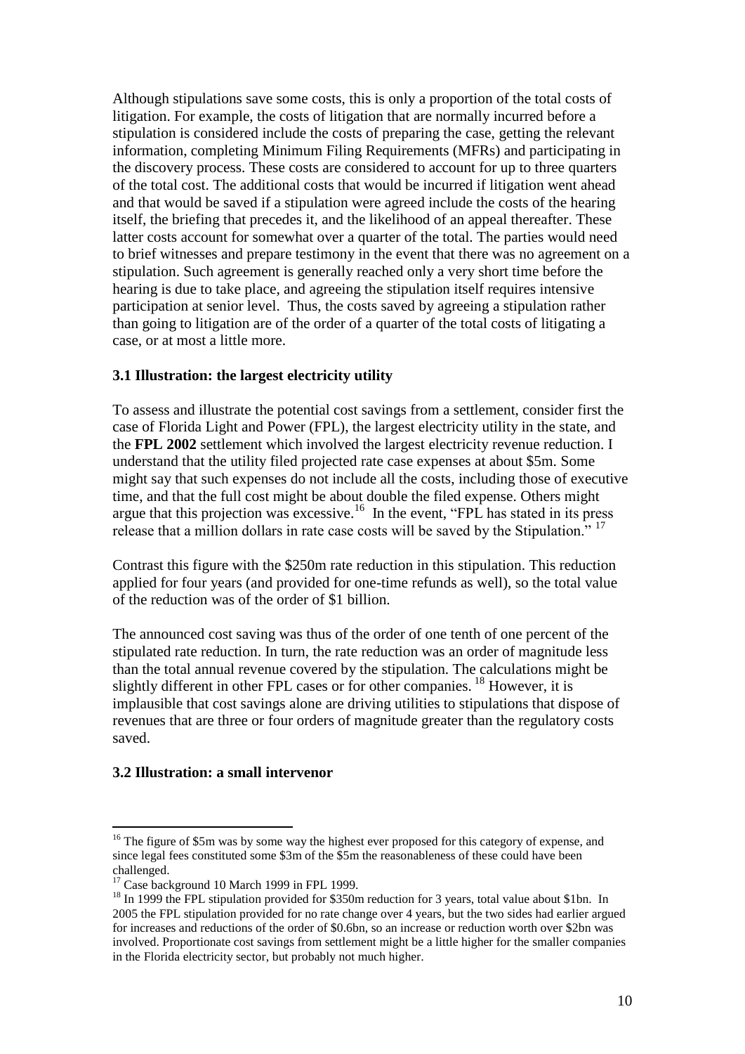Although stipulations save some costs, this is only a proportion of the total costs of litigation. For example, the costs of litigation that are normally incurred before a stipulation is considered include the costs of preparing the case, getting the relevant information, completing Minimum Filing Requirements (MFRs) and participating in the discovery process. These costs are considered to account for up to three quarters of the total cost. The additional costs that would be incurred if litigation went ahead and that would be saved if a stipulation were agreed include the costs of the hearing itself, the briefing that precedes it, and the likelihood of an appeal thereafter. These latter costs account for somewhat over a quarter of the total. The parties would need to brief witnesses and prepare testimony in the event that there was no agreement on a stipulation. Such agreement is generally reached only a very short time before the hearing is due to take place, and agreeing the stipulation itself requires intensive participation at senior level. Thus, the costs saved by agreeing a stipulation rather than going to litigation are of the order of a quarter of the total costs of litigating a case, or at most a little more.

### 3.1 Illustration: the largest electricity utility

To assess and illustrate the potential cost savings from a settlement, consider first the case of Florida Light and Power (FPL), the largest electricity utility in the state, and the **FPL 2002** settlement which involved the largest electricity revenue reduction. I understand that the utility filed projected rate case expenses at about $5m. Some might say that such expenses do not include all the costs, including those of executive time, and that the full cost might be about double the filed expense. Others might argue that this projection was excessive.[16] In the event, "FPL has stated in its press release that a million dollars in rate case costs will be saved by the Stipulation." [17]

Contrast this figure with the $250m rate reduction in this stipulation. This reduction applied for four years (and provided for one-time refunds as well), so the total value of the reduction was of the order of $1 billion.

The announced cost saving was thus of the order of one tenth of one percent of the stipulated rate reduction. In turn, the rate reduction was an order of magnitude less than the total annual revenue covered by the stipulation. The calculations might be slightly different in other FPL cases or for other companies. [18] However, it is implausible that cost savings alone are driving utilities to stipulations that dispose of revenues that are three or four orders of magnitude greater than the regulatory costs saved.

### 3.2 Illustration: a small intervenor

[16] The figure of $5m was by some way the highest ever proposed for this category of expense, and since legal fees constituted some $3m of the $5m the reasonableness of these could have been challenged.

[17] Case background 10 March 1999 in FPL 1999.

[18] In 1999 the FPL stipulation provided for $350m reduction for 3 years, total value about $1bn. In 2005 the FPL stipulation provided for no rate change over 4 years, but the two sides had earlier argued for increases and reductions of the order of $0.6bn, so an increase or reduction worth over $2bn was involved. Proportionate cost savings from settlement might be a little higher for the smaller companies in the Florida electricity sector, but probably not much higher.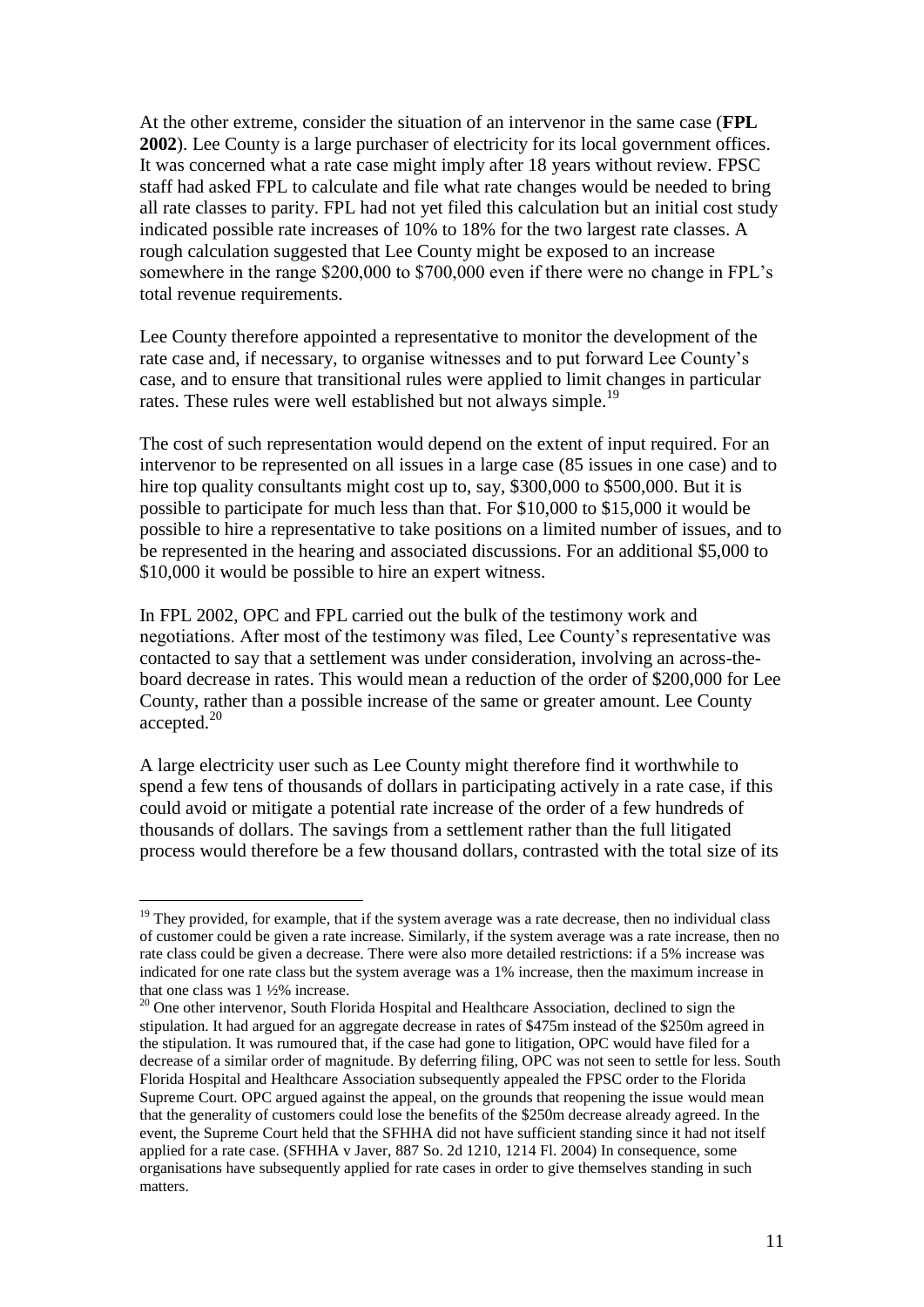At the other extreme, consider the situation of an intervenor in the same case (**FPL 2002**). Lee County is a large purchaser of electricity for its local government offices. It was concerned what a rate case might imply after 18 years without review. FPSC staff had asked FPL to calculate and file what rate changes would be needed to bring all rate classes to parity. FPL had not yet filed this calculation but an initial cost study indicated possible rate increases of 10% to 18% for the two largest rate classes. A rough calculation suggested that Lee County might be exposed to an increase somewhere in the range \$200,000 to \$700,000 even if there were no change in FPL's total revenue requirements.

Lee County therefore appointed a representative to monitor the development of the rate case and, if necessary, to organise witnesses and to put forward Lee County's case, and to ensure that transitional rules were applied to limit changes in particular rates. These rules were well established but not always simple.[19]

The cost of such representation would depend on the extent of input required. For an intervenor to be represented on all issues in a large case (85 issues in one case) and to hire top quality consultants might cost up to, say, \$300,000 to \$500,000. But it is possible to participate for much less than that. For \$10,000 to \$15,000 it would be possible to hire a representative to take positions on a limited number of issues, and to be represented in the hearing and associated discussions. For an additional \$5,000 to \$10,000 it would be possible to hire an expert witness.

In FPL 2002, OPC and FPL carried out the bulk of the testimony work and negotiations. After most of the testimony was filed, Lee County's representative was contacted to say that a settlement was under consideration, involving an across-the-board decrease in rates. This would mean a reduction of the order of \$200,000 for Lee County, rather than a possible increase of the same or greater amount. Lee County accepted.[20]

A large electricity user such as Lee County might therefore find it worthwhile to spend a few tens of thousands of dollars in participating actively in a rate case, if this could avoid or mitigate a potential rate increase of the order of a few hundreds of thousands of dollars. The savings from a settlement rather than the full litigated process would therefore be a few thousand dollars, contrasted with the total size of its

---

[19] They provided, for example, that if the system average was a rate decrease, then no individual class of customer could be given a rate increase. Similarly, if the system average was a rate increase, then no rate class could be given a decrease. There were also more detailed restrictions: if a 5% increase was indicated for one rate class but the system average was a 1% increase, then the maximum increase in that one class was 1 ½% increase.

[20] One other intervenor, South Florida Hospital and Healthcare Association, declined to sign the stipulation. It had argued for an aggregate decrease in rates of \$475m instead of the \$250m agreed in the stipulation. It was rumoured that, if the case had gone to litigation, OPC would have filed for a decrease of a similar order of magnitude. By deferring filing, OPC was not seen to settle for less. South Florida Hospital and Healthcare Association subsequently appealed the FPSC order to the Florida Supreme Court. OPC argued against the appeal, on the grounds that reopening the issue would mean that the generality of customers could lose the benefits of the \$250m decrease already agreed. In the event, the Supreme Court held that the SFHHA did not have sufficient standing since it had not itself applied for a rate case. (SFHHA v Javer, 887 So. 2d 1210, 1214 Fl. 2004) In consequence, some organisations have subsequently applied for rate cases in order to give themselves standing in such matters.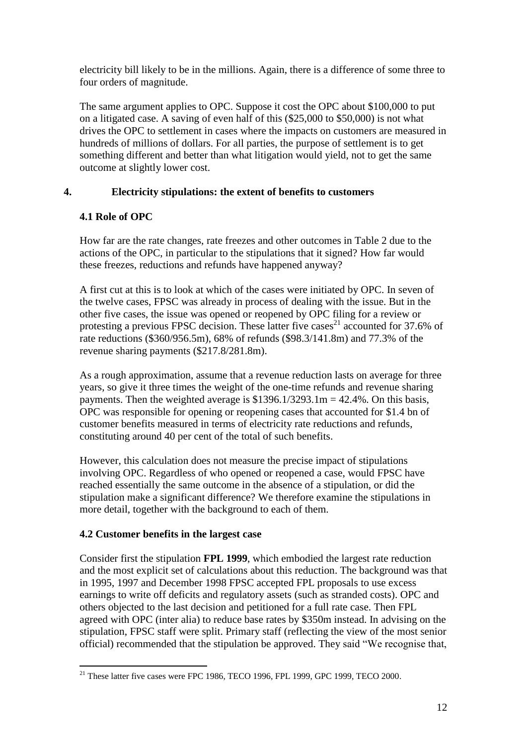electricity bill likely to be in the millions. Again, there is a difference of some three to four orders of magnitude.

The same argument applies to OPC. Suppose it cost the OPC about $100,000 to put on a litigated case. A saving of even half of this ($25,000 to $50,000) is not what drives the OPC to settlement in cases where the impacts on customers are measured in hundreds of millions of dollars. For all parties, the purpose of settlement is to get something different and better than what litigation would yield, not to get the same outcome at slightly lower cost.

## 4. Electricity stipulations: the extent of benefits to customers

### 4.1 Role of OPC

How far are the rate changes, rate freezes and other outcomes in Table 2 due to the actions of the OPC, in particular to the stipulations that it signed? How far would these freezes, reductions and refunds have happened anyway?

A first cut at this is to look at which of the cases were initiated by OPC. In seven of the twelve cases, FPSC was already in process of dealing with the issue. But in the other five cases, the issue was opened or reopened by OPC filing for a review or protesting a previous FPSC decision. These latter five cases[21] accounted for 37.6% of rate reductions ($360/956.5m), 68% of refunds ($98.3/141.8m) and 77.3% of the revenue sharing payments ($217.8/281.8m).

As a rough approximation, assume that a revenue reduction lasts on average for three years, so give it three times the weight of the one-time refunds and revenue sharing payments. Then the weighted average is $1396.1/3293.1m = 42.4%. On this basis, OPC was responsible for opening or reopening cases that accounted for $1.4 bn of customer benefits measured in terms of electricity rate reductions and refunds, constituting around 40 per cent of the total of such benefits.

However, this calculation does not measure the precise impact of stipulations involving OPC. Regardless of who opened or reopened a case, would FPSC have reached essentially the same outcome in the absence of a stipulation, or did the stipulation make a significant difference? We therefore examine the stipulations in more detail, together with the background to each of them.

### 4.2 Customer benefits in the largest case

Consider first the stipulation **FPL 1999**, which embodied the largest rate reduction and the most explicit set of calculations about this reduction. The background was that in 1995, 1997 and December 1998 FPSC accepted FPL proposals to use excess earnings to write off deficits and regulatory assets (such as stranded costs). OPC and others objected to the last decision and petitioned for a full rate case. Then FPL agreed with OPC (inter alia) to reduce base rates by $350m instead. In advising on the stipulation, FPSC staff were split. Primary staff (reflecting the view of the most senior official) recommended that the stipulation be approved. They said "We recognise that,

[21] These latter five cases were FPC 1986, TECO 1996, FPL 1999, GPC 1999, TECO 2000.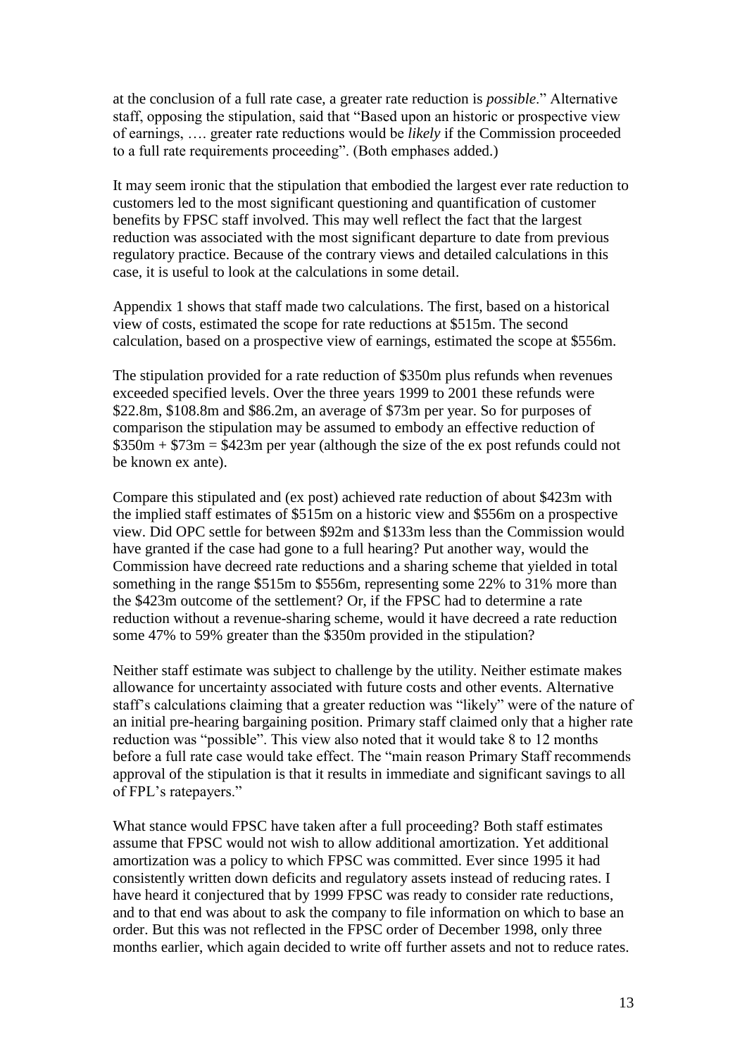at the conclusion of a full rate case, a greater rate reduction is *possible*." Alternative staff, opposing the stipulation, said that "Based upon an historic or prospective view of earnings, …. greater rate reductions would be *likely* if the Commission proceeded to a full rate requirements proceeding". (Both emphases added.)

It may seem ironic that the stipulation that embodied the largest ever rate reduction to customers led to the most significant questioning and quantification of customer benefits by FPSC staff involved. This may well reflect the fact that the largest reduction was associated with the most significant departure to date from previous regulatory practice. Because of the contrary views and detailed calculations in this case, it is useful to look at the calculations in some detail.

Appendix 1 shows that staff made two calculations. The first, based on a historical view of costs, estimated the scope for rate reductions at \$515m. The second calculation, based on a prospective view of earnings, estimated the scope at \$556m.

The stipulation provided for a rate reduction of \$350m plus refunds when revenues exceeded specified levels. Over the three years 1999 to 2001 these refunds were \$22.8m, \$108.8m and \$86.2m, an average of \$73m per year. So for purposes of comparison the stipulation may be assumed to embody an effective reduction of \$350m + \$73m = \$423m per year (although the size of the ex post refunds could not be known ex ante).

Compare this stipulated and (ex post) achieved rate reduction of about \$423m with the implied staff estimates of \$515m on a historic view and \$556m on a prospective view. Did OPC settle for between \$92m and \$133m less than the Commission would have granted if the case had gone to a full hearing? Put another way, would the Commission have decreed rate reductions and a sharing scheme that yielded in total something in the range \$515m to \$556m, representing some 22% to 31% more than the \$423m outcome of the settlement? Or, if the FPSC had to determine a rate reduction without a revenue-sharing scheme, would it have decreed a rate reduction some 47% to 59% greater than the \$350m provided in the stipulation?

Neither staff estimate was subject to challenge by the utility. Neither estimate makes allowance for uncertainty associated with future costs and other events. Alternative staff's calculations claiming that a greater reduction was "likely" were of the nature of an initial pre-hearing bargaining position. Primary staff claimed only that a higher rate reduction was "possible". This view also noted that it would take 8 to 12 months before a full rate case would take effect. The "main reason Primary Staff recommends approval of the stipulation is that it results in immediate and significant savings to all of FPL's ratepayers."

What stance would FPSC have taken after a full proceeding? Both staff estimates assume that FPSC would not wish to allow additional amortization. Yet additional amortization was a policy to which FPSC was committed. Ever since 1995 it had consistently written down deficits and regulatory assets instead of reducing rates. I have heard it conjectured that by 1999 FPSC was ready to consider rate reductions, and to that end was about to ask the company to file information on which to base an order. But this was not reflected in the FPSC order of December 1998, only three months earlier, which again decided to write off further assets and not to reduce rates.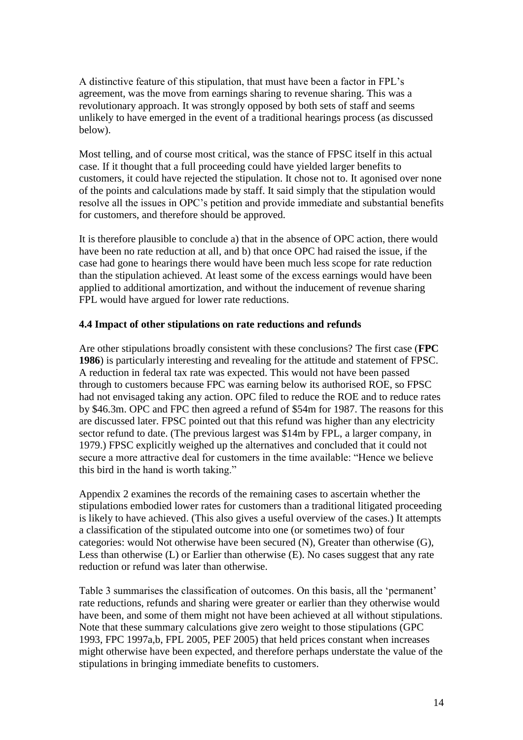A distinctive feature of this stipulation, that must have been a factor in FPL's agreement, was the move from earnings sharing to revenue sharing. This was a revolutionary approach. It was strongly opposed by both sets of staff and seems unlikely to have emerged in the event of a traditional hearings process (as discussed below).

Most telling, and of course most critical, was the stance of FPSC itself in this actual case. If it thought that a full proceeding could have yielded larger benefits to customers, it could have rejected the stipulation. It chose not to. It agonised over none of the points and calculations made by staff. It said simply that the stipulation would resolve all the issues in OPC's petition and provide immediate and substantial benefits for customers, and therefore should be approved.

It is therefore plausible to conclude a) that in the absence of OPC action, there would have been no rate reduction at all, and b) that once OPC had raised the issue, if the case had gone to hearings there would have been much less scope for rate reduction than the stipulation achieved. At least some of the excess earnings would have been applied to additional amortization, and without the inducement of revenue sharing FPL would have argued for lower rate reductions.

### 4.4 Impact of other stipulations on rate reductions and refunds

Are other stipulations broadly consistent with these conclusions? The first case (**FPC 1986**) is particularly interesting and revealing for the attitude and statement of FPSC. A reduction in federal tax rate was expected. This would not have been passed through to customers because FPC was earning below its authorised ROE, so FPSC had not envisaged taking any action. OPC filed to reduce the ROE and to reduce rates by \$46.3m. OPC and FPC then agreed a refund of \$54m for 1987. The reasons for this are discussed later. FPSC pointed out that this refund was higher than any electricity sector refund to date. (The previous largest was \$14m by FPL, a larger company, in 1979.) FPSC explicitly weighed up the alternatives and concluded that it could not secure a more attractive deal for customers in the time available: "Hence we believe this bird in the hand is worth taking."

Appendix 2 examines the records of the remaining cases to ascertain whether the stipulations embodied lower rates for customers than a traditional litigated proceeding is likely to have achieved. (This also gives a useful overview of the cases.) It attempts a classification of the stipulated outcome into one (or sometimes two) of four categories: would Not otherwise have been secured (N), Greater than otherwise (G), Less than otherwise (L) or Earlier than otherwise (E). No cases suggest that any rate reduction or refund was later than otherwise.

Table 3 summarises the classification of outcomes. On this basis, all the 'permanent' rate reductions, refunds and sharing were greater or earlier than they otherwise would have been, and some of them might not have been achieved at all without stipulations. Note that these summary calculations give zero weight to those stipulations (GPC 1993, FPC 1997a,b, FPL 2005, PEF 2005) that held prices constant when increases might otherwise have been expected, and therefore perhaps understate the value of the stipulations in bringing immediate benefits to customers.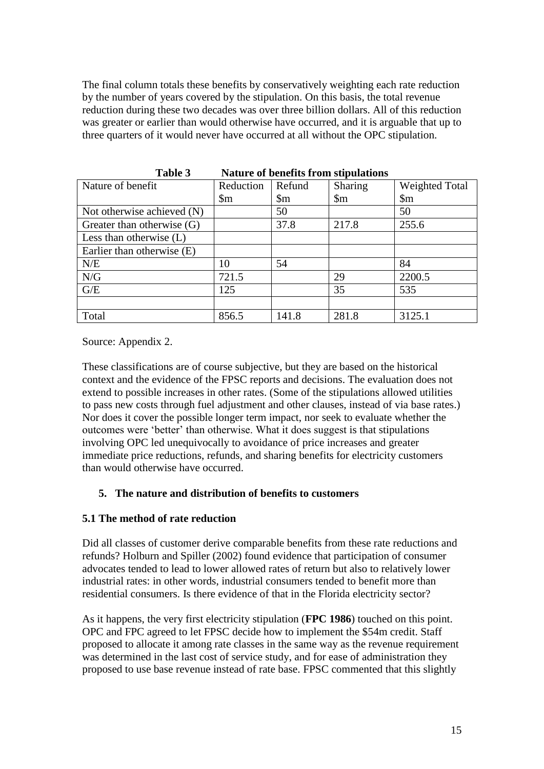The final column totals these benefits by conservatively weighting each rate reduction by the number of years covered by the stipulation. On this basis, the total revenue reduction during these two decades was over three billion dollars. All of this reduction was greater or earlier than would otherwise have occurred, and it is arguable that up to three quarters of it would never have occurred at all without the OPC stipulation.

**Table 3 Nature of benefits from stipulations**

| Nature of benefit | Reduction $m | Refund $m | Sharing $m | Weighted Total $m |
|---|---|---|---|---|
| Not otherwise achieved (N) | | 50 | | 50 |
| Greater than otherwise (G) | | 37.8 | 217.8 | 255.6 |
| Less than otherwise (L) | | | | |
| Earlier than otherwise (E) | | | | |
| N/E | 10 | 54 | | 84 |
| N/G | 721.5 | | 29 | 2200.5 |
| G/E | 125 | | 35 | 535 |
| | | | | |
| Total | 856.5 | 141.8 | 281.8 | 3125.1 |

Source: Appendix 2.

These classifications are of course subjective, but they are based on the historical context and the evidence of the FPSC reports and decisions. The evaluation does not extend to possible increases in other rates. (Some of the stipulations allowed utilities to pass new costs through fuel adjustment and other clauses, instead of via base rates.) Nor does it cover the possible longer term impact, nor seek to evaluate whether the outcomes were 'better' than otherwise. What it does suggest is that stipulations involving OPC led unequivocally to avoidance of price increases and greater immediate price reductions, refunds, and sharing benefits for electricity customers than would otherwise have occurred.

## 5. The nature and distribution of benefits to customers

### 5.1 The method of rate reduction

Did all classes of customer derive comparable benefits from these rate reductions and refunds? Holburn and Spiller (2002) found evidence that participation of consumer advocates tended to lead to lower allowed rates of return but also to relatively lower industrial rates: in other words, industrial consumers tended to benefit more than residential consumers. Is there evidence of that in the Florida electricity sector?

As it happens, the very first electricity stipulation (**FPC 1986**) touched on this point. OPC and FPC agreed to let FPSC decide how to implement the $54m credit. Staff proposed to allocate it among rate classes in the same way as the revenue requirement was determined in the last cost of service study, and for ease of administration they proposed to use base revenue instead of rate base. FPSC commented that this slightly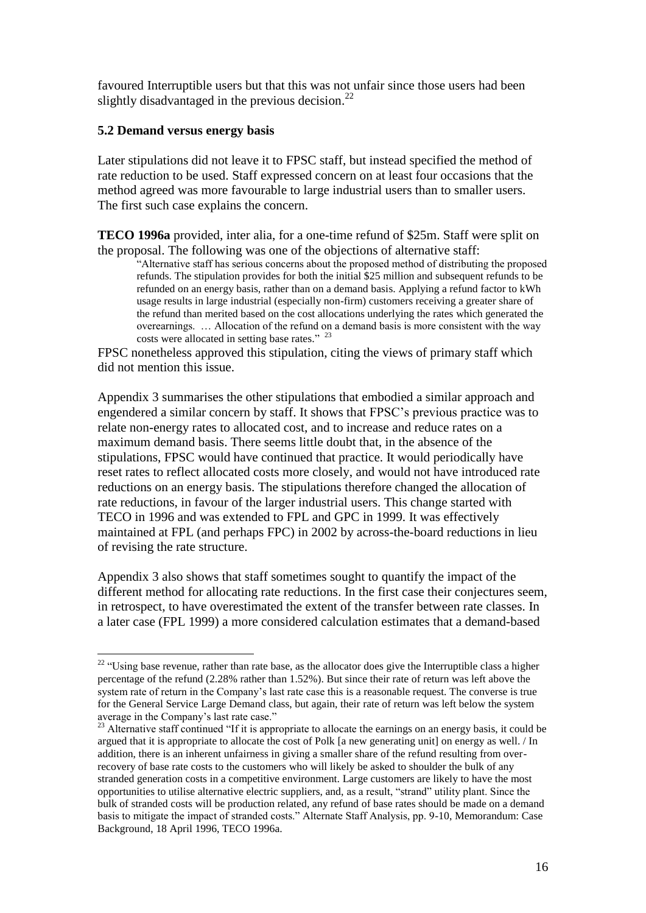favoured Interruptible users but that this was not unfair since those users had been slightly disadvantaged in the previous decision.[22]

**5.2 Demand versus energy basis**

Later stipulations did not leave it to FPSC staff, but instead specified the method of rate reduction to be used. Staff expressed concern on at least four occasions that the method agreed was more favourable to large industrial users than to smaller users. The first such case explains the concern.

**TECO 1996a** provided, inter alia, for a one-time refund of $25m. Staff were split on the proposal. The following was one of the objections of alternative staff:

> "Alternative staff has serious concerns about the proposed method of distributing the proposed refunds. The stipulation provides for both the initial $25 million and subsequent refunds to be refunded on an energy basis, rather than on a demand basis. Applying a refund factor to kWh usage results in large industrial (especially non-firm) customers receiving a greater share of the refund than merited based on the cost allocations underlying the rates which generated the overearnings. … Allocation of the refund on a demand basis is more consistent with the way costs were allocated in setting base rates." [23]

FPSC nonetheless approved this stipulation, citing the views of primary staff which did not mention this issue.

Appendix 3 summarises the other stipulations that embodied a similar approach and engendered a similar concern by staff. It shows that FPSC's previous practice was to relate non-energy rates to allocated cost, and to increase and reduce rates on a maximum demand basis. There seems little doubt that, in the absence of the stipulations, FPSC would have continued that practice. It would periodically have reset rates to reflect allocated costs more closely, and would not have introduced rate reductions on an energy basis. The stipulations therefore changed the allocation of rate reductions, in favour of the larger industrial users. This change started with TECO in 1996 and was extended to FPL and GPC in 1999. It was effectively maintained at FPL (and perhaps FPC) in 2002 by across-the-board reductions in lieu of revising the rate structure.

Appendix 3 also shows that staff sometimes sought to quantify the impact of the different method for allocating rate reductions. In the first case their conjectures seem, in retrospect, to have overestimated the extent of the transfer between rate classes. In a later case (FPL 1999) a more considered calculation estimates that a demand-based

---

[22] "Using base revenue, rather than rate base, as the allocator does give the Interruptible class a higher percentage of the refund (2.28% rather than 1.52%). But since their rate of return was left above the system rate of return in the Company's last rate case this is a reasonable request. The converse is true for the General Service Large Demand class, but again, their rate of return was left below the system average in the Company's last rate case."

[23] Alternative staff continued "If it is appropriate to allocate the earnings on an energy basis, it could be argued that it is appropriate to allocate the cost of Polk [a new generating unit] on energy as well. / In addition, there is an inherent unfairness in giving a smaller share of the refund resulting from over-recovery of base rate costs to the customers who will likely be asked to shoulder the bulk of any stranded generation costs in a competitive environment. Large customers are likely to have the most opportunities to utilise alternative electric suppliers, and, as a result, "strand" utility plant. Since the bulk of stranded costs will be production related, any refund of base rates should be made on a demand basis to mitigate the impact of stranded costs." Alternate Staff Analysis, pp. 9-10, Memorandum: Case Background, 18 April 1996, TECO 1996a.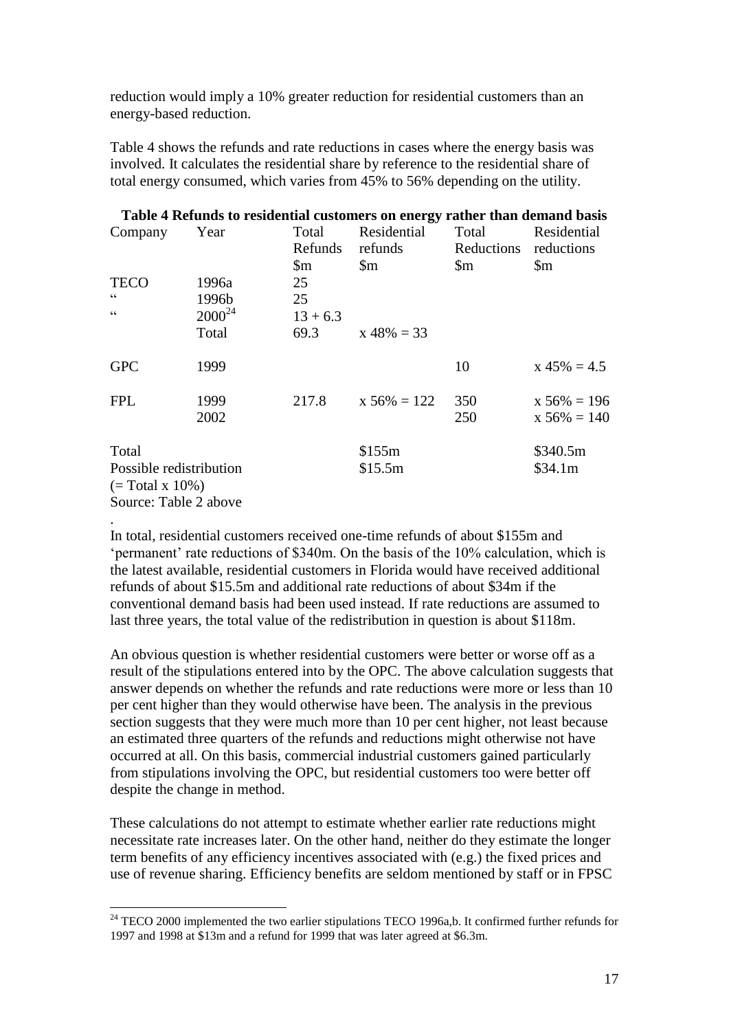reduction would imply a 10% greater reduction for residential customers than an energy-based reduction.

Table 4 shows the refunds and rate reductions in cases where the energy basis was involved. It calculates the residential share by reference to the residential share of total energy consumed, which varies from 45% to 56% depending on the utility.

**Table 4 Refunds to residential customers on energy rather than demand basis**

| Company | Year | Total Refunds \$m | Residential refunds \$m | Total Reductions \$m | Residential reductions \$m |
|---|---|---|---|---|---|
| TECO | 1996a | 25 | | | |
| " | 1996b | 25 | | | |
| " | 2000[24] | 13 + 6.3 | | | |
| | Total | 69.3 | x 48% = 33 | | |
| GPC | 1999 | | | 10 | x 45% = 4.5 |
| FPL | 1999 | 217.8 | x 56% = 122 | 350 | x 56% = 196 |
| | 2002 | | | 250 | x 56% = 140 |
| Total | | | \$155m | | \$340.5m |
| Possible redistribution (= Total x 10%) | | | \$15.5m | | \$34.1m |

Source: Table 2 above

.

In total, residential customers received one-time refunds of about \$155m and 'permanent' rate reductions of \$340m. On the basis of the 10% calculation, which is the latest available, residential customers in Florida would have received additional refunds of about \$15.5m and additional rate reductions of about \$34m if the conventional demand basis had been used instead. If rate reductions are assumed to last three years, the total value of the redistribution in question is about \$118m.

An obvious question is whether residential customers were better or worse off as a result of the stipulations entered into by the OPC. The above calculation suggests that answer depends on whether the refunds and rate reductions were more or less than 10 per cent higher than they would otherwise have been. The analysis in the previous section suggests that they were much more than 10 per cent higher, not least because an estimated three quarters of the refunds and reductions might otherwise not have occurred at all. On this basis, commercial industrial customers gained particularly from stipulations involving the OPC, but residential customers too were better off despite the change in method.

These calculations do not attempt to estimate whether earlier rate reductions might necessitate rate increases later. On the other hand, neither do they estimate the longer term benefits of any efficiency incentives associated with (e.g.) the fixed prices and use of revenue sharing. Efficiency benefits are seldom mentioned by staff or in FPSC

---

[24] TECO 2000 implemented the two earlier stipulations TECO 1996a,b. It confirmed further refunds for 1997 and 1998 at \$13m and a refund for 1999 that was later agreed at \$6.3m.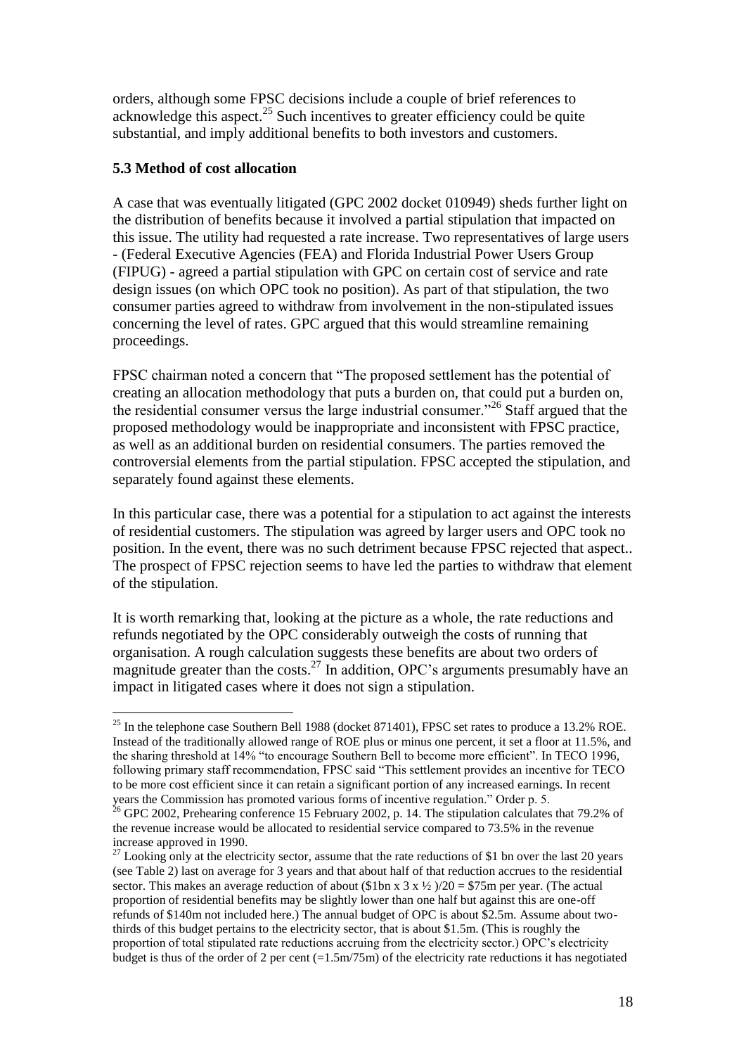orders, although some FPSC decisions include a couple of brief references to acknowledge this aspect.[25] Such incentives to greater efficiency could be quite substantial, and imply additional benefits to both investors and customers.

### 5.3 Method of cost allocation

A case that was eventually litigated (GPC 2002 docket 010949) sheds further light on the distribution of benefits because it involved a partial stipulation that impacted on this issue. The utility had requested a rate increase. Two representatives of large users - (Federal Executive Agencies (FEA) and Florida Industrial Power Users Group (FIPUG) - agreed a partial stipulation with GPC on certain cost of service and rate design issues (on which OPC took no position). As part of that stipulation, the two consumer parties agreed to withdraw from involvement in the non-stipulated issues concerning the level of rates. GPC argued that this would streamline remaining proceedings.

FPSC chairman noted a concern that "The proposed settlement has the potential of creating an allocation methodology that puts a burden on, that could put a burden on, the residential consumer versus the large industrial consumer."[26] Staff argued that the proposed methodology would be inappropriate and inconsistent with FPSC practice, as well as an additional burden on residential consumers. The parties removed the controversial elements from the partial stipulation. FPSC accepted the stipulation, and separately found against these elements.

In this particular case, there was a potential for a stipulation to act against the interests of residential customers. The stipulation was agreed by larger users and OPC took no position. In the event, there was no such detriment because FPSC rejected that aspect.. The prospect of FPSC rejection seems to have led the parties to withdraw that element of the stipulation.

It is worth remarking that, looking at the picture as a whole, the rate reductions and refunds negotiated by the OPC considerably outweigh the costs of running that organisation. A rough calculation suggests these benefits are about two orders of magnitude greater than the costs.[27] In addition, OPC's arguments presumably have an impact in litigated cases where it does not sign a stipulation.

---

[25] In the telephone case Southern Bell 1988 (docket 871401), FPSC set rates to produce a 13.2% ROE. Instead of the traditionally allowed range of ROE plus or minus one percent, it set a floor at 11.5%, and the sharing threshold at 14% "to encourage Southern Bell to become more efficient". In TECO 1996, following primary staff recommendation, FPSC said "This settlement provides an incentive for TECO to be more cost efficient since it can retain a significant portion of any increased earnings. In recent years the Commission has promoted various forms of incentive regulation." Order p. 5.

[26] GPC 2002, Prehearing conference 15 February 2002, p. 14. The stipulation calculates that 79.2% of the revenue increase would be allocated to residential service compared to 73.5% in the revenue increase approved in 1990.

[27] Looking only at the electricity sector, assume that the rate reductions of \$1 bn over the last 20 years (see Table 2) last on average for 3 years and that about half of that reduction accrues to the residential sector. This makes an average reduction of about (\$1bn x 3 x ½ )/20 = \$75m per year. (The actual proportion of residential benefits may be slightly lower than one half but against this are one-off refunds of \$140m not included here.) The annual budget of OPC is about \$2.5m. Assume about two-thirds of this budget pertains to the electricity sector, that is about \$1.5m. (This is roughly the proportion of total stipulated rate reductions accruing from the electricity sector.) OPC's electricity budget is thus of the order of 2 per cent (=1.5m/75m) of the electricity rate reductions it has negotiated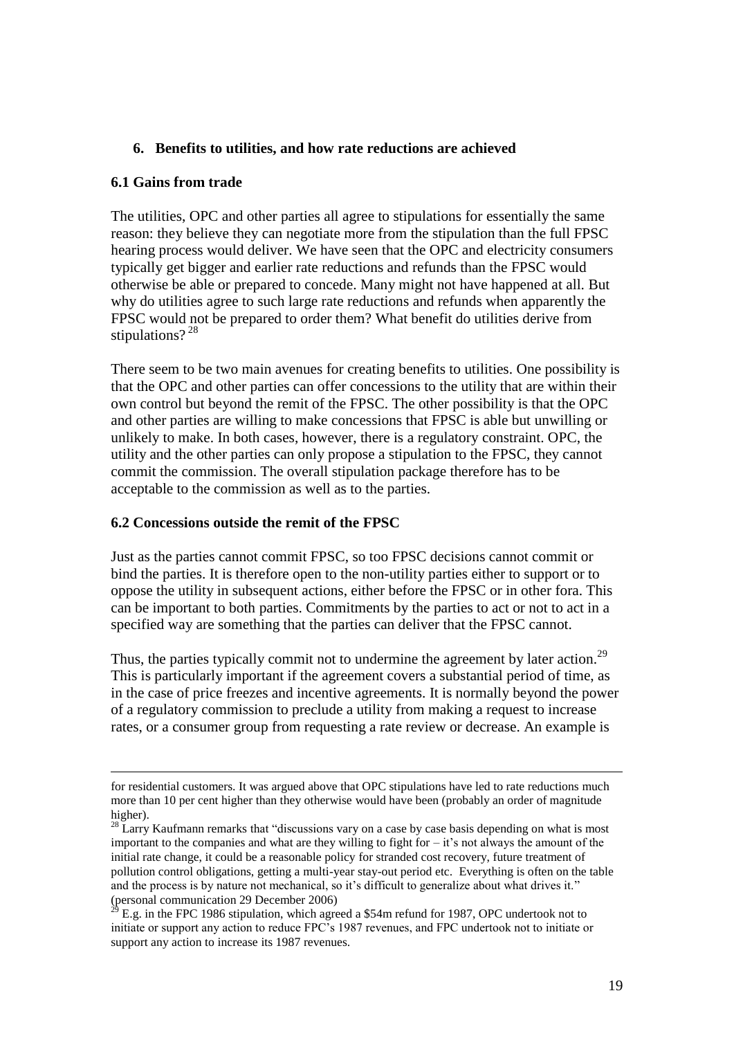## 6. Benefits to utilities, and how rate reductions are achieved

### 6.1 Gains from trade

The utilities, OPC and other parties all agree to stipulations for essentially the same reason: they believe they can negotiate more from the stipulation than the full FPSC hearing process would deliver. We have seen that the OPC and electricity consumers typically get bigger and earlier rate reductions and refunds than the FPSC would otherwise be able or prepared to concede. Many might not have happened at all. But why do utilities agree to such large rate reductions and refunds when apparently the FPSC would not be prepared to order them? What benefit do utilities derive from stipulations? [28]

There seem to be two main avenues for creating benefits to utilities. One possibility is that the OPC and other parties can offer concessions to the utility that are within their own control but beyond the remit of the FPSC. The other possibility is that the OPC and other parties are willing to make concessions that FPSC is able but unwilling or unlikely to make. In both cases, however, there is a regulatory constraint. OPC, the utility and the other parties can only propose a stipulation to the FPSC, they cannot commit the commission. The overall stipulation package therefore has to be acceptable to the commission as well as to the parties.

### 6.2 Concessions outside the remit of the FPSC

Just as the parties cannot commit FPSC, so too FPSC decisions cannot commit or bind the parties. It is therefore open to the non-utility parties either to support or to oppose the utility in subsequent actions, either before the FPSC or in other fora. This can be important to both parties. Commitments by the parties to act or not to act in a specified way are something that the parties can deliver that the FPSC cannot.

Thus, the parties typically commit not to undermine the agreement by later action.[29] This is particularly important if the agreement covers a substantial period of time, as in the case of price freezes and incentive agreements. It is normally beyond the power of a regulatory commission to preclude a utility from making a request to increase rates, or a consumer group from requesting a rate review or decrease. An example is

---

for residential customers. It was argued above that OPC stipulations have led to rate reductions much more than 10 per cent higher than they otherwise would have been (probably an order of magnitude higher).

[28] Larry Kaufmann remarks that "discussions vary on a case by case basis depending on what is most important to the companies and what are they willing to fight for – it's not always the amount of the initial rate change, it could be a reasonable policy for stranded cost recovery, future treatment of pollution control obligations, getting a multi-year stay-out period etc. Everything is often on the table and the process is by nature not mechanical, so it's difficult to generalize about what drives it." (personal communication 29 December 2006)

[29] E.g. in the FPC 1986 stipulation, which agreed a $54m refund for 1987, OPC undertook not to initiate or support any action to reduce FPC's 1987 revenues, and FPC undertook not to initiate or support any action to increase its 1987 revenues.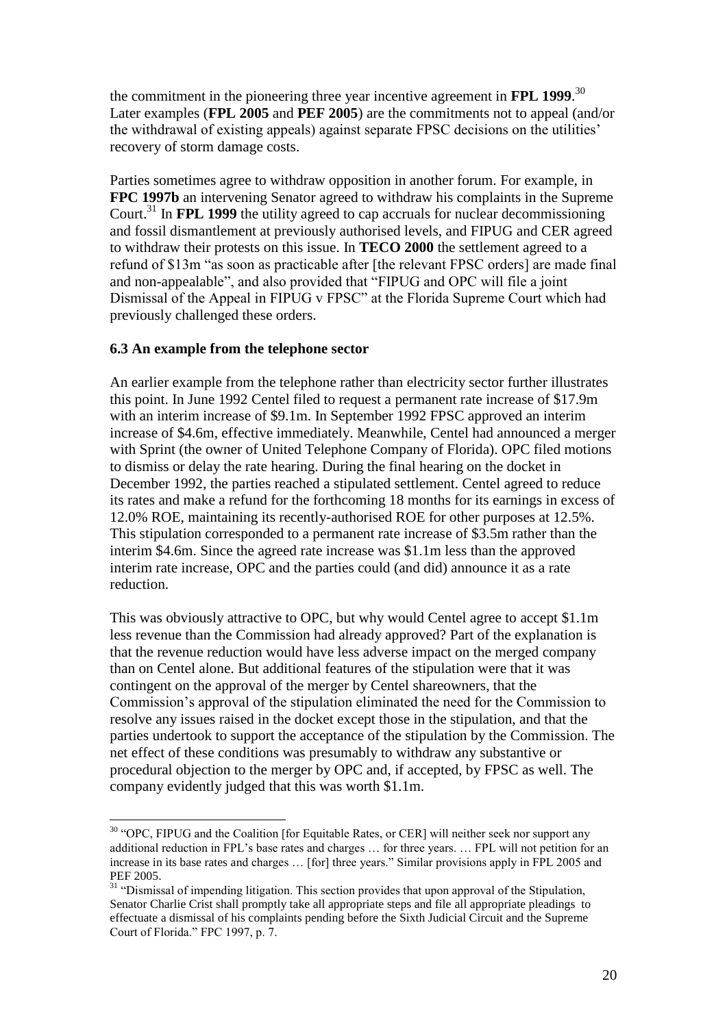the commitment in the pioneering three year incentive agreement in **FPL 1999**.[30] Later examples (**FPL 2005** and **PEF 2005**) are the commitments not to appeal (and/or the withdrawal of existing appeals) against separate FPSC decisions on the utilities' recovery of storm damage costs.

Parties sometimes agree to withdraw opposition in another forum. For example, in **FPC 1997b** an intervening Senator agreed to withdraw his complaints in the Supreme Court.[31] In **FPL 1999** the utility agreed to cap accruals for nuclear decommissioning and fossil dismantlement at previously authorised levels, and FIPUG and CER agreed to withdraw their protests on this issue. In **TECO 2000** the settlement agreed to a refund of \$13m "as soon as practicable after [the relevant FPSC orders] are made final and non-appealable", and also provided that "FIPUG and OPC will file a joint Dismissal of the Appeal in FIPUG v FPSC" at the Florida Supreme Court which had previously challenged these orders.

### 6.3 An example from the telephone sector

An earlier example from the telephone rather than electricity sector further illustrates this point. In June 1992 Centel filed to request a permanent rate increase of \$17.9m with an interim increase of \$9.1m. In September 1992 FPSC approved an interim increase of \$4.6m, effective immediately. Meanwhile, Centel had announced a merger with Sprint (the owner of United Telephone Company of Florida). OPC filed motions to dismiss or delay the rate hearing. During the final hearing on the docket in December 1992, the parties reached a stipulated settlement. Centel agreed to reduce its rates and make a refund for the forthcoming 18 months for its earnings in excess of 12.0% ROE, maintaining its recently-authorised ROE for other purposes at 12.5%. This stipulation corresponded to a permanent rate increase of \$3.5m rather than the interim \$4.6m. Since the agreed rate increase was \$1.1m less than the approved interim rate increase, OPC and the parties could (and did) announce it as a rate reduction.

This was obviously attractive to OPC, but why would Centel agree to accept \$1.1m less revenue than the Commission had already approved? Part of the explanation is that the revenue reduction would have less adverse impact on the merged company than on Centel alone. But additional features of the stipulation were that it was contingent on the approval of the merger by Centel shareowners, that the Commission's approval of the stipulation eliminated the need for the Commission to resolve any issues raised in the docket except those in the stipulation, and that the parties undertook to support the acceptance of the stipulation by the Commission. The net effect of these conditions was presumably to withdraw any substantive or procedural objection to the merger by OPC and, if accepted, by FPSC as well. The company evidently judged that this was worth \$1.1m.

---

[30] "OPC, FIPUG and the Coalition [for Equitable Rates, or CER] will neither seek nor support any additional reduction in FPL's base rates and charges … for three years. … FPL will not petition for an increase in its base rates and charges … [for] three years." Similar provisions apply in FPL 2005 and PEF 2005.

[31] "Dismissal of impending litigation. This section provides that upon approval of the Stipulation, Senator Charlie Crist shall promptly take all appropriate steps and file all appropriate pleadings to effectuate a dismissal of his complaints pending before the Sixth Judicial Circuit and the Supreme Court of Florida." FPC 1997, p. 7.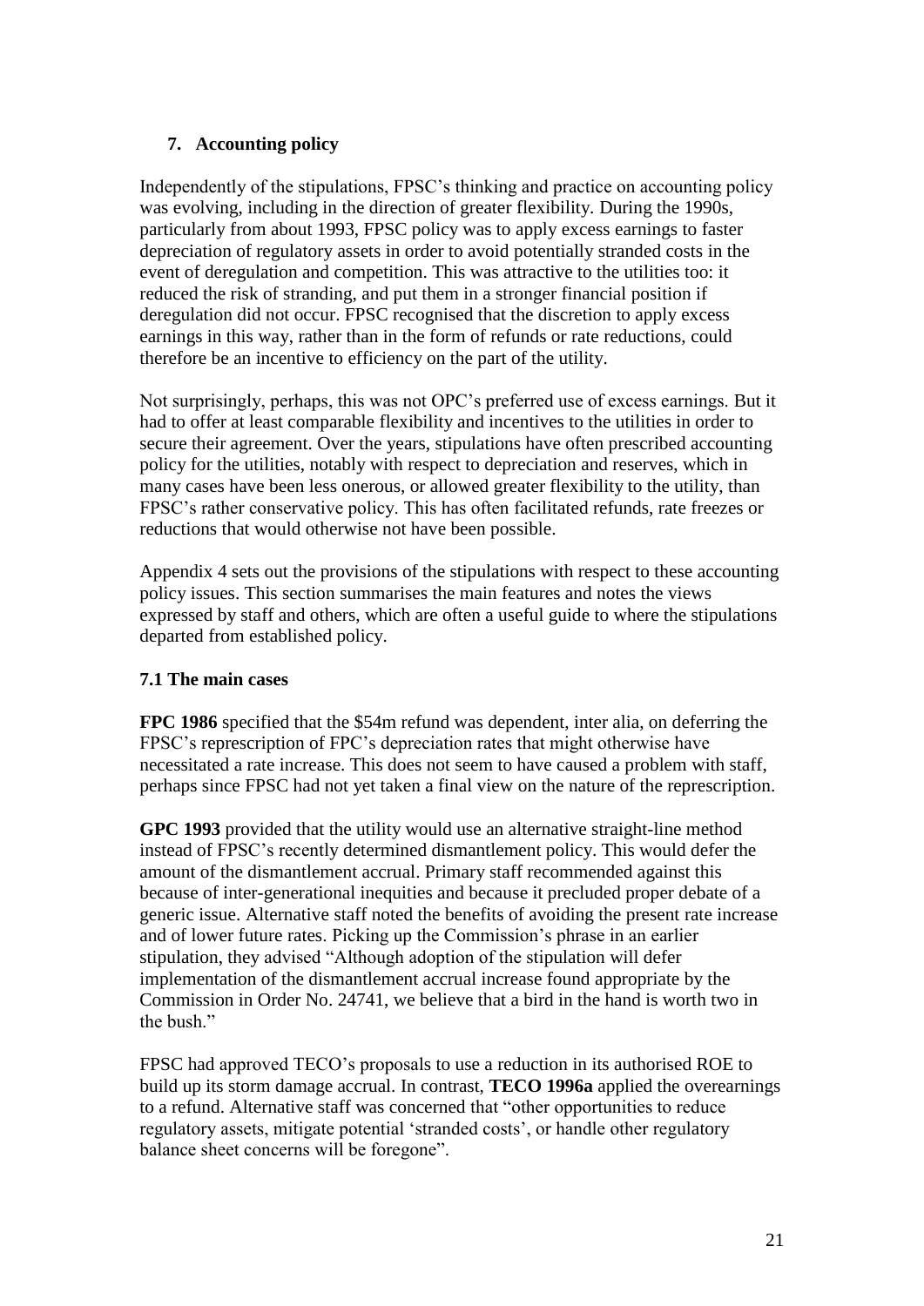## 7. Accounting policy

Independently of the stipulations, FPSC's thinking and practice on accounting policy was evolving, including in the direction of greater flexibility. During the 1990s, particularly from about 1993, FPSC policy was to apply excess earnings to faster depreciation of regulatory assets in order to avoid potentially stranded costs in the event of deregulation and competition. This was attractive to the utilities too: it reduced the risk of stranding, and put them in a stronger financial position if deregulation did not occur. FPSC recognised that the discretion to apply excess earnings in this way, rather than in the form of refunds or rate reductions, could therefore be an incentive to efficiency on the part of the utility.

Not surprisingly, perhaps, this was not OPC's preferred use of excess earnings. But it had to offer at least comparable flexibility and incentives to the utilities in order to secure their agreement. Over the years, stipulations have often prescribed accounting policy for the utilities, notably with respect to depreciation and reserves, which in many cases have been less onerous, or allowed greater flexibility to the utility, than FPSC's rather conservative policy. This has often facilitated refunds, rate freezes or reductions that would otherwise not have been possible.

Appendix 4 sets out the provisions of the stipulations with respect to these accounting policy issues. This section summarises the main features and notes the views expressed by staff and others, which are often a useful guide to where the stipulations departed from established policy.

### 7.1 The main cases

**FPC 1986** specified that the $54m refund was dependent, inter alia, on deferring the FPSC's represcription of FPC's depreciation rates that might otherwise have necessitated a rate increase. This does not seem to have caused a problem with staff, perhaps since FPSC had not yet taken a final view on the nature of the represcription.

**GPC 1993** provided that the utility would use an alternative straight-line method instead of FPSC's recently determined dismantlement policy. This would defer the amount of the dismantlement accrual. Primary staff recommended against this because of inter-generational inequities and because it precluded proper debate of a generic issue. Alternative staff noted the benefits of avoiding the present rate increase and of lower future rates. Picking up the Commission's phrase in an earlier stipulation, they advised "Although adoption of the stipulation will defer implementation of the dismantlement accrual increase found appropriate by the Commission in Order No. 24741, we believe that a bird in the hand is worth two in the bush."

FPSC had approved TECO's proposals to use a reduction in its authorised ROE to build up its storm damage accrual. In contrast, **TECO 1996a** applied the overearnings to a refund. Alternative staff was concerned that "other opportunities to reduce regulatory assets, mitigate potential 'stranded costs', or handle other regulatory balance sheet concerns will be foregone".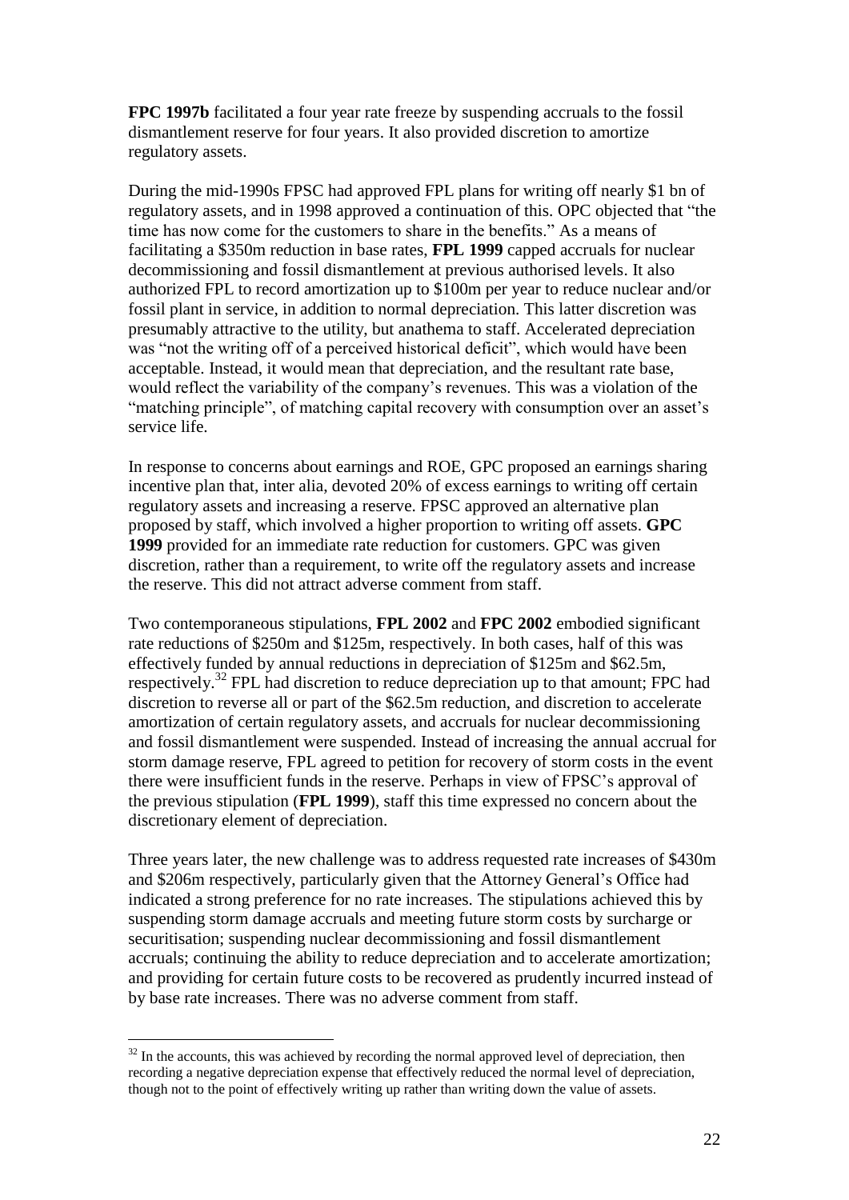**FPC 1997b** facilitated a four year rate freeze by suspending accruals to the fossil dismantlement reserve for four years. It also provided discretion to amortize regulatory assets.

During the mid-1990s FPSC had approved FPL plans for writing off nearly $1 bn of regulatory assets, and in 1998 approved a continuation of this. OPC objected that "the time has now come for the customers to share in the benefits." As a means of facilitating a $350m reduction in base rates, **FPL 1999** capped accruals for nuclear decommissioning and fossil dismantlement at previous authorised levels. It also authorized FPL to record amortization up to $100m per year to reduce nuclear and/or fossil plant in service, in addition to normal depreciation. This latter discretion was presumably attractive to the utility, but anathema to staff. Accelerated depreciation was "not the writing off of a perceived historical deficit", which would have been acceptable. Instead, it would mean that depreciation, and the resultant rate base, would reflect the variability of the company's revenues. This was a violation of the "matching principle", of matching capital recovery with consumption over an asset's service life.

In response to concerns about earnings and ROE, GPC proposed an earnings sharing incentive plan that, inter alia, devoted 20% of excess earnings to writing off certain regulatory assets and increasing a reserve. FPSC approved an alternative plan proposed by staff, which involved a higher proportion to writing off assets. **GPC 1999** provided for an immediate rate reduction for customers. GPC was given discretion, rather than a requirement, to write off the regulatory assets and increase the reserve. This did not attract adverse comment from staff.

Two contemporaneous stipulations, **FPL 2002** and **FPC 2002** embodied significant rate reductions of $250m and $125m, respectively. In both cases, half of this was effectively funded by annual reductions in depreciation of $125m and $62.5m, respectively.[32] FPL had discretion to reduce depreciation up to that amount; FPC had discretion to reverse all or part of the $62.5m reduction, and discretion to accelerate amortization of certain regulatory assets, and accruals for nuclear decommissioning and fossil dismantlement were suspended. Instead of increasing the annual accrual for storm damage reserve, FPL agreed to petition for recovery of storm costs in the event there were insufficient funds in the reserve. Perhaps in view of FPSC's approval of the previous stipulation (**FPL 1999**), staff this time expressed no concern about the discretionary element of depreciation.

Three years later, the new challenge was to address requested rate increases of $430m and $206m respectively, particularly given that the Attorney General's Office had indicated a strong preference for no rate increases. The stipulations achieved this by suspending storm damage accruals and meeting future storm costs by surcharge or securitisation; suspending nuclear decommissioning and fossil dismantlement accruals; continuing the ability to reduce depreciation and to accelerate amortization; and providing for certain future costs to be recovered as prudently incurred instead of by base rate increases. There was no adverse comment from staff.

[32] In the accounts, this was achieved by recording the normal approved level of depreciation, then recording a negative depreciation expense that effectively reduced the normal level of depreciation, though not to the point of effectively writing up rather than writing down the value of assets.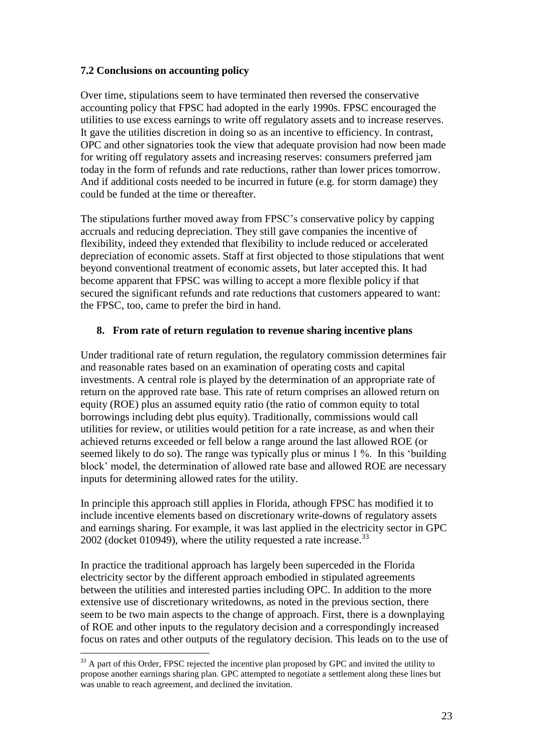### 7.2 Conclusions on accounting policy

Over time, stipulations seem to have terminated then reversed the conservative accounting policy that FPSC had adopted in the early 1990s. FPSC encouraged the utilities to use excess earnings to write off regulatory assets and to increase reserves. It gave the utilities discretion in doing so as an incentive to efficiency. In contrast, OPC and other signatories took the view that adequate provision had now been made for writing off regulatory assets and increasing reserves: consumers preferred jam today in the form of refunds and rate reductions, rather than lower prices tomorrow. And if additional costs needed to be incurred in future (e.g. for storm damage) they could be funded at the time or thereafter.

The stipulations further moved away from FPSC's conservative policy by capping accruals and reducing depreciation. They still gave companies the incentive of flexibility, indeed they extended that flexibility to include reduced or accelerated depreciation of economic assets. Staff at first objected to those stipulations that went beyond conventional treatment of economic assets, but later accepted this. It had become apparent that FPSC was willing to accept a more flexible policy if that secured the significant refunds and rate reductions that customers appeared to want: the FPSC, too, came to prefer the bird in hand.

## 8. From rate of return regulation to revenue sharing incentive plans

Under traditional rate of return regulation, the regulatory commission determines fair and reasonable rates based on an examination of operating costs and capital investments. A central role is played by the determination of an appropriate rate of return on the approved rate base. This rate of return comprises an allowed return on equity (ROE) plus an assumed equity ratio (the ratio of common equity to total borrowings including debt plus equity). Traditionally, commissions would call utilities for review, or utilities would petition for a rate increase, as and when their achieved returns exceeded or fell below a range around the last allowed ROE (or seemed likely to do so). The range was typically plus or minus 1 %. In this 'building block' model, the determination of allowed rate base and allowed ROE are necessary inputs for determining allowed rates for the utility.

In principle this approach still applies in Florida, athough FPSC has modified it to include incentive elements based on discretionary write-downs of regulatory assets and earnings sharing. For example, it was last applied in the electricity sector in GPC 2002 (docket 010949), where the utility requested a rate increase.[33]

In practice the traditional approach has largely been superceded in the Florida electricity sector by the different approach embodied in stipulated agreements between the utilities and interested parties including OPC. In addition to the more extensive use of discretionary writedowns, as noted in the previous section, there seem to be two main aspects to the change of approach. First, there is a downplaying of ROE and other inputs to the regulatory decision and a correspondingly increased focus on rates and other outputs of the regulatory decision. This leads on to the use of

[33] A part of this Order, FPSC rejected the incentive plan proposed by GPC and invited the utility to propose another earnings sharing plan. GPC attempted to negotiate a settlement along these lines but was unable to reach agreement, and declined the invitation.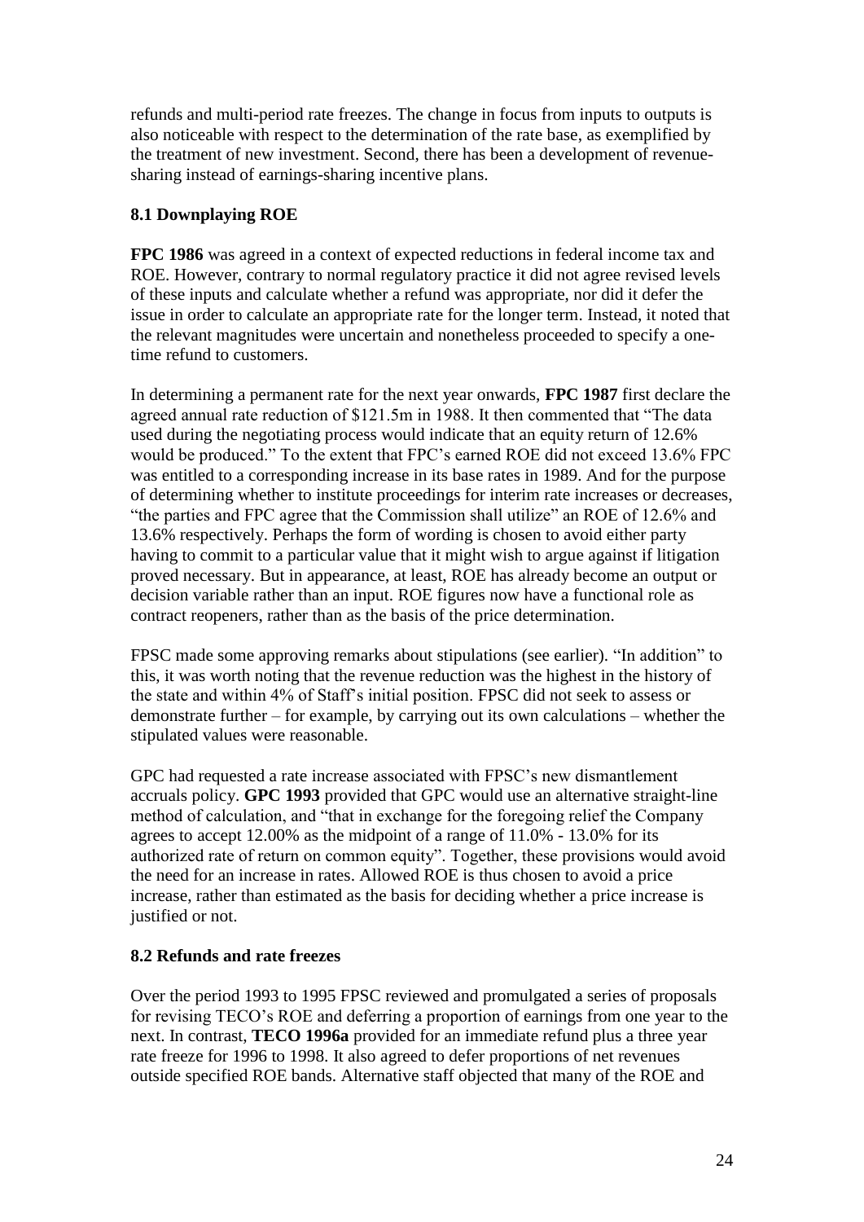refunds and multi-period rate freezes. The change in focus from inputs to outputs is also noticeable with respect to the determination of the rate base, as exemplified by the treatment of new investment. Second, there has been a development of revenue-sharing instead of earnings-sharing incentive plans.

### 8.1 Downplaying ROE

**FPC 1986** was agreed in a context of expected reductions in federal income tax and ROE. However, contrary to normal regulatory practice it did not agree revised levels of these inputs and calculate whether a refund was appropriate, nor did it defer the issue in order to calculate an appropriate rate for the longer term. Instead, it noted that the relevant magnitudes were uncertain and nonetheless proceeded to specify a one-time refund to customers.

In determining a permanent rate for the next year onwards, **FPC 1987** first declare the agreed annual rate reduction of $121.5m in 1988. It then commented that "The data used during the negotiating process would indicate that an equity return of 12.6% would be produced." To the extent that FPC's earned ROE did not exceed 13.6% FPC was entitled to a corresponding increase in its base rates in 1989. And for the purpose of determining whether to institute proceedings for interim rate increases or decreases, "the parties and FPC agree that the Commission shall utilize" an ROE of 12.6% and 13.6% respectively. Perhaps the form of wording is chosen to avoid either party having to commit to a particular value that it might wish to argue against if litigation proved necessary. But in appearance, at least, ROE has already become an output or decision variable rather than an input. ROE figures now have a functional role as contract reopeners, rather than as the basis of the price determination.

FPSC made some approving remarks about stipulations (see earlier). "In addition" to this, it was worth noting that the revenue reduction was the highest in the history of the state and within 4% of Staff's initial position. FPSC did not seek to assess or demonstrate further – for example, by carrying out its own calculations – whether the stipulated values were reasonable.

GPC had requested a rate increase associated with FPSC's new dismantlement accruals policy. **GPC 1993** provided that GPC would use an alternative straight-line method of calculation, and "that in exchange for the foregoing relief the Company agrees to accept 12.00% as the midpoint of a range of 11.0% - 13.0% for its authorized rate of return on common equity". Together, these provisions would avoid the need for an increase in rates. Allowed ROE is thus chosen to avoid a price increase, rather than estimated as the basis for deciding whether a price increase is justified or not.

### 8.2 Refunds and rate freezes

Over the period 1993 to 1995 FPSC reviewed and promulgated a series of proposals for revising TECO's ROE and deferring a proportion of earnings from one year to the next. In contrast, **TECO 1996a** provided for an immediate refund plus a three year rate freeze for 1996 to 1998. It also agreed to defer proportions of net revenues outside specified ROE bands. Alternative staff objected that many of the ROE and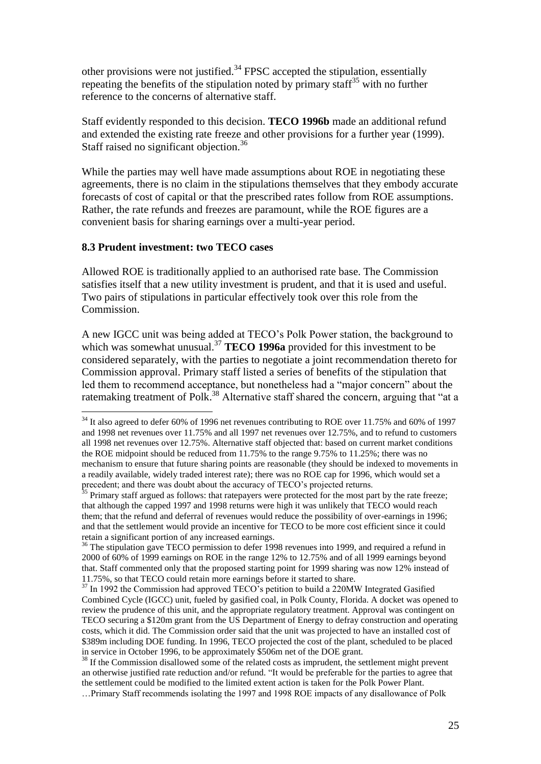other provisions were not justified.[34] FPSC accepted the stipulation, essentially repeating the benefits of the stipulation noted by primary staff[35] with no further reference to the concerns of alternative staff.

Staff evidently responded to this decision. **TECO 1996b** made an additional refund and extended the existing rate freeze and other provisions for a further year (1999). Staff raised no significant objection.[36]

While the parties may well have made assumptions about ROE in negotiating these agreements, there is no claim in the stipulations themselves that they embody accurate forecasts of cost of capital or that the prescribed rates follow from ROE assumptions. Rather, the rate refunds and freezes are paramount, while the ROE figures are a convenient basis for sharing earnings over a multi-year period.

### 8.3 Prudent investment: two TECO cases

Allowed ROE is traditionally applied to an authorised rate base. The Commission satisfies itself that a new utility investment is prudent, and that it is used and useful. Two pairs of stipulations in particular effectively took over this role from the Commission.

A new IGCC unit was being added at TECO's Polk Power station, the background to which was somewhat unusual.[37] **TECO 1996a** provided for this investment to be considered separately, with the parties to negotiate a joint recommendation thereto for Commission approval. Primary staff listed a series of benefits of the stipulation that led them to recommend acceptance, but nonetheless had a "major concern" about the ratemaking treatment of Polk.[38] Alternative staff shared the concern, arguing that "at a

---

[34] It also agreed to defer 60% of 1996 net revenues contributing to ROE over 11.75% and 60% of 1997 and 1998 net revenues over 11.75% and all 1997 net revenues over 12.75%, and to refund to customers all 1998 net revenues over 12.75%. Alternative staff objected that: based on current market conditions the ROE midpoint should be reduced from 11.75% to the range 9.75% to 11.25%; there was no mechanism to ensure that future sharing points are reasonable (they should be indexed to movements in a readily available, widely traded interest rate); there was no ROE cap for 1996, which would set a precedent; and there was doubt about the accuracy of TECO's projected returns.

[35] Primary staff argued as follows: that ratepayers were protected for the most part by the rate freeze; that although the capped 1997 and 1998 returns were high it was unlikely that TECO would reach them; that the refund and deferral of revenues would reduce the possibility of over-earnings in 1996; and that the settlement would provide an incentive for TECO to be more cost efficient since it could retain a significant portion of any increased earnings.

[36] The stipulation gave TECO permission to defer 1998 revenues into 1999, and required a refund in 2000 of 60% of 1999 earnings on ROE in the range 12% to 12.75% and of all 1999 earnings beyond that. Staff commented only that the proposed starting point for 1999 sharing was now 12% instead of 11.75%, so that TECO could retain more earnings before it started to share.

[37] In 1992 the Commission had approved TECO's petition to build a 220MW Integrated Gasified Combined Cycle (IGCC) unit, fueled by gasified coal, in Polk County, Florida. A docket was opened to review the prudence of this unit, and the appropriate regulatory treatment. Approval was contingent on TECO securing a \$120m grant from the US Department of Energy to defray construction and operating costs, which it did. The Commission order said that the unit was projected to have an installed cost of \$389m including DOE funding. In 1996, TECO projected the cost of the plant, scheduled to be placed in service in October 1996, to be approximately \$506m net of the DOE grant.

[38] If the Commission disallowed some of the related costs as imprudent, the settlement might prevent an otherwise justified rate reduction and/or refund. "It would be preferable for the parties to agree that the settlement could be modified to the limited extent action is taken for the Polk Power Plant. …Primary Staff recommends isolating the 1997 and 1998 ROE impacts of any disallowance of Polk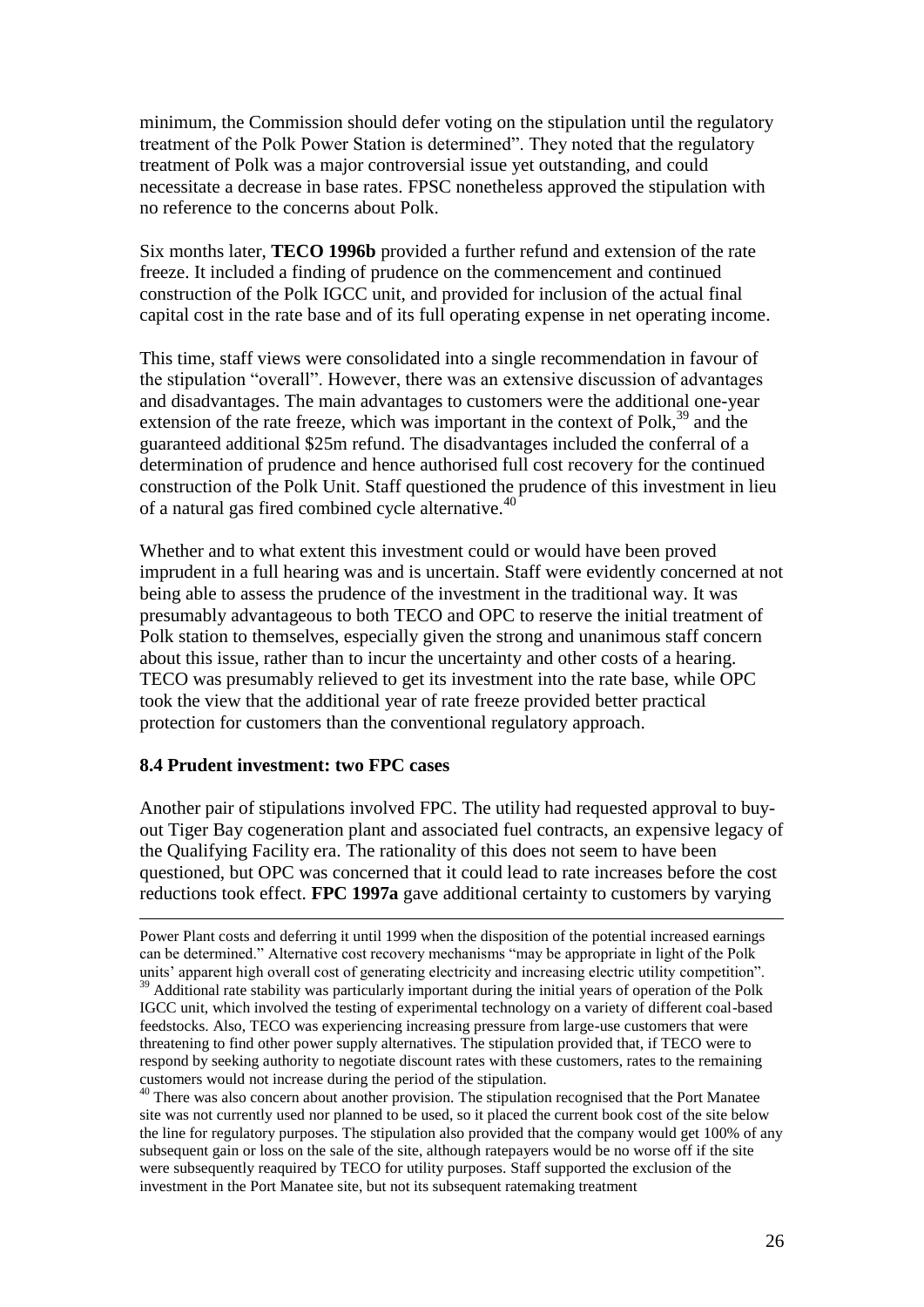minimum, the Commission should defer voting on the stipulation until the regulatory treatment of the Polk Power Station is determined". They noted that the regulatory treatment of Polk was a major controversial issue yet outstanding, and could necessitate a decrease in base rates. FPSC nonetheless approved the stipulation with no reference to the concerns about Polk.

Six months later, **TECO 1996b** provided a further refund and extension of the rate freeze. It included a finding of prudence on the commencement and continued construction of the Polk IGCC unit, and provided for inclusion of the actual final capital cost in the rate base and of its full operating expense in net operating income.

This time, staff views were consolidated into a single recommendation in favour of the stipulation "overall". However, there was an extensive discussion of advantages and disadvantages. The main advantages to customers were the additional one-year extension of the rate freeze, which was important in the context of Polk,[39] and the guaranteed additional $25m refund. The disadvantages included the conferral of a determination of prudence and hence authorised full cost recovery for the continued construction of the Polk Unit. Staff questioned the prudence of this investment in lieu of a natural gas fired combined cycle alternative.[40]

Whether and to what extent this investment could or would have been proved imprudent in a full hearing was and is uncertain. Staff were evidently concerned at not being able to assess the prudence of the investment in the traditional way. It was presumably advantageous to both TECO and OPC to reserve the initial treatment of Polk station to themselves, especially given the strong and unanimous staff concern about this issue, rather than to incur the uncertainty and other costs of a hearing. TECO was presumably relieved to get its investment into the rate base, while OPC took the view that the additional year of rate freeze provided better practical protection for customers than the conventional regulatory approach.

### 8.4 Prudent investment: two FPC cases

Another pair of stipulations involved FPC. The utility had requested approval to buy-out Tiger Bay cogeneration plant and associated fuel contracts, an expensive legacy of the Qualifying Facility era. The rationality of this does not seem to have been questioned, but OPC was concerned that it could lead to rate increases before the cost reductions took effect. **FPC 1997a** gave additional certainty to customers by varying

---

Power Plant costs and deferring it until 1999 when the disposition of the potential increased earnings can be determined." Alternative cost recovery mechanisms "may be appropriate in light of the Polk units' apparent high overall cost of generating electricity and increasing electric utility competition".

[39] Additional rate stability was particularly important during the initial years of operation of the Polk IGCC unit, which involved the testing of experimental technology on a variety of different coal-based feedstocks. Also, TECO was experiencing increasing pressure from large-use customers that were threatening to find other power supply alternatives. The stipulation provided that, if TECO were to respond by seeking authority to negotiate discount rates with these customers, rates to the remaining customers would not increase during the period of the stipulation.

[40] There was also concern about another provision. The stipulation recognised that the Port Manatee site was not currently used nor planned to be used, so it placed the current book cost of the site below the line for regulatory purposes. The stipulation also provided that the company would get 100% of any subsequent gain or loss on the sale of the site, although ratepayers would be no worse off if the site were subsequently reaquired by TECO for utility purposes. Staff supported the exclusion of the investment in the Port Manatee site, but not its subsequent ratemaking treatment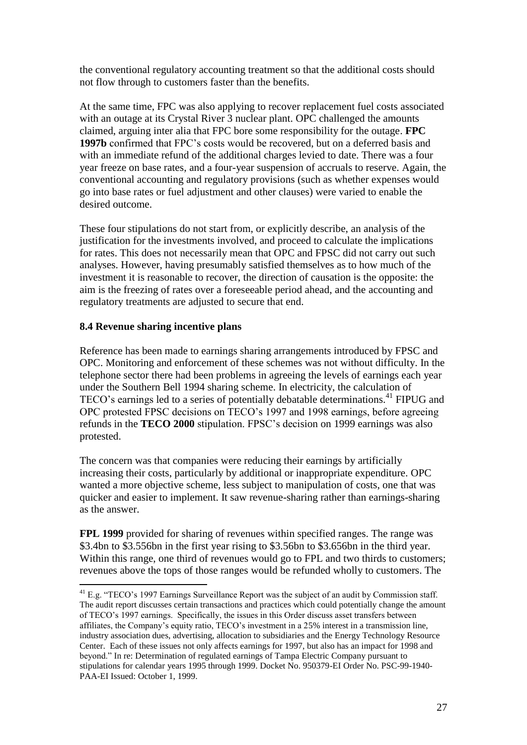the conventional regulatory accounting treatment so that the additional costs should not flow through to customers faster than the benefits.

At the same time, FPC was also applying to recover replacement fuel costs associated with an outage at its Crystal River 3 nuclear plant. OPC challenged the amounts claimed, arguing inter alia that FPC bore some responsibility for the outage. **FPC 1997b** confirmed that FPC's costs would be recovered, but on a deferred basis and with an immediate refund of the additional charges levied to date. There was a four year freeze on base rates, and a four-year suspension of accruals to reserve. Again, the conventional accounting and regulatory provisions (such as whether expenses would go into base rates or fuel adjustment and other clauses) were varied to enable the desired outcome.

These four stipulations do not start from, or explicitly describe, an analysis of the justification for the investments involved, and proceed to calculate the implications for rates. This does not necessarily mean that OPC and FPSC did not carry out such analyses. However, having presumably satisfied themselves as to how much of the investment it is reasonable to recover, the direction of causation is the opposite: the aim is the freezing of rates over a foreseeable period ahead, and the accounting and regulatory treatments are adjusted to secure that end.

### 8.4 Revenue sharing incentive plans

Reference has been made to earnings sharing arrangements introduced by FPSC and OPC. Monitoring and enforcement of these schemes was not without difficulty. In the telephone sector there had been problems in agreeing the levels of earnings each year under the Southern Bell 1994 sharing scheme. In electricity, the calculation of TECO's earnings led to a series of potentially debatable determinations.[41] FIPUG and OPC protested FPSC decisions on TECO's 1997 and 1998 earnings, before agreeing refunds in the **TECO 2000** stipulation. FPSC's decision on 1999 earnings was also protested.

The concern was that companies were reducing their earnings by artificially increasing their costs, particularly by additional or inappropriate expenditure. OPC wanted a more objective scheme, less subject to manipulation of costs, one that was quicker and easier to implement. It saw revenue-sharing rather than earnings-sharing as the answer.

**FPL 1999** provided for sharing of revenues within specified ranges. The range was \$3.4bn to \$3.556bn in the first year rising to \$3.56bn to \$3.656bn in the third year. Within this range, one third of revenues would go to FPL and two thirds to customers; revenues above the tops of those ranges would be refunded wholly to customers. The

---

[41] E.g. "TECO's 1997 Earnings Surveillance Report was the subject of an audit by Commission staff. The audit report discusses certain transactions and practices which could potentially change the amount of TECO's 1997 earnings. Specifically, the issues in this Order discuss asset transfers between affiliates, the Company's equity ratio, TECO's investment in a 25% interest in a transmission line, industry association dues, advertising, allocation to subsidiaries and the Energy Technology Resource Center. Each of these issues not only affects earnings for 1997, but also has an impact for 1998 and beyond." In re: Determination of regulated earnings of Tampa Electric Company pursuant to stipulations for calendar years 1995 through 1999. Docket No. 950379-EI Order No. PSC-99-1940-PAA-EI Issued: October 1, 1999.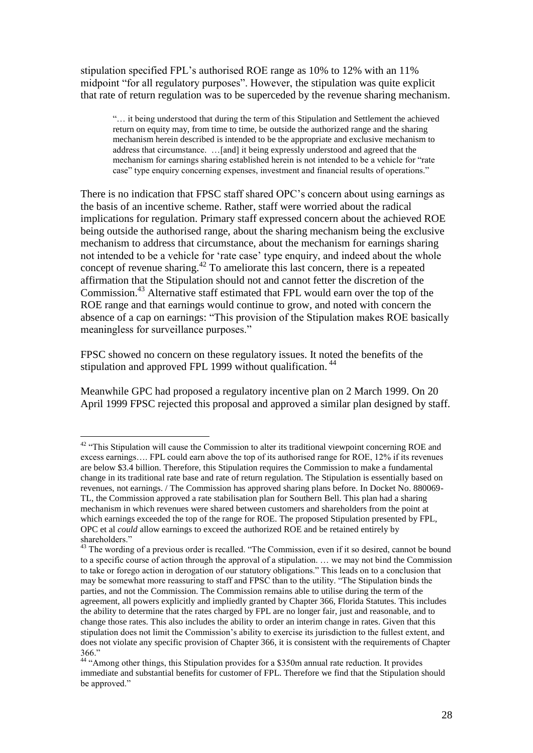stipulation specified FPL's authorised ROE range as 10% to 12% with an 11% midpoint "for all regulatory purposes". However, the stipulation was quite explicit that rate of return regulation was to be superceded by the revenue sharing mechanism.

> "… it being understood that during the term of this Stipulation and Settlement the achieved return on equity may, from time to time, be outside the authorized range and the sharing mechanism herein described is intended to be the appropriate and exclusive mechanism to address that circumstance. …[and] it being expressly understood and agreed that the mechanism for earnings sharing established herein is not intended to be a vehicle for "rate case" type enquiry concerning expenses, investment and financial results of operations."

There is no indication that FPSC staff shared OPC's concern about using earnings as the basis of an incentive scheme. Rather, staff were worried about the radical implications for regulation. Primary staff expressed concern about the achieved ROE being outside the authorised range, about the sharing mechanism being the exclusive mechanism to address that circumstance, about the mechanism for earnings sharing not intended to be a vehicle for 'rate case' type enquiry, and indeed about the whole concept of revenue sharing.[42] To ameliorate this last concern, there is a repeated affirmation that the Stipulation should not and cannot fetter the discretion of the Commission.[43] Alternative staff estimated that FPL would earn over the top of the ROE range and that earnings would continue to grow, and noted with concern the absence of a cap on earnings: "This provision of the Stipulation makes ROE basically meaningless for surveillance purposes."

FPSC showed no concern on these regulatory issues. It noted the benefits of the stipulation and approved FPL 1999 without qualification.[44]

Meanwhile GPC had proposed a regulatory incentive plan on 2 March 1999. On 20 April 1999 FPSC rejected this proposal and approved a similar plan designed by staff.

---

[42] "This Stipulation will cause the Commission to alter its traditional viewpoint concerning ROE and excess earnings…. FPL could earn above the top of its authorised range for ROE, 12% if its revenues are below \$3.4 billion. Therefore, this Stipulation requires the Commission to make a fundamental change in its traditional rate base and rate of return regulation. The Stipulation is essentially based on revenues, not earnings. / The Commission has approved sharing plans before. In Docket No. 880069-TL, the Commission approved a rate stabilisation plan for Southern Bell. This plan had a sharing mechanism in which revenues were shared between customers and shareholders from the point at which earnings exceeded the top of the range for ROE. The proposed Stipulation presented by FPL, OPC et al *could* allow earnings to exceed the authorized ROE and be retained entirely by shareholders."

[43] The wording of a previous order is recalled. "The Commission, even if it so desired, cannot be bound to a specific course of action through the approval of a stipulation. … we may not bind the Commission to take or forego action in derogation of our statutory obligations." This leads on to a conclusion that may be somewhat more reassuring to staff and FPSC than to the utility. "The Stipulation binds the parties, and not the Commission. The Commission remains able to utilise during the term of the agreement, all powers explicitly and impliedly granted by Chapter 366, Florida Statutes. This includes the ability to determine that the rates charged by FPL are no longer fair, just and reasonable, and to change those rates. This also includes the ability to order an interim change in rates. Given that this stipulation does not limit the Commission's ability to exercise its jurisdiction to the fullest extent, and does not violate any specific provision of Chapter 366, it is consistent with the requirements of Chapter 366."

[44] "Among other things, this Stipulation provides for a \$350m annual rate reduction. It provides immediate and substantial benefits for customer of FPL. Therefore we find that the Stipulation should be approved."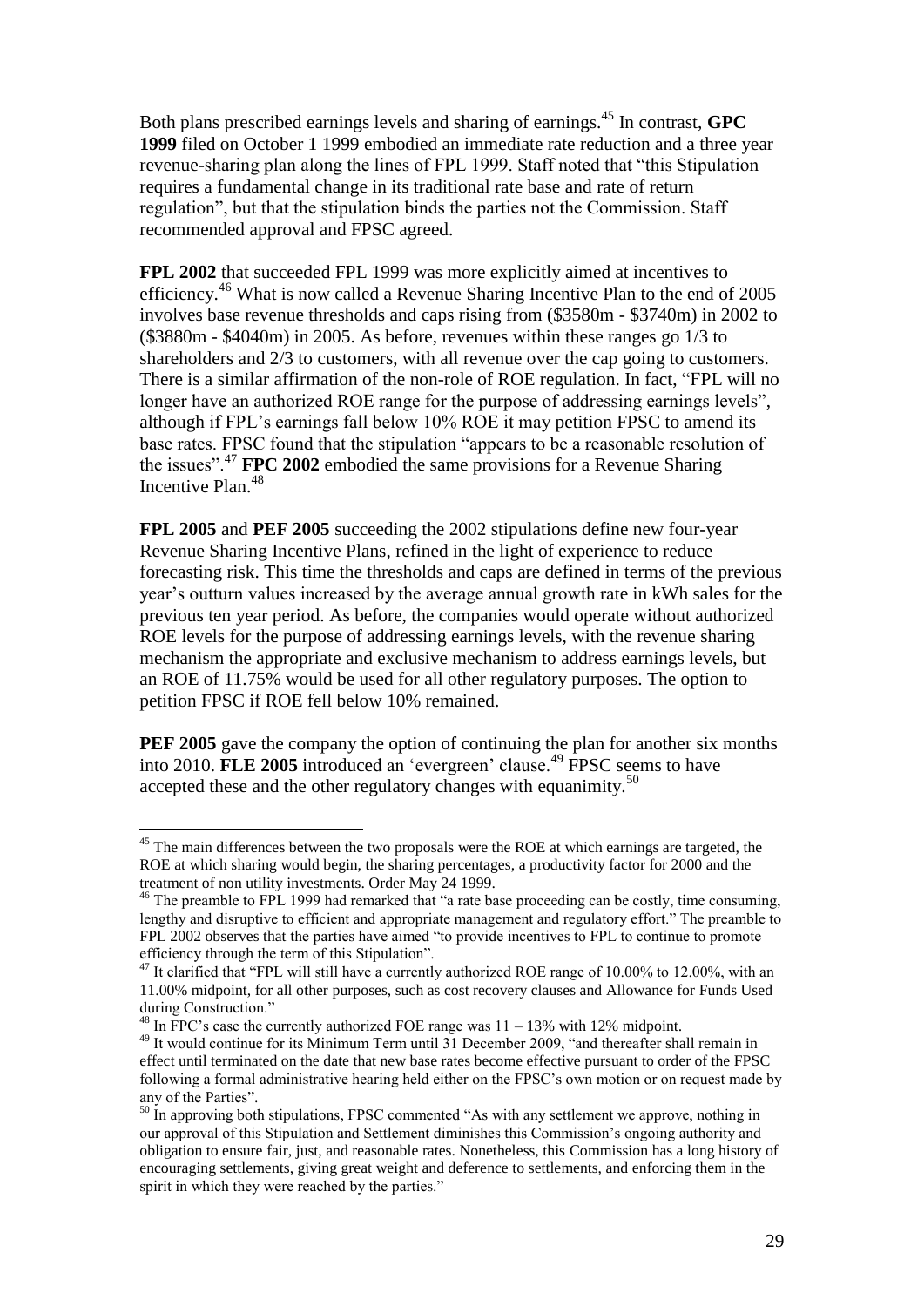Both plans prescribed earnings levels and sharing of earnings.[45] In contrast, **GPC 1999** filed on October 1 1999 embodied an immediate rate reduction and a three year revenue-sharing plan along the lines of FPL 1999. Staff noted that "this Stipulation requires a fundamental change in its traditional rate base and rate of return regulation", but that the stipulation binds the parties not the Commission. Staff recommended approval and FPSC agreed.

**FPL 2002** that succeeded FPL 1999 was more explicitly aimed at incentives to efficiency.[46] What is now called a Revenue Sharing Incentive Plan to the end of 2005 involves base revenue thresholds and caps rising from ($3580m - $3740m) in 2002 to ($3880m - $4040m) in 2005. As before, revenues within these ranges go 1/3 to shareholders and 2/3 to customers, with all revenue over the cap going to customers. There is a similar affirmation of the non-role of ROE regulation. In fact, "FPL will no longer have an authorized ROE range for the purpose of addressing earnings levels", although if FPL's earnings fall below 10% ROE it may petition FPSC to amend its base rates. FPSC found that the stipulation "appears to be a reasonable resolution of the issues".[47] **FPC 2002** embodied the same provisions for a Revenue Sharing Incentive Plan.[48]

**FPL 2005** and **PEF 2005** succeeding the 2002 stipulations define new four-year Revenue Sharing Incentive Plans, refined in the light of experience to reduce forecasting risk. This time the thresholds and caps are defined in terms of the previous year's outturn values increased by the average annual growth rate in kWh sales for the previous ten year period. As before, the companies would operate without authorized ROE levels for the purpose of addressing earnings levels, with the revenue sharing mechanism the appropriate and exclusive mechanism to address earnings levels, but an ROE of 11.75% would be used for all other regulatory purposes. The option to petition FPSC if ROE fell below 10% remained.

**PEF 2005** gave the company the option of continuing the plan for another six months into 2010. **FLE 2005** introduced an 'evergreen' clause.[49] FPSC seems to have accepted these and the other regulatory changes with equanimity.[50]

---

[45] The main differences between the two proposals were the ROE at which earnings are targeted, the ROE at which sharing would begin, the sharing percentages, a productivity factor for 2000 and the treatment of non utility investments. Order May 24 1999.

[46] The preamble to FPL 1999 had remarked that "a rate base proceeding can be costly, time consuming, lengthy and disruptive to efficient and appropriate management and regulatory effort." The preamble to FPL 2002 observes that the parties have aimed "to provide incentives to FPL to continue to promote efficiency through the term of this Stipulation".

[47] It clarified that "FPL will still have a currently authorized ROE range of 10.00% to 12.00%, with an 11.00% midpoint, for all other purposes, such as cost recovery clauses and Allowance for Funds Used during Construction."

[48] In FPC's case the currently authorized FOE range was 11 – 13% with 12% midpoint.

[49] It would continue for its Minimum Term until 31 December 2009, "and thereafter shall remain in effect until terminated on the date that new base rates become effective pursuant to order of the FPSC following a formal administrative hearing held either on the FPSC's own motion or on request made by any of the Parties".

[50] In approving both stipulations, FPSC commented "As with any settlement we approve, nothing in our approval of this Stipulation and Settlement diminishes this Commission's ongoing authority and obligation to ensure fair, just, and reasonable rates. Nonetheless, this Commission has a long history of encouraging settlements, giving great weight and deference to settlements, and enforcing them in the spirit in which they were reached by the parties."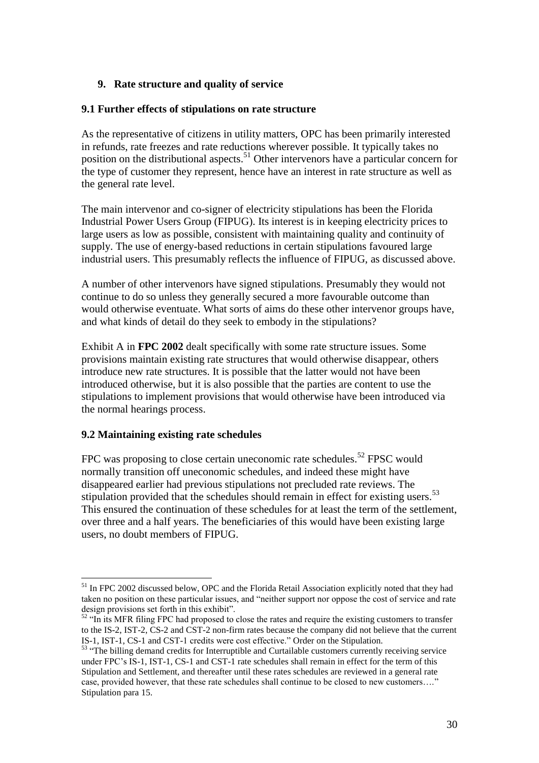## 9. Rate structure and quality of service

### 9.1 Further effects of stipulations on rate structure

As the representative of citizens in utility matters, OPC has been primarily interested in refunds, rate freezes and rate reductions wherever possible. It typically takes no position on the distributional aspects.[51] Other intervenors have a particular concern for the type of customer they represent, hence have an interest in rate structure as well as the general rate level.

The main intervenor and co-signer of electricity stipulations has been the Florida Industrial Power Users Group (FIPUG). Its interest is in keeping electricity prices to large users as low as possible, consistent with maintaining quality and continuity of supply. The use of energy-based reductions in certain stipulations favoured large industrial users. This presumably reflects the influence of FIPUG, as discussed above.

A number of other intervenors have signed stipulations. Presumably they would not continue to do so unless they generally secured a more favourable outcome than would otherwise eventuate. What sorts of aims do these other intervenor groups have, and what kinds of detail do they seek to embody in the stipulations?

Exhibit A in **FPC 2002** dealt specifically with some rate structure issues. Some provisions maintain existing rate structures that would otherwise disappear, others introduce new rate structures. It is possible that the latter would not have been introduced otherwise, but it is also possible that the parties are content to use the stipulations to implement provisions that would otherwise have been introduced via the normal hearings process.

### 9.2 Maintaining existing rate schedules

FPC was proposing to close certain uneconomic rate schedules.[52] FPSC would normally transition off uneconomic schedules, and indeed these might have disappeared earlier had previous stipulations not precluded rate reviews. The stipulation provided that the schedules should remain in effect for existing users.[53] This ensured the continuation of these schedules for at least the term of the settlement, over three and a half years. The beneficiaries of this would have been existing large users, no doubt members of FIPUG.

---

[51] In FPC 2002 discussed below, OPC and the Florida Retail Association explicitly noted that they had taken no position on these particular issues, and "neither support nor oppose the cost of service and rate design provisions set forth in this exhibit".

[52] "In its MFR filing FPC had proposed to close the rates and require the existing customers to transfer to the IS-2, IST-2, CS-2 and CST-2 non-firm rates because the company did not believe that the current IS-1, IST-1, CS-1 and CST-1 credits were cost effective." Order on the Stipulation.

[53] "The billing demand credits for Interruptible and Curtailable customers currently receiving service under FPC's IS-1, IST-1, CS-1 and CST-1 rate schedules shall remain in effect for the term of this Stipulation and Settlement, and thereafter until these rates schedules are reviewed in a general rate case, provided however, that these rate schedules shall continue to be closed to new customers…." Stipulation para 15.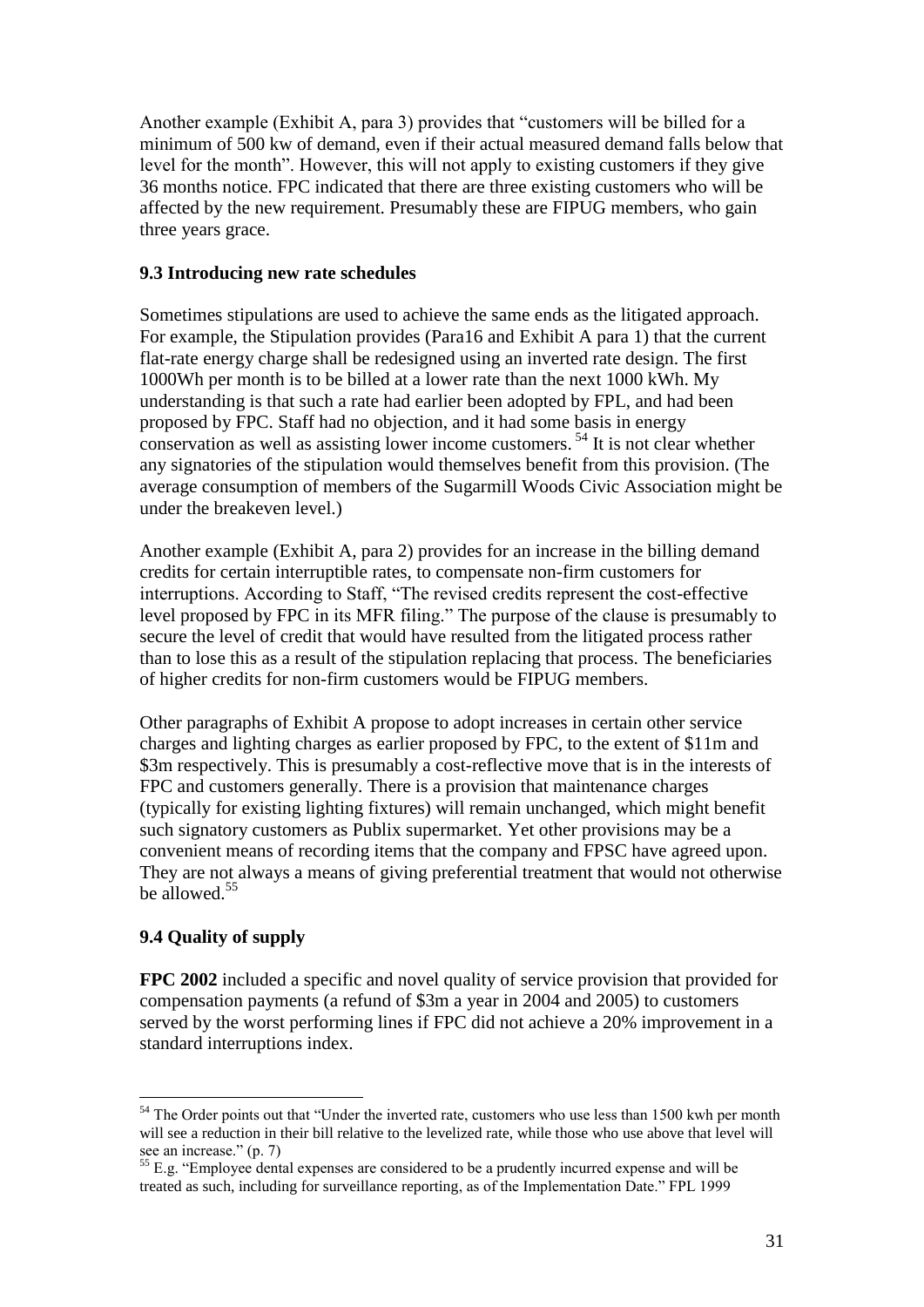Another example (Exhibit A, para 3) provides that "customers will be billed for a minimum of 500 kw of demand, even if their actual measured demand falls below that level for the month". However, this will not apply to existing customers if they give 36 months notice. FPC indicated that there are three existing customers who will be affected by the new requirement. Presumably these are FIPUG members, who gain three years grace.

### 9.3 Introducing new rate schedules

Sometimes stipulations are used to achieve the same ends as the litigated approach. For example, the Stipulation provides (Para16 and Exhibit A para 1) that the current flat-rate energy charge shall be redesigned using an inverted rate design. The first 1000Wh per month is to be billed at a lower rate than the next 1000 kWh. My understanding is that such a rate had earlier been adopted by FPL, and had been proposed by FPC. Staff had no objection, and it had some basis in energy conservation as well as assisting lower income customers. [54] It is not clear whether any signatories of the stipulation would themselves benefit from this provision. (The average consumption of members of the Sugarmill Woods Civic Association might be under the breakeven level.)

Another example (Exhibit A, para 2) provides for an increase in the billing demand credits for certain interruptible rates, to compensate non-firm customers for interruptions. According to Staff, "The revised credits represent the cost-effective level proposed by FPC in its MFR filing." The purpose of the clause is presumably to secure the level of credit that would have resulted from the litigated process rather than to lose this as a result of the stipulation replacing that process. The beneficiaries of higher credits for non-firm customers would be FIPUG members.

Other paragraphs of Exhibit A propose to adopt increases in certain other service charges and lighting charges as earlier proposed by FPC, to the extent of \$11m and \$3m respectively. This is presumably a cost-reflective move that is in the interests of FPC and customers generally. There is a provision that maintenance charges (typically for existing lighting fixtures) will remain unchanged, which might benefit such signatory customers as Publix supermarket. Yet other provisions may be a convenient means of recording items that the company and FPSC have agreed upon. They are not always a means of giving preferential treatment that would not otherwise be allowed.[55]

### 9.4 Quality of supply

**FPC 2002** included a specific and novel quality of service provision that provided for compensation payments (a refund of \$3m a year in 2004 and 2005) to customers served by the worst performing lines if FPC did not achieve a 20% improvement in a standard interruptions index.

---

[54] The Order points out that "Under the inverted rate, customers who use less than 1500 kwh per month will see a reduction in their bill relative to the levelized rate, while those who use above that level will see an increase." (p. 7)

[55] E.g. "Employee dental expenses are considered to be a prudently incurred expense and will be treated as such, including for surveillance reporting, as of the Implementation Date." FPL 1999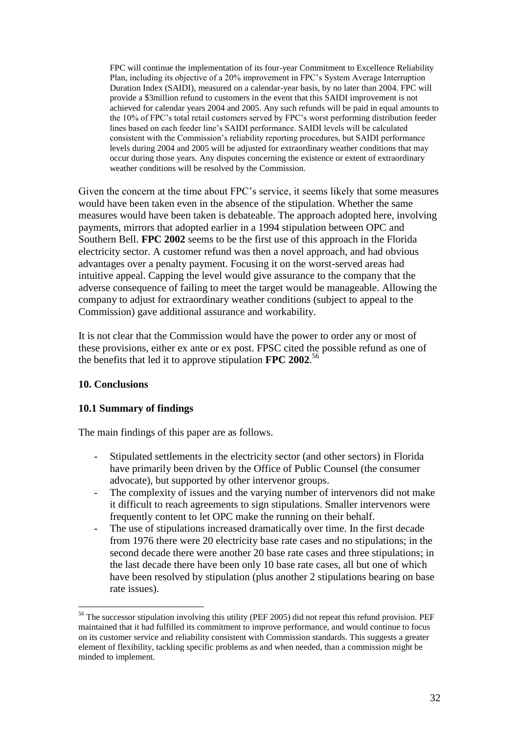> FPC will continue the implementation of its four-year Commitment to Excellence Reliability Plan, including its objective of a 20% improvement in FPC's System Average Interruption Duration Index (SAIDI), measured on a calendar-year basis, by no later than 2004. FPC will provide a $3million refund to customers in the event that this SAIDI improvement is not achieved for calendar years 2004 and 2005. Any such refunds will be paid in equal amounts to the 10% of FPC's total retail customers served by FPC's worst performing distribution feeder lines based on each feeder line's SAIDI performance. SAIDI levels will be calculated consistent with the Commission's reliability reporting procedures, but SAIDI performance levels during 2004 and 2005 will be adjusted for extraordinary weather conditions that may occur during those years. Any disputes concerning the existence or extent of extraordinary weather conditions will be resolved by the Commission.

Given the concern at the time about FPC's service, it seems likely that some measures would have been taken even in the absence of the stipulation. Whether the same measures would have been taken is debateable. The approach adopted here, involving payments, mirrors that adopted earlier in a 1994 stipulation between OPC and Southern Bell. **FPC 2002** seems to be the first use of this approach in the Florida electricity sector. A customer refund was then a novel approach, and had obvious advantages over a penalty payment. Focusing it on the worst-served areas had intuitive appeal. Capping the level would give assurance to the company that the adverse consequence of failing to meet the target would be manageable. Allowing the company to adjust for extraordinary weather conditions (subject to appeal to the Commission) gave additional assurance and workability.

It is not clear that the Commission would have the power to order any or most of these provisions, either ex ante or ex post. FPSC cited the possible refund as one of the benefits that led it to approve stipulation **FPC 2002**.[56]

## 10. Conclusions

### 10.1 Summary of findings

The main findings of this paper are as follows.

- Stipulated settlements in the electricity sector (and other sectors) in Florida have primarily been driven by the Office of Public Counsel (the consumer advocate), but supported by other intervenor groups.
- The complexity of issues and the varying number of intervenors did not make it difficult to reach agreements to sign stipulations. Smaller intervenors were frequently content to let OPC make the running on their behalf.
- The use of stipulations increased dramatically over time. In the first decade from 1976 there were 20 electricity base rate cases and no stipulations; in the second decade there were another 20 base rate cases and three stipulations; in the last decade there have been only 10 base rate cases, all but one of which have been resolved by stipulation (plus another 2 stipulations bearing on base rate issues).

[56] The successor stipulation involving this utility (PEF 2005) did not repeat this refund provision. PEF maintained that it had fulfilled its commitment to improve performance, and would continue to focus on its customer service and reliability consistent with Commission standards. This suggests a greater element of flexibility, tackling specific problems as and when needed, than a commission might be minded to implement.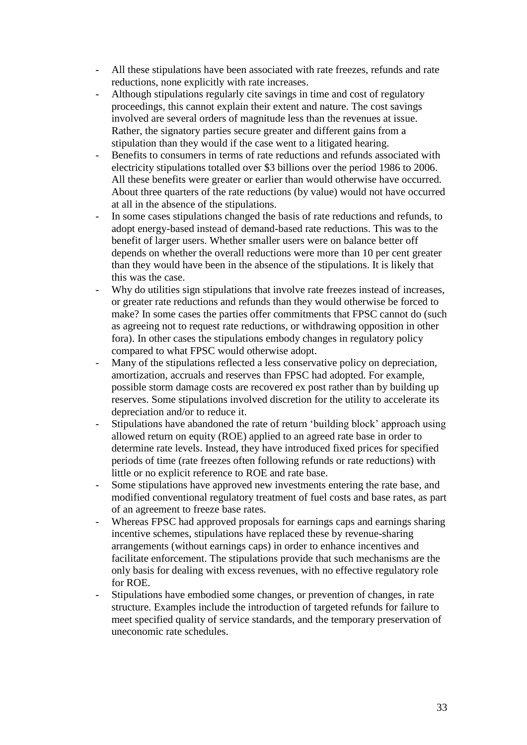- All these stipulations have been associated with rate freezes, refunds and rate reductions, none explicitly with rate increases.
- Although stipulations regularly cite savings in time and cost of regulatory proceedings, this cannot explain their extent and nature. The cost savings involved are several orders of magnitude less than the revenues at issue. Rather, the signatory parties secure greater and different gains from a stipulation than they would if the case went to a litigated hearing.
- Benefits to consumers in terms of rate reductions and refunds associated with electricity stipulations totalled over \$3 billions over the period 1986 to 2006. All these benefits were greater or earlier than would otherwise have occurred. About three quarters of the rate reductions (by value) would not have occurred at all in the absence of the stipulations.
- In some cases stipulations changed the basis of rate reductions and refunds, to adopt energy-based instead of demand-based rate reductions. This was to the benefit of larger users. Whether smaller users were on balance better off depends on whether the overall reductions were more than 10 per cent greater than they would have been in the absence of the stipulations. It is likely that this was the case.
- Why do utilities sign stipulations that involve rate freezes instead of increases, or greater rate reductions and refunds than they would otherwise be forced to make? In some cases the parties offer commitments that FPSC cannot do (such as agreeing not to request rate reductions, or withdrawing opposition in other fora). In other cases the stipulations embody changes in regulatory policy compared to what FPSC would otherwise adopt.
- Many of the stipulations reflected a less conservative policy on depreciation, amortization, accruals and reserves than FPSC had adopted. For example, possible storm damage costs are recovered ex post rather than by building up reserves. Some stipulations involved discretion for the utility to accelerate its depreciation and/or to reduce it.
- Stipulations have abandoned the rate of return 'building block' approach using allowed return on equity (ROE) applied to an agreed rate base in order to determine rate levels. Instead, they have introduced fixed prices for specified periods of time (rate freezes often following refunds or rate reductions) with little or no explicit reference to ROE and rate base.
- Some stipulations have approved new investments entering the rate base, and modified conventional regulatory treatment of fuel costs and base rates, as part of an agreement to freeze base rates.
- Whereas FPSC had approved proposals for earnings caps and earnings sharing incentive schemes, stipulations have replaced these by revenue-sharing arrangements (without earnings caps) in order to enhance incentives and facilitate enforcement. The stipulations provide that such mechanisms are the only basis for dealing with excess revenues, with no effective regulatory role for ROE.
- Stipulations have embodied some changes, or prevention of changes, in rate structure. Examples include the introduction of targeted refunds for failure to meet specified quality of service standards, and the temporary preservation of uneconomic rate schedules.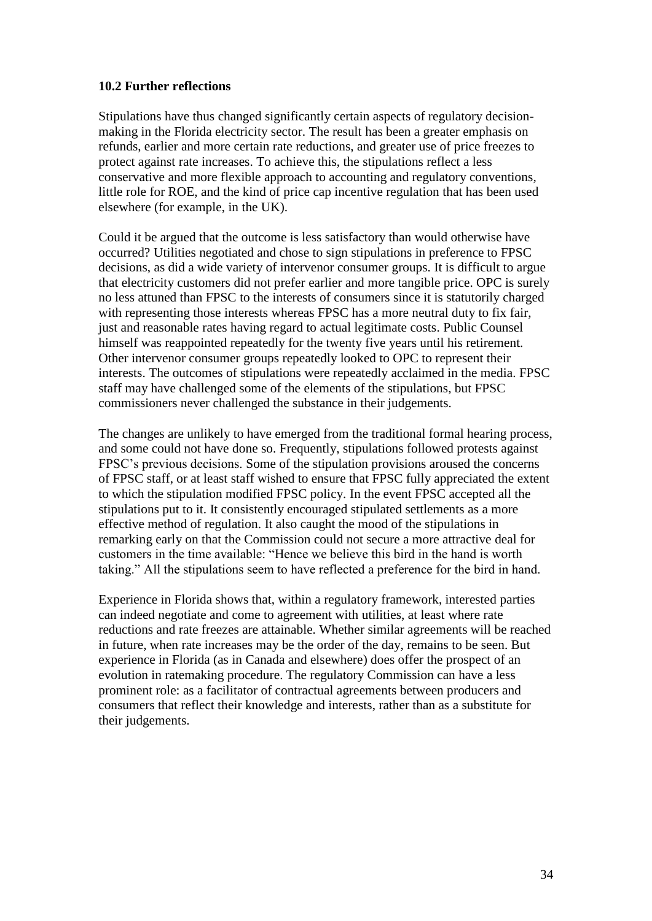### 10.2 Further reflections

Stipulations have thus changed significantly certain aspects of regulatory decision-making in the Florida electricity sector. The result has been a greater emphasis on refunds, earlier and more certain rate reductions, and greater use of price freezes to protect against rate increases. To achieve this, the stipulations reflect a less conservative and more flexible approach to accounting and regulatory conventions, little role for ROE, and the kind of price cap incentive regulation that has been used elsewhere (for example, in the UK).

Could it be argued that the outcome is less satisfactory than would otherwise have occurred? Utilities negotiated and chose to sign stipulations in preference to FPSC decisions, as did a wide variety of intervenor consumer groups. It is difficult to argue that electricity customers did not prefer earlier and more tangible price. OPC is surely no less attuned than FPSC to the interests of consumers since it is statutorily charged with representing those interests whereas FPSC has a more neutral duty to fix fair, just and reasonable rates having regard to actual legitimate costs. Public Counsel himself was reappointed repeatedly for the twenty five years until his retirement. Other intervenor consumer groups repeatedly looked to OPC to represent their interests. The outcomes of stipulations were repeatedly acclaimed in the media. FPSC staff may have challenged some of the elements of the stipulations, but FPSC commissioners never challenged the substance in their judgements.

The changes are unlikely to have emerged from the traditional formal hearing process, and some could not have done so. Frequently, stipulations followed protests against FPSC's previous decisions. Some of the stipulation provisions aroused the concerns of FPSC staff, or at least staff wished to ensure that FPSC fully appreciated the extent to which the stipulation modified FPSC policy. In the event FPSC accepted all the stipulations put to it. It consistently encouraged stipulated settlements as a more effective method of regulation. It also caught the mood of the stipulations in remarking early on that the Commission could not secure a more attractive deal for customers in the time available: "Hence we believe this bird in the hand is worth taking." All the stipulations seem to have reflected a preference for the bird in hand.

Experience in Florida shows that, within a regulatory framework, interested parties can indeed negotiate and come to agreement with utilities, at least where rate reductions and rate freezes are attainable. Whether similar agreements will be reached in future, when rate increases may be the order of the day, remains to be seen. But experience in Florida (as in Canada and elsewhere) does offer the prospect of an evolution in ratemaking procedure. The regulatory Commission can have a less prominent role: as a facilitator of contractual agreements between producers and consumers that reflect their knowledge and interests, rather than as a substitute for their judgements.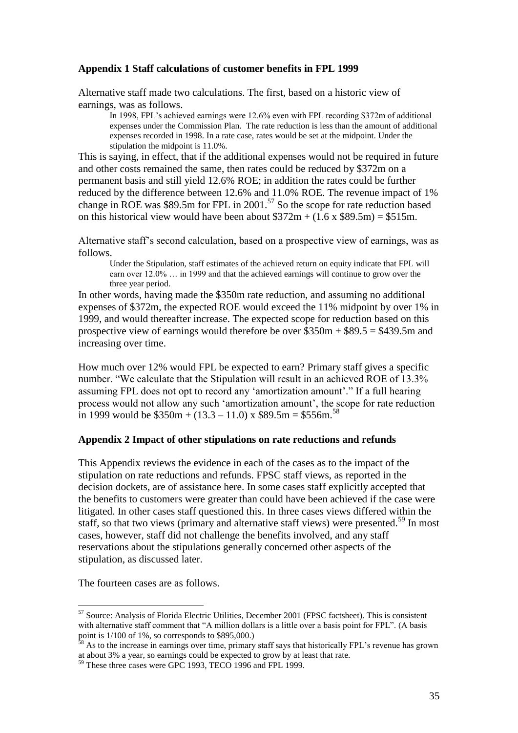### Appendix 1 Staff calculations of customer benefits in FPL 1999

Alternative staff made two calculations. The first, based on a historic view of earnings, was as follows.

> In 1998, FPL's achieved earnings were 12.6% even with FPL recording \$372m of additional expenses under the Commission Plan. The rate reduction is less than the amount of additional expenses recorded in 1998. In a rate case, rates would be set at the midpoint. Under the stipulation the midpoint is 11.0%.

This is saying, in effect, that if the additional expenses would not be required in future and other costs remained the same, then rates could be reduced by \$372m on a permanent basis and still yield 12.6% ROE; in addition the rates could be further reduced by the difference between 12.6% and 11.0% ROE. The revenue impact of 1% change in ROE was \$89.5m for FPL in 2001.[57] So the scope for rate reduction based on this historical view would have been about \$372m + (1.6 x \$89.5m) = \$515m.

Alternative staff's second calculation, based on a prospective view of earnings, was as follows.

> Under the Stipulation, staff estimates of the achieved return on equity indicate that FPL will earn over 12.0% … in 1999 and that the achieved earnings will continue to grow over the three year period.

In other words, having made the \$350m rate reduction, and assuming no additional expenses of \$372m, the expected ROE would exceed the 11% midpoint by over 1% in 1999, and would thereafter increase. The expected scope for reduction based on this prospective view of earnings would therefore be over \$350m + \$89.5 = \$439.5m and increasing over time.

How much over 12% would FPL be expected to earn? Primary staff gives a specific number. "We calculate that the Stipulation will result in an achieved ROE of 13.3% assuming FPL does not opt to record any 'amortization amount'." If a full hearing process would not allow any such 'amortization amount', the scope for rate reduction in 1999 would be \$350m + (13.3 – 11.0) x \$89.5m = \$556m.[58]

### Appendix 2 Impact of other stipulations on rate reductions and refunds

This Appendix reviews the evidence in each of the cases as to the impact of the stipulation on rate reductions and refunds. FPSC staff views, as reported in the decision dockets, are of assistance here. In some cases staff explicitly accepted that the benefits to customers were greater than could have been achieved if the case were litigated. In other cases staff questioned this. In three cases views differed within the staff, so that two views (primary and alternative staff views) were presented.[59] In most cases, however, staff did not challenge the benefits involved, and any staff reservations about the stipulations generally concerned other aspects of the stipulation, as discussed later.

The fourteen cases are as follows.

---

[57] Source: Analysis of Florida Electric Utilities, December 2001 (FPSC factsheet). This is consistent with alternative staff comment that "A million dollars is a little over a basis point for FPL". (A basis point is 1/100 of 1%, so corresponds to \$895,000.)

[58] As to the increase in earnings over time, primary staff says that historically FPL's revenue has grown at about 3% a year, so earnings could be expected to grow by at least that rate.

[59] These three cases were GPC 1993, TECO 1996 and FPL 1999.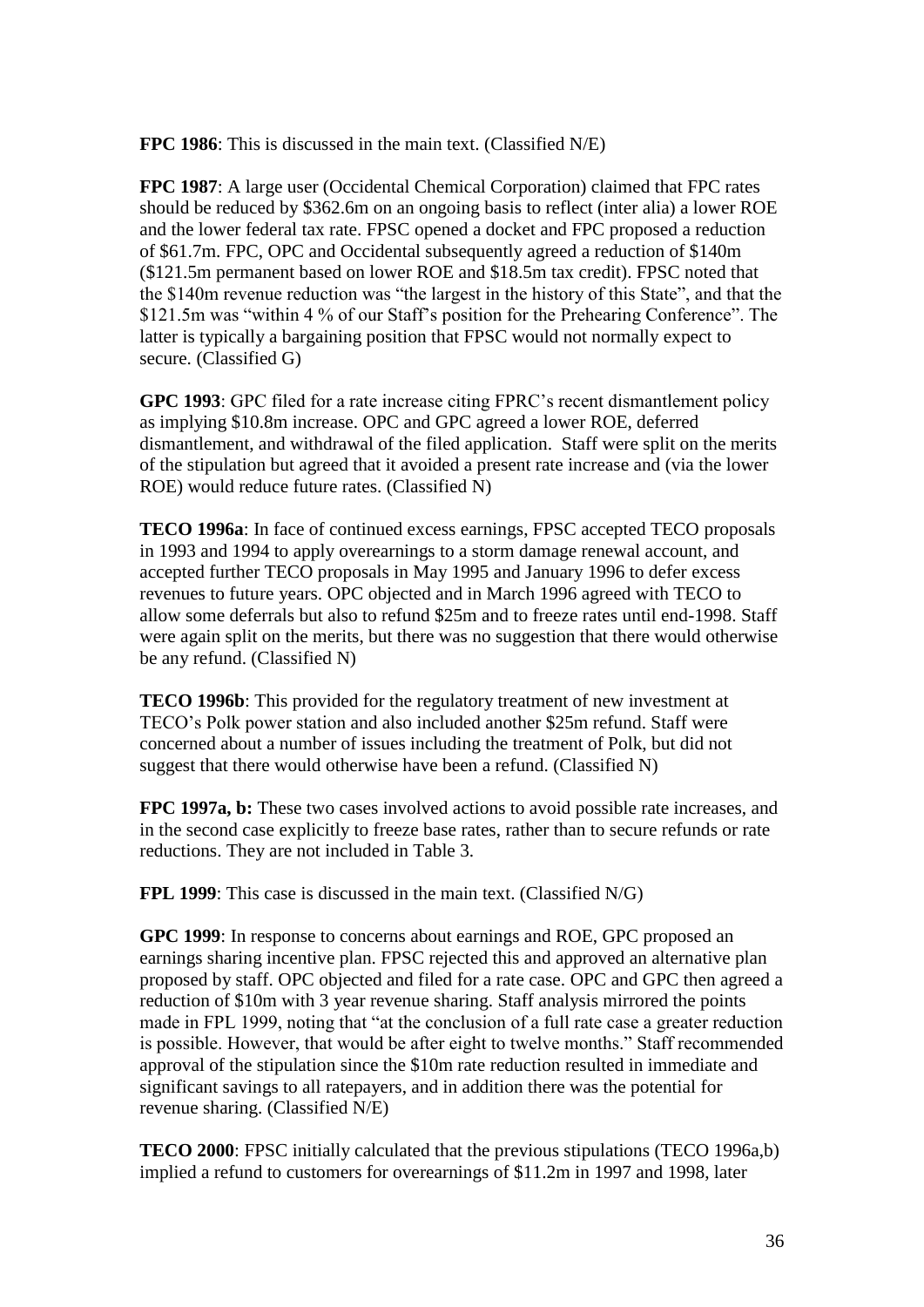**FPC 1986**: This is discussed in the main text. (Classified N/E)

**FPC 1987**: A large user (Occidental Chemical Corporation) claimed that FPC rates should be reduced by $362.6m on an ongoing basis to reflect (inter alia) a lower ROE and the lower federal tax rate. FPSC opened a docket and FPC proposed a reduction of $61.7m. FPC, OPC and Occidental subsequently agreed a reduction of $140m ($121.5m permanent based on lower ROE and $18.5m tax credit). FPSC noted that the $140m revenue reduction was "the largest in the history of this State", and that the $121.5m was "within 4 % of our Staff's position for the Prehearing Conference". The latter is typically a bargaining position that FPSC would not normally expect to secure. (Classified G)

**GPC 1993**: GPC filed for a rate increase citing FPRC's recent dismantlement policy as implying $10.8m increase. OPC and GPC agreed a lower ROE, deferred dismantlement, and withdrawal of the filed application. Staff were split on the merits of the stipulation but agreed that it avoided a present rate increase and (via the lower ROE) would reduce future rates. (Classified N)

**TECO 1996a**: In face of continued excess earnings, FPSC accepted TECO proposals in 1993 and 1994 to apply overearnings to a storm damage renewal account, and accepted further TECO proposals in May 1995 and January 1996 to defer excess revenues to future years. OPC objected and in March 1996 agreed with TECO to allow some deferrals but also to refund $25m and to freeze rates until end-1998. Staff were again split on the merits, but there was no suggestion that there would otherwise be any refund. (Classified N)

**TECO 1996b**: This provided for the regulatory treatment of new investment at TECO's Polk power station and also included another $25m refund. Staff were concerned about a number of issues including the treatment of Polk, but did not suggest that there would otherwise have been a refund. (Classified N)

**FPC 1997a, b:** These two cases involved actions to avoid possible rate increases, and in the second case explicitly to freeze base rates, rather than to secure refunds or rate reductions. They are not included in Table 3.

**FPL 1999**: This case is discussed in the main text. (Classified N/G)

**GPC 1999**: In response to concerns about earnings and ROE, GPC proposed an earnings sharing incentive plan. FPSC rejected this and approved an alternative plan proposed by staff. OPC objected and filed for a rate case. OPC and GPC then agreed a reduction of $10m with 3 year revenue sharing. Staff analysis mirrored the points made in FPL 1999, noting that "at the conclusion of a full rate case a greater reduction is possible. However, that would be after eight to twelve months." Staff recommended approval of the stipulation since the $10m rate reduction resulted in immediate and significant savings to all ratepayers, and in addition there was the potential for revenue sharing. (Classified N/E)

**TECO 2000**: FPSC initially calculated that the previous stipulations (TECO 1996a,b) implied a refund to customers for overearnings of $11.2m in 1997 and 1998, later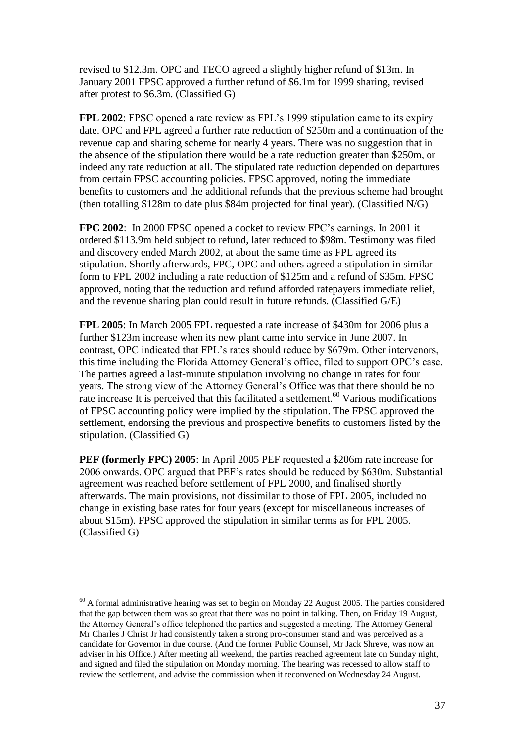revised to \$12.3m. OPC and TECO agreed a slightly higher refund of \$13m. In January 2001 FPSC approved a further refund of \$6.1m for 1999 sharing, revised after protest to \$6.3m. (Classified G)

**FPL 2002**: FPSC opened a rate review as FPL's 1999 stipulation came to its expiry date. OPC and FPL agreed a further rate reduction of \$250m and a continuation of the revenue cap and sharing scheme for nearly 4 years. There was no suggestion that in the absence of the stipulation there would be a rate reduction greater than \$250m, or indeed any rate reduction at all. The stipulated rate reduction depended on departures from certain FPSC accounting policies. FPSC approved, noting the immediate benefits to customers and the additional refunds that the previous scheme had brought (then totalling \$128m to date plus \$84m projected for final year). (Classified N/G)

**FPC 2002**: In 2000 FPSC opened a docket to review FPC's earnings. In 2001 it ordered \$113.9m held subject to refund, later reduced to \$98m. Testimony was filed and discovery ended March 2002, at about the same time as FPL agreed its stipulation. Shortly afterwards, FPC, OPC and others agreed a stipulation in similar form to FPL 2002 including a rate reduction of \$125m and a refund of \$35m. FPSC approved, noting that the reduction and refund afforded ratepayers immediate relief, and the revenue sharing plan could result in future refunds. (Classified G/E)

**FPL 2005**: In March 2005 FPL requested a rate increase of \$430m for 2006 plus a further \$123m increase when its new plant came into service in June 2007. In contrast, OPC indicated that FPL's rates should reduce by \$679m. Other intervenors, this time including the Florida Attorney General's office, filed to support OPC's case. The parties agreed a last-minute stipulation involving no change in rates for four years. The strong view of the Attorney General's Office was that there should be no rate increase It is perceived that this facilitated a settlement.[60] Various modifications of FPSC accounting policy were implied by the stipulation. The FPSC approved the settlement, endorsing the previous and prospective benefits to customers listed by the stipulation. (Classified G)

**PEF (formerly FPC) 2005**: In April 2005 PEF requested a \$206m rate increase for 2006 onwards. OPC argued that PEF's rates should be reduced by \$630m. Substantial agreement was reached before settlement of FPL 2000, and finalised shortly afterwards. The main provisions, not dissimilar to those of FPL 2005, included no change in existing base rates for four years (except for miscellaneous increases of about \$15m). FPSC approved the stipulation in similar terms as for FPL 2005. (Classified G)

---

[60] A formal administrative hearing was set to begin on Monday 22 August 2005. The parties considered that the gap between them was so great that there was no point in talking. Then, on Friday 19 August, the Attorney General's office telephoned the parties and suggested a meeting. The Attorney General Mr Charles J Christ Jr had consistently taken a strong pro-consumer stand and was perceived as a candidate for Governor in due course. (And the former Public Counsel, Mr Jack Shreve, was now an adviser in his Office.) After meeting all weekend, the parties reached agreement late on Sunday night, and signed and filed the stipulation on Monday morning. The hearing was recessed to allow staff to review the settlement, and advise the commission when it reconvened on Wednesday 24 August.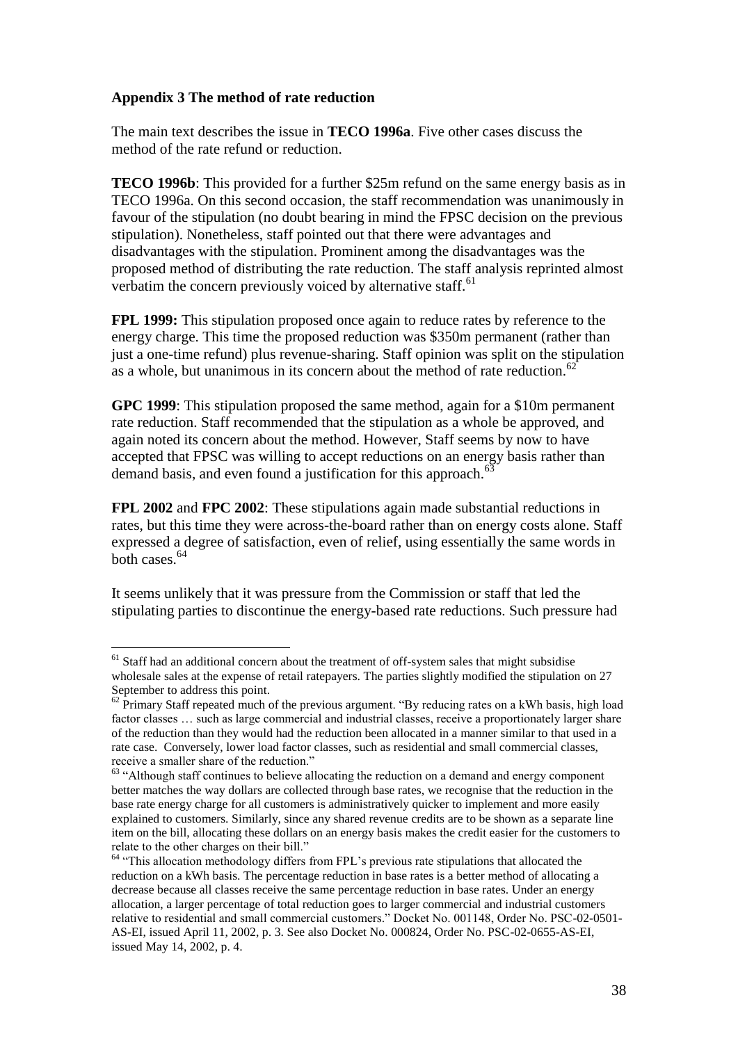**Appendix 3 The method of rate reduction**

The main text describes the issue in **TECO 1996a**. Five other cases discuss the method of the rate refund or reduction.

**TECO 1996b**: This provided for a further \$25m refund on the same energy basis as in TECO 1996a. On this second occasion, the staff recommendation was unanimously in favour of the stipulation (no doubt bearing in mind the FPSC decision on the previous stipulation). Nonetheless, staff pointed out that there were advantages and disadvantages with the stipulation. Prominent among the disadvantages was the proposed method of distributing the rate reduction. The staff analysis reprinted almost verbatim the concern previously voiced by alternative staff.[61]

**FPL 1999:** This stipulation proposed once again to reduce rates by reference to the energy charge. This time the proposed reduction was \$350m permanent (rather than just a one-time refund) plus revenue-sharing. Staff opinion was split on the stipulation as a whole, but unanimous in its concern about the method of rate reduction.[62]

**GPC 1999**: This stipulation proposed the same method, again for a \$10m permanent rate reduction. Staff recommended that the stipulation as a whole be approved, and again noted its concern about the method. However, Staff seems by now to have accepted that FPSC was willing to accept reductions on an energy basis rather than demand basis, and even found a justification for this approach.[63]

**FPL 2002** and **FPC 2002**: These stipulations again made substantial reductions in rates, but this time they were across-the-board rather than on energy costs alone. Staff expressed a degree of satisfaction, even of relief, using essentially the same words in both cases.[64]

It seems unlikely that it was pressure from the Commission or staff that led the stipulating parties to discontinue the energy-based rate reductions. Such pressure had

---

[61] Staff had an additional concern about the treatment of off-system sales that might subsidise wholesale sales at the expense of retail ratepayers. The parties slightly modified the stipulation on 27 September to address this point.

[62] Primary Staff repeated much of the previous argument. "By reducing rates on a kWh basis, high load factor classes … such as large commercial and industrial classes, receive a proportionately larger share of the reduction than they would had the reduction been allocated in a manner similar to that used in a rate case. Conversely, lower load factor classes, such as residential and small commercial classes, receive a smaller share of the reduction."

[63] "Although staff continues to believe allocating the reduction on a demand and energy component better matches the way dollars are collected through base rates, we recognise that the reduction in the base rate energy charge for all customers is administratively quicker to implement and more easily explained to customers. Similarly, since any shared revenue credits are to be shown as a separate line item on the bill, allocating these dollars on an energy basis makes the credit easier for the customers to relate to the other charges on their bill."

[64] "This allocation methodology differs from FPL's previous rate stipulations that allocated the reduction on a kWh basis. The percentage reduction in base rates is a better method of allocating a decrease because all classes receive the same percentage reduction in base rates. Under an energy allocation, a larger percentage of total reduction goes to larger commercial and industrial customers relative to residential and small commercial customers." Docket No. 001148, Order No. PSC-02-0501-AS-EI, issued April 11, 2002, p. 3. See also Docket No. 000824, Order No. PSC-02-0655-AS-EI, issued May 14, 2002, p. 4.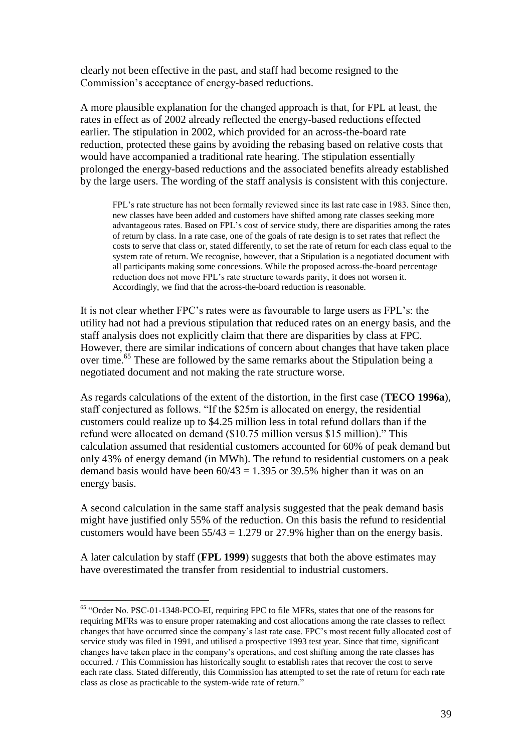clearly not been effective in the past, and staff had become resigned to the Commission's acceptance of energy-based reductions.

A more plausible explanation for the changed approach is that, for FPL at least, the rates in effect as of 2002 already reflected the energy-based reductions effected earlier. The stipulation in 2002, which provided for an across-the-board rate reduction, protected these gains by avoiding the rebasing based on relative costs that would have accompanied a traditional rate hearing. The stipulation essentially prolonged the energy-based reductions and the associated benefits already established by the large users. The wording of the staff analysis is consistent with this conjecture.

> FPL's rate structure has not been formally reviewed since its last rate case in 1983. Since then, new classes have been added and customers have shifted among rate classes seeking more advantageous rates. Based on FPL's cost of service study, there are disparities among the rates of return by class. In a rate case, one of the goals of rate design is to set rates that reflect the costs to serve that class or, stated differently, to set the rate of return for each class equal to the system rate of return. We recognise, however, that a Stipulation is a negotiated document with all participants making some concessions. While the proposed across-the-board percentage reduction does not move FPL's rate structure towards parity, it does not worsen it. Accordingly, we find that the across-the-board reduction is reasonable.

It is not clear whether FPC's rates were as favourable to large users as FPL's: the utility had not had a previous stipulation that reduced rates on an energy basis, and the staff analysis does not explicitly claim that there are disparities by class at FPC. However, there are similar indications of concern about changes that have taken place over time.[65] These are followed by the same remarks about the Stipulation being a negotiated document and not making the rate structure worse.

As regards calculations of the extent of the distortion, in the first case (**TECO 1996a**), staff conjectured as follows. "If the \$25m is allocated on energy, the residential customers could realize up to \$4.25 million less in total refund dollars than if the refund were allocated on demand (\$10.75 million versus \$15 million)." This calculation assumed that residential customers accounted for 60% of peak demand but only 43% of energy demand (in MWh). The refund to residential customers on a peak demand basis would have been $60/43 = 1.395$ or 39.5% higher than it was on an energy basis.

A second calculation in the same staff analysis suggested that the peak demand basis might have justified only 55% of the reduction. On this basis the refund to residential customers would have been $55/43 = 1.279$ or 27.9% higher than on the energy basis.

A later calculation by staff (**FPL 1999**) suggests that both the above estimates may have overestimated the transfer from residential to industrial customers.

---

[65] "Order No. PSC-01-1348-PCO-EI, requiring FPC to file MFRs, states that one of the reasons for requiring MFRs was to ensure proper ratemaking and cost allocations among the rate classes to reflect changes that have occurred since the company's last rate case. FPC's most recent fully allocated cost of service study was filed in 1991, and utilised a prospective 1993 test year. Since that time, significant changes have taken place in the company's operations, and cost shifting among the rate classes has occurred. / This Commission has historically sought to establish rates that recover the cost to serve each rate class. Stated differently, this Commission has attempted to set the rate of return for each rate class as close as practicable to the system-wide rate of return."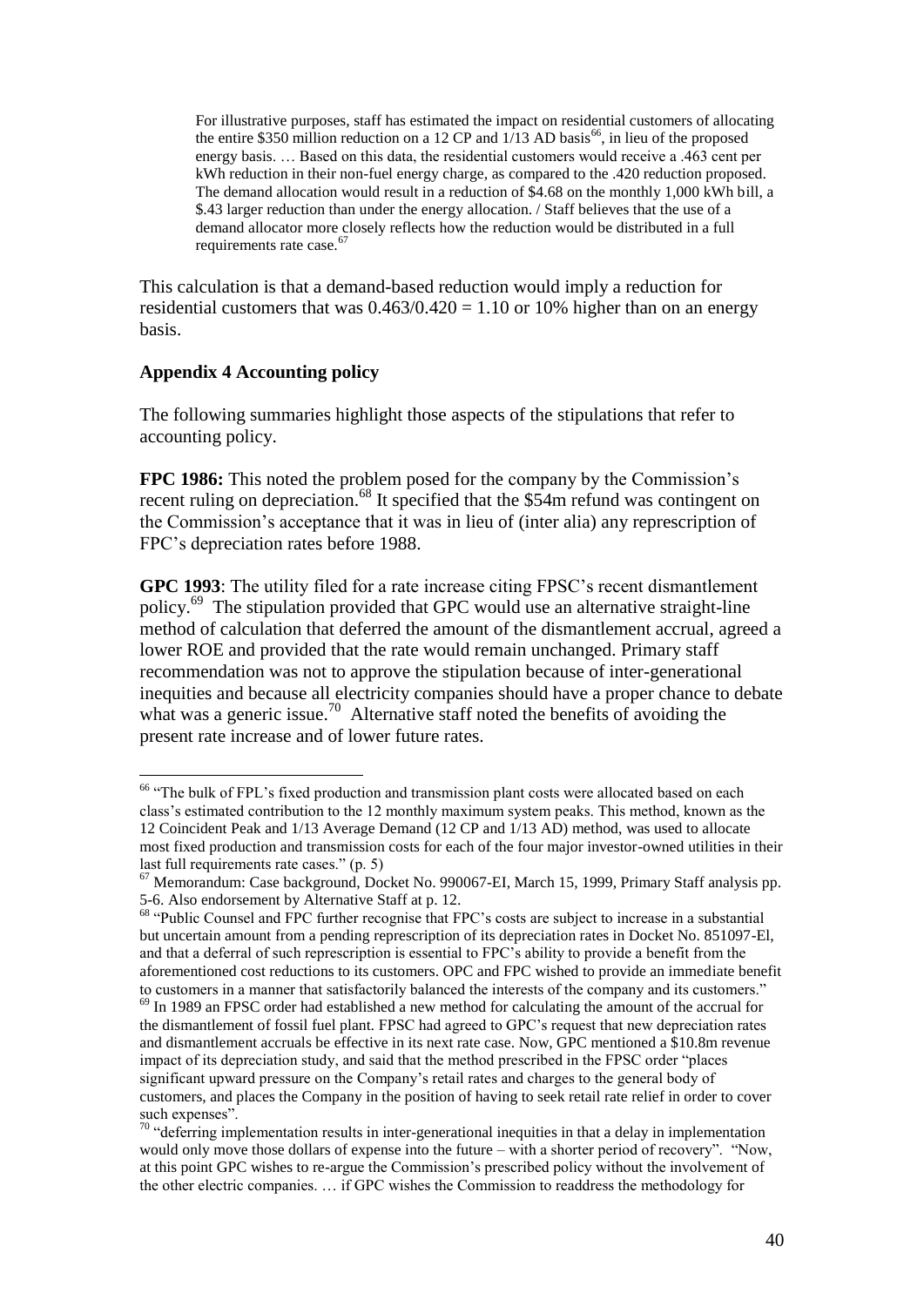> For illustrative purposes, staff has estimated the impact on residential customers of allocating the entire $350 million reduction on a 12 CP and 1/13 AD basis[66], in lieu of the proposed energy basis. … Based on this data, the residential customers would receive a .463 cent per kWh reduction in their non-fuel energy charge, as compared to the .420 reduction proposed. The demand allocation would result in a reduction of $4.68 on the monthly 1,000 kWh bill, a $.43 larger reduction than under the energy allocation. / Staff believes that the use of a demand allocator more closely reflects how the reduction would be distributed in a full requirements rate case.[67]

This calculation is that a demand-based reduction would imply a reduction for residential customers that was 0.463/0.420 = 1.10 or 10% higher than on an energy basis.

### Appendix 4 Accounting policy

The following summaries highlight those aspects of the stipulations that refer to accounting policy.

**FPC 1986:** This noted the problem posed for the company by the Commission's recent ruling on depreciation.[68] It specified that the $54m refund was contingent on the Commission's acceptance that it was in lieu of (inter alia) any represcription of FPC's depreciation rates before 1988.

**GPC 1993**: The utility filed for a rate increase citing FPSC's recent dismantlement policy.[69] The stipulation provided that GPC would use an alternative straight-line method of calculation that deferred the amount of the dismantlement accrual, agreed a lower ROE and provided that the rate would remain unchanged. Primary staff recommendation was not to approve the stipulation because of inter-generational inequities and because all electricity companies should have a proper chance to debate what was a generic issue.[70] Alternative staff noted the benefits of avoiding the present rate increase and of lower future rates.

---

[66] "The bulk of FPL's fixed production and transmission plant costs were allocated based on each class's estimated contribution to the 12 monthly maximum system peaks. This method, known as the 12 Coincident Peak and 1/13 Average Demand (12 CP and 1/13 AD) method, was used to allocate most fixed production and transmission costs for each of the four major investor-owned utilities in their last full requirements rate cases." (p. 5)

[67] Memorandum: Case background, Docket No. 990067-EI, March 15, 1999, Primary Staff analysis pp. 5-6. Also endorsement by Alternative Staff at p. 12.

[68] "Public Counsel and FPC further recognise that FPC's costs are subject to increase in a substantial but uncertain amount from a pending represcription of its depreciation rates in Docket No. 851097-El, and that a deferral of such represcription is essential to FPC's ability to provide a benefit from the aforementioned cost reductions to its customers. OPC and FPC wished to provide an immediate benefit to customers in a manner that satisfactorily balanced the interests of the company and its customers."

[69] In 1989 an FPSC order had established a new method for calculating the amount of the accrual for the dismantlement of fossil fuel plant. FPSC had agreed to GPC's request that new depreciation rates and dismantlement accruals be effective in its next rate case. Now, GPC mentioned a $10.8m revenue impact of its depreciation study, and said that the method prescribed in the FPSC order "places significant upward pressure on the Company's retail rates and charges to the general body of customers, and places the Company in the position of having to seek retail rate relief in order to cover such expenses".

[70] "deferring implementation results in inter-generational inequities in that a delay in implementation would only move those dollars of expense into the future – with a shorter period of recovery". "Now, at this point GPC wishes to re-argue the Commission's prescribed policy without the involvement of the other electric companies. … if GPC wishes the Commission to readdress the methodology for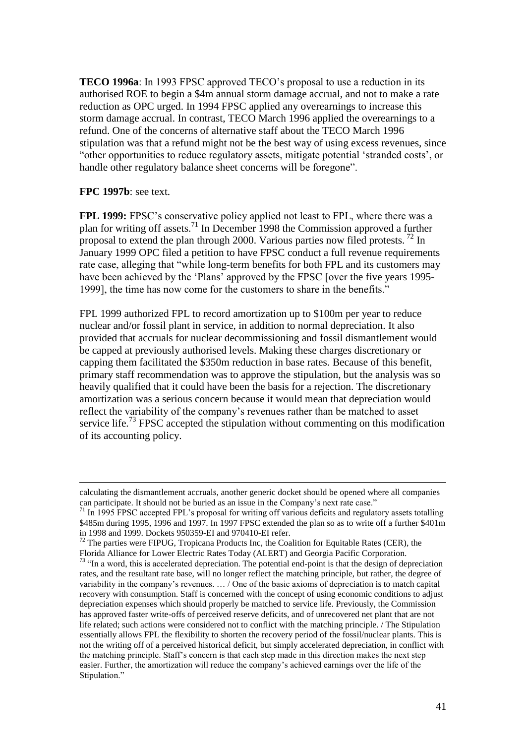**TECO 1996a**: In 1993 FPSC approved TECO's proposal to use a reduction in its authorised ROE to begin a $4m annual storm damage accrual, and not to make a rate reduction as OPC urged. In 1994 FPSC applied any overearnings to increase this storm damage accrual. In contrast, TECO March 1996 applied the overearnings to a refund. One of the concerns of alternative staff about the TECO March 1996 stipulation was that a refund might not be the best way of using excess revenues, since "other opportunities to reduce regulatory assets, mitigate potential 'stranded costs', or handle other regulatory balance sheet concerns will be foregone".

**FPC 1997b**: see text.

**FPL 1999:** FPSC's conservative policy applied not least to FPL, where there was a plan for writing off assets.[71] In December 1998 the Commission approved a further proposal to extend the plan through 2000. Various parties now filed protests. [72] In January 1999 OPC filed a petition to have FPSC conduct a full revenue requirements rate case, alleging that "while long-term benefits for both FPL and its customers may have been achieved by the 'Plans' approved by the FPSC [over the five years 1995-1999], the time has now come for the customers to share in the benefits."

FPL 1999 authorized FPL to record amortization up to $100m per year to reduce nuclear and/or fossil plant in service, in addition to normal depreciation. It also provided that accruals for nuclear decommissioning and fossil dismantlement would be capped at previously authorised levels. Making these charges discretionary or capping them facilitated the $350m reduction in base rates. Because of this benefit, primary staff recommendation was to approve the stipulation, but the analysis was so heavily qualified that it could have been the basis for a rejection. The discretionary amortization was a serious concern because it would mean that depreciation would reflect the variability of the company's revenues rather than be matched to asset service life.[73] FPSC accepted the stipulation without commenting on this modification of its accounting policy.

---

calculating the dismantlement accruals, another generic docket should be opened where all companies can participate. It should not be buried as an issue in the Company's next rate case."

[71] In 1995 FPSC accepted FPL's proposal for writing off various deficits and regulatory assets totalling $485m during 1995, 1996 and 1997. In 1997 FPSC extended the plan so as to write off a further $401m in 1998 and 1999. Dockets 950359-EI and 970410-EI refer.

[72] The parties were FIPUG, Tropicana Products Inc, the Coalition for Equitable Rates (CER), the Florida Alliance for Lower Electric Rates Today (ALERT) and Georgia Pacific Corporation.

[73] "In a word, this is accelerated depreciation. The potential end-point is that the design of depreciation rates, and the resultant rate base, will no longer reflect the matching principle, but rather, the degree of variability in the company's revenues. … / One of the basic axioms of depreciation is to match capital recovery with consumption. Staff is concerned with the concept of using economic conditions to adjust depreciation expenses which should properly be matched to service life. Previously, the Commission has approved faster write-offs of perceived reserve deficits, and of unrecovered net plant that are not life related; such actions were considered not to conflict with the matching principle. / The Stipulation essentially allows FPL the flexibility to shorten the recovery period of the fossil/nuclear plants. This is not the writing off of a perceived historical deficit, but simply accelerated depreciation, in conflict with the matching principle. Staff's concern is that each step made in this direction makes the next step easier. Further, the amortization will reduce the company's achieved earnings over the life of the Stipulation."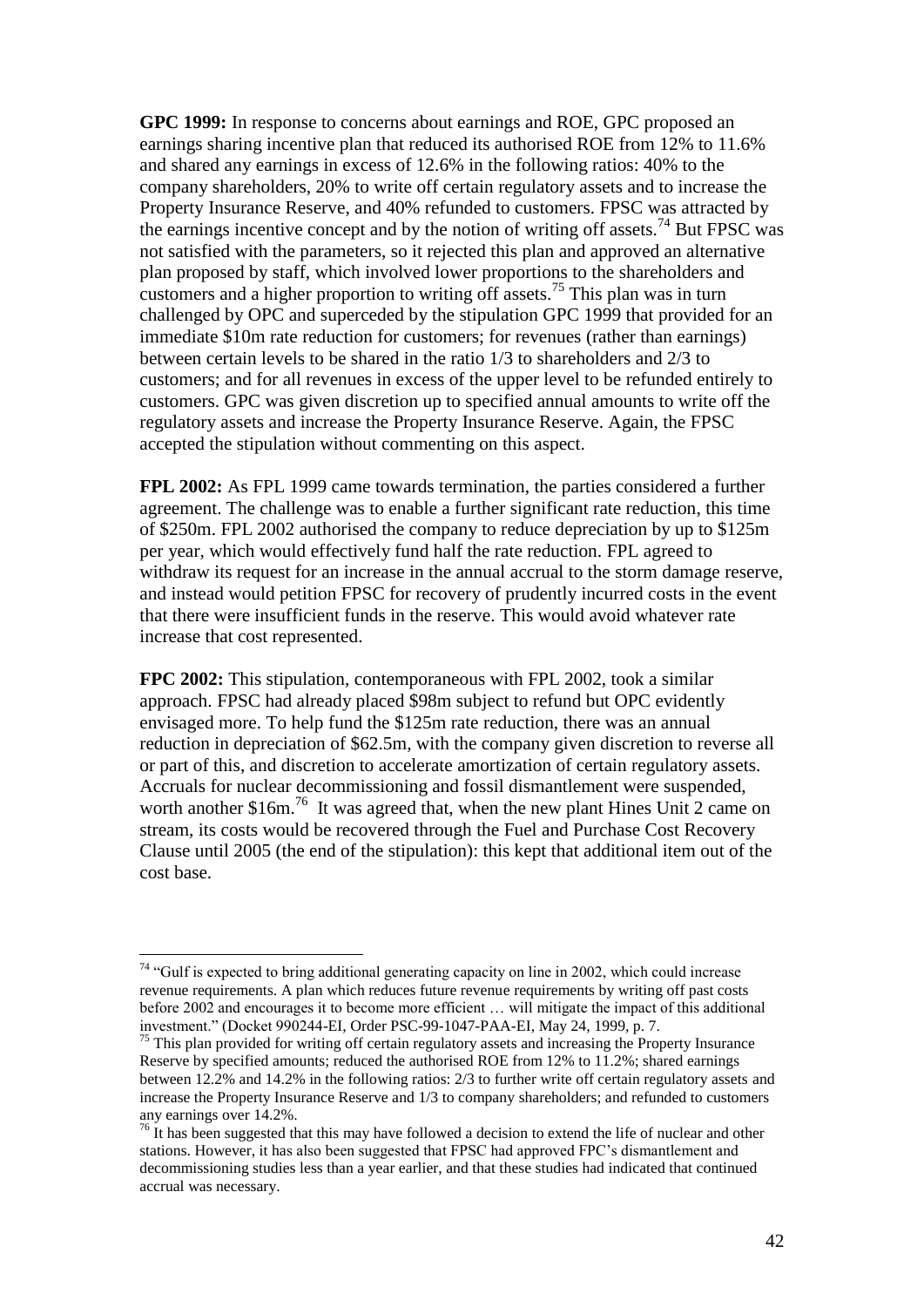**GPC 1999:** In response to concerns about earnings and ROE, GPC proposed an earnings sharing incentive plan that reduced its authorised ROE from 12% to 11.6% and shared any earnings in excess of 12.6% in the following ratios: 40% to the company shareholders, 20% to write off certain regulatory assets and to increase the Property Insurance Reserve, and 40% refunded to customers. FPSC was attracted by the earnings incentive concept and by the notion of writing off assets.[74] But FPSC was not satisfied with the parameters, so it rejected this plan and approved an alternative plan proposed by staff, which involved lower proportions to the shareholders and customers and a higher proportion to writing off assets.[75] This plan was in turn challenged by OPC and superceded by the stipulation GPC 1999 that provided for an immediate \$10m rate reduction for customers; for revenues (rather than earnings) between certain levels to be shared in the ratio 1/3 to shareholders and 2/3 to customers; and for all revenues in excess of the upper level to be refunded entirely to customers. GPC was given discretion up to specified annual amounts to write off the regulatory assets and increase the Property Insurance Reserve. Again, the FPSC accepted the stipulation without commenting on this aspect.

**FPL 2002:** As FPL 1999 came towards termination, the parties considered a further agreement. The challenge was to enable a further significant rate reduction, this time of \$250m. FPL 2002 authorised the company to reduce depreciation by up to \$125m per year, which would effectively fund half the rate reduction. FPL agreed to withdraw its request for an increase in the annual accrual to the storm damage reserve, and instead would petition FPSC for recovery of prudently incurred costs in the event that there were insufficient funds in the reserve. This would avoid whatever rate increase that cost represented.

**FPC 2002:** This stipulation, contemporaneous with FPL 2002, took a similar approach. FPSC had already placed \$98m subject to refund but OPC evidently envisaged more. To help fund the \$125m rate reduction, there was an annual reduction in depreciation of \$62.5m, with the company given discretion to reverse all or part of this, and discretion to accelerate amortization of certain regulatory assets. Accruals for nuclear decommissioning and fossil dismantlement were suspended, worth another \$16m.[76] It was agreed that, when the new plant Hines Unit 2 came on stream, its costs would be recovered through the Fuel and Purchase Cost Recovery Clause until 2005 (the end of the stipulation): this kept that additional item out of the cost base.

---

[74] "Gulf is expected to bring additional generating capacity on line in 2002, which could increase revenue requirements. A plan which reduces future revenue requirements by writing off past costs before 2002 and encourages it to become more efficient … will mitigate the impact of this additional investment." (Docket 990244-EI, Order PSC-99-1047-PAA-EI, May 24, 1999, p. 7.

[75] This plan provided for writing off certain regulatory assets and increasing the Property Insurance Reserve by specified amounts; reduced the authorised ROE from 12% to 11.2%; shared earnings between 12.2% and 14.2% in the following ratios: 2/3 to further write off certain regulatory assets and increase the Property Insurance Reserve and 1/3 to company shareholders; and refunded to customers any earnings over 14.2%.

[76] It has been suggested that this may have followed a decision to extend the life of nuclear and other stations. However, it has also been suggested that FPSC had approved FPC's dismantlement and decommissioning studies less than a year earlier, and that these studies had indicated that continued accrual was necessary.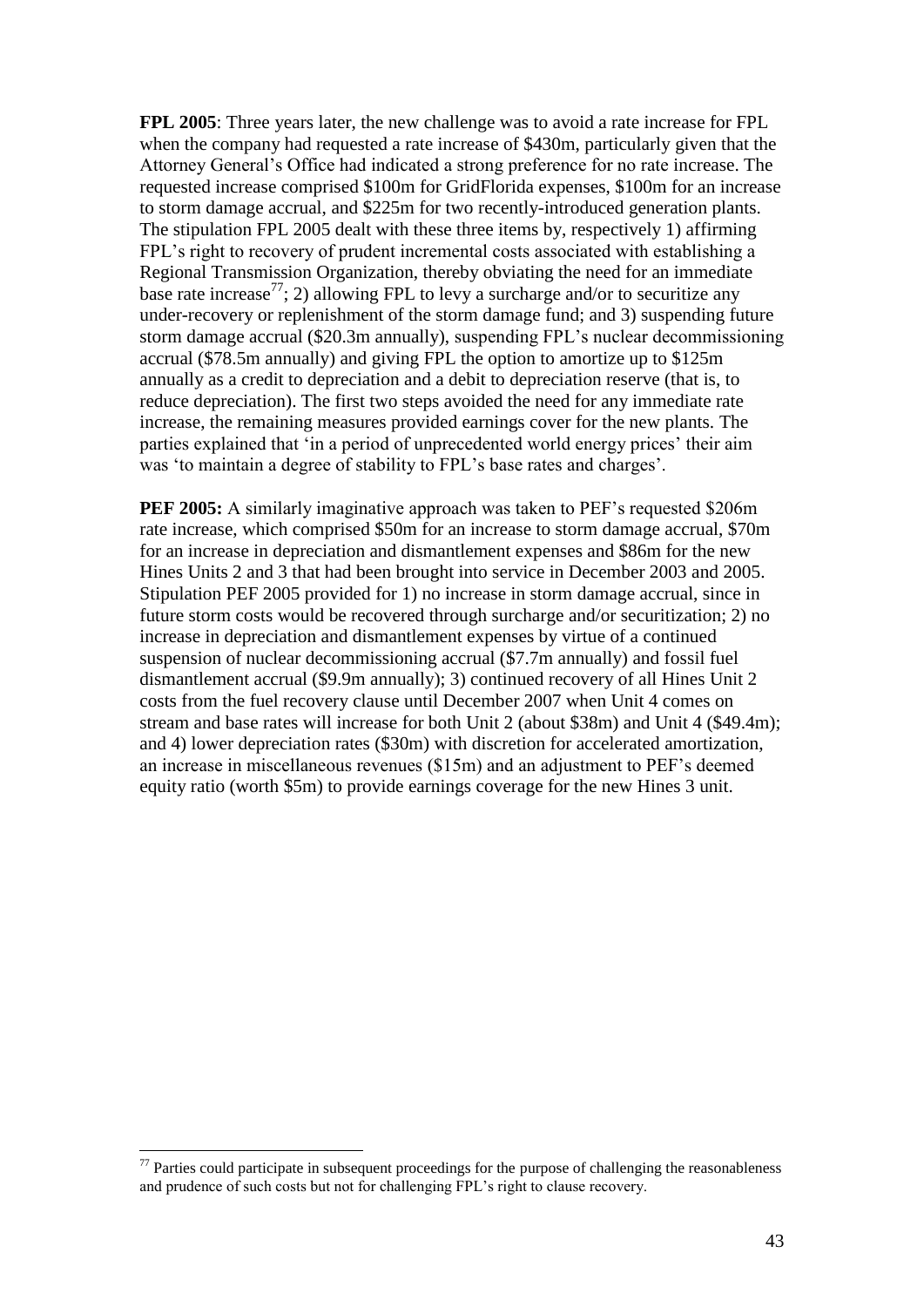**FPL 2005**: Three years later, the new challenge was to avoid a rate increase for FPL when the company had requested a rate increase of $430m, particularly given that the Attorney General's Office had indicated a strong preference for no rate increase. The requested increase comprised $100m for GridFlorida expenses, $100m for an increase to storm damage accrual, and $225m for two recently-introduced generation plants. The stipulation FPL 2005 dealt with these three items by, respectively 1) affirming FPL's right to recovery of prudent incremental costs associated with establishing a Regional Transmission Organization, thereby obviating the need for an immediate base rate increase[77]; 2) allowing FPL to levy a surcharge and/or to securitize any under-recovery or replenishment of the storm damage fund; and 3) suspending future storm damage accrual ($20.3m annually), suspending FPL's nuclear decommissioning accrual ($78.5m annually) and giving FPL the option to amortize up to $125m annually as a credit to depreciation and a debit to depreciation reserve (that is, to reduce depreciation). The first two steps avoided the need for any immediate rate increase, the remaining measures provided earnings cover for the new plants. The parties explained that 'in a period of unprecedented world energy prices' their aim was 'to maintain a degree of stability to FPL's base rates and charges'.

**PEF 2005:** A similarly imaginative approach was taken to PEF's requested $206m rate increase, which comprised $50m for an increase to storm damage accrual, $70m for an increase in depreciation and dismantlement expenses and $86m for the new Hines Units 2 and 3 that had been brought into service in December 2003 and 2005. Stipulation PEF 2005 provided for 1) no increase in storm damage accrual, since in future storm costs would be recovered through surcharge and/or securitization; 2) no increase in depreciation and dismantlement expenses by virtue of a continued suspension of nuclear decommissioning accrual ($7.7m annually) and fossil fuel dismantlement accrual ($9.9m annually); 3) continued recovery of all Hines Unit 2 costs from the fuel recovery clause until December 2007 when Unit 4 comes on stream and base rates will increase for both Unit 2 (about $38m) and Unit 4 ($49.4m); and 4) lower depreciation rates ($30m) with discretion for accelerated amortization, an increase in miscellaneous revenues ($15m) and an adjustment to PEF's deemed equity ratio (worth $5m) to provide earnings coverage for the new Hines 3 unit.

[77] Parties could participate in subsequent proceedings for the purpose of challenging the reasonableness and prudence of such costs but not for challenging FPL's right to clause recovery.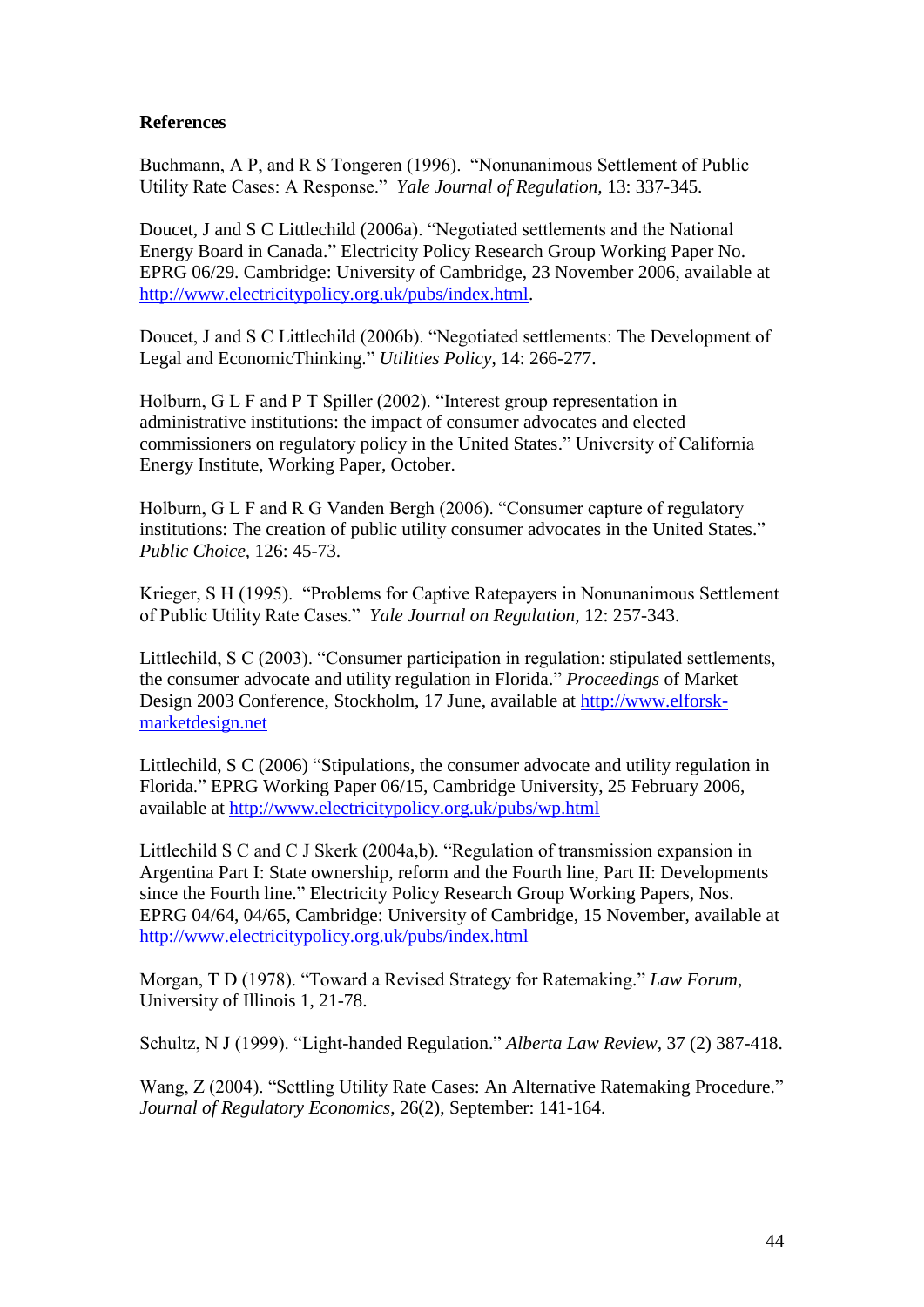**References**

Buchmann, A P, and R S Tongeren (1996). "Nonunanimous Settlement of Public Utility Rate Cases: A Response." *Yale Journal of Regulation,* 13: 337-345.

Doucet, J and S C Littlechild (2006a). "Negotiated settlements and the National Energy Board in Canada." Electricity Policy Research Group Working Paper No. EPRG 06/29. Cambridge: University of Cambridge, 23 November 2006, available at http://www.electricitypolicy.org.uk/pubs/index.html.

Doucet, J and S C Littlechild (2006b). "Negotiated settlements: The Development of Legal and EconomicThinking." *Utilities Policy*, 14: 266-277.

Holburn, G L F and P T Spiller (2002). "Interest group representation in administrative institutions: the impact of consumer advocates and elected commissioners on regulatory policy in the United States." University of California Energy Institute, Working Paper, October.

Holburn, G L F and R G Vanden Bergh (2006). "Consumer capture of regulatory institutions: The creation of public utility consumer advocates in the United States." *Public Choice,* 126: 45-73.

Krieger, S H (1995). "Problems for Captive Ratepayers in Nonunanimous Settlement of Public Utility Rate Cases." *Yale Journal on Regulation,* 12: 257-343.

Littlechild, S C (2003). "Consumer participation in regulation: stipulated settlements, the consumer advocate and utility regulation in Florida." *Proceedings* of Market Design 2003 Conference, Stockholm, 17 June, available at http://www.elforsk-marketdesign.net

Littlechild, S C (2006) "Stipulations, the consumer advocate and utility regulation in Florida." EPRG Working Paper 06/15, Cambridge University, 25 February 2006, available at http://www.electricitypolicy.org.uk/pubs/wp.html

Littlechild S C and C J Skerk (2004a,b). "Regulation of transmission expansion in Argentina Part I: State ownership, reform and the Fourth line, Part II: Developments since the Fourth line." Electricity Policy Research Group Working Papers, Nos. EPRG 04/64, 04/65, Cambridge: University of Cambridge, 15 November, available at http://www.electricitypolicy.org.uk/pubs/index.html

Morgan, T D (1978). "Toward a Revised Strategy for Ratemaking." *Law Forum*, University of Illinois 1, 21-78.

Schultz, N J (1999). "Light-handed Regulation." *Alberta Law Review*, 37 (2) 387-418.

Wang, Z (2004). "Settling Utility Rate Cases: An Alternative Ratemaking Procedure." *Journal of Regulatory Economics*, 26(2), September: 141-164.